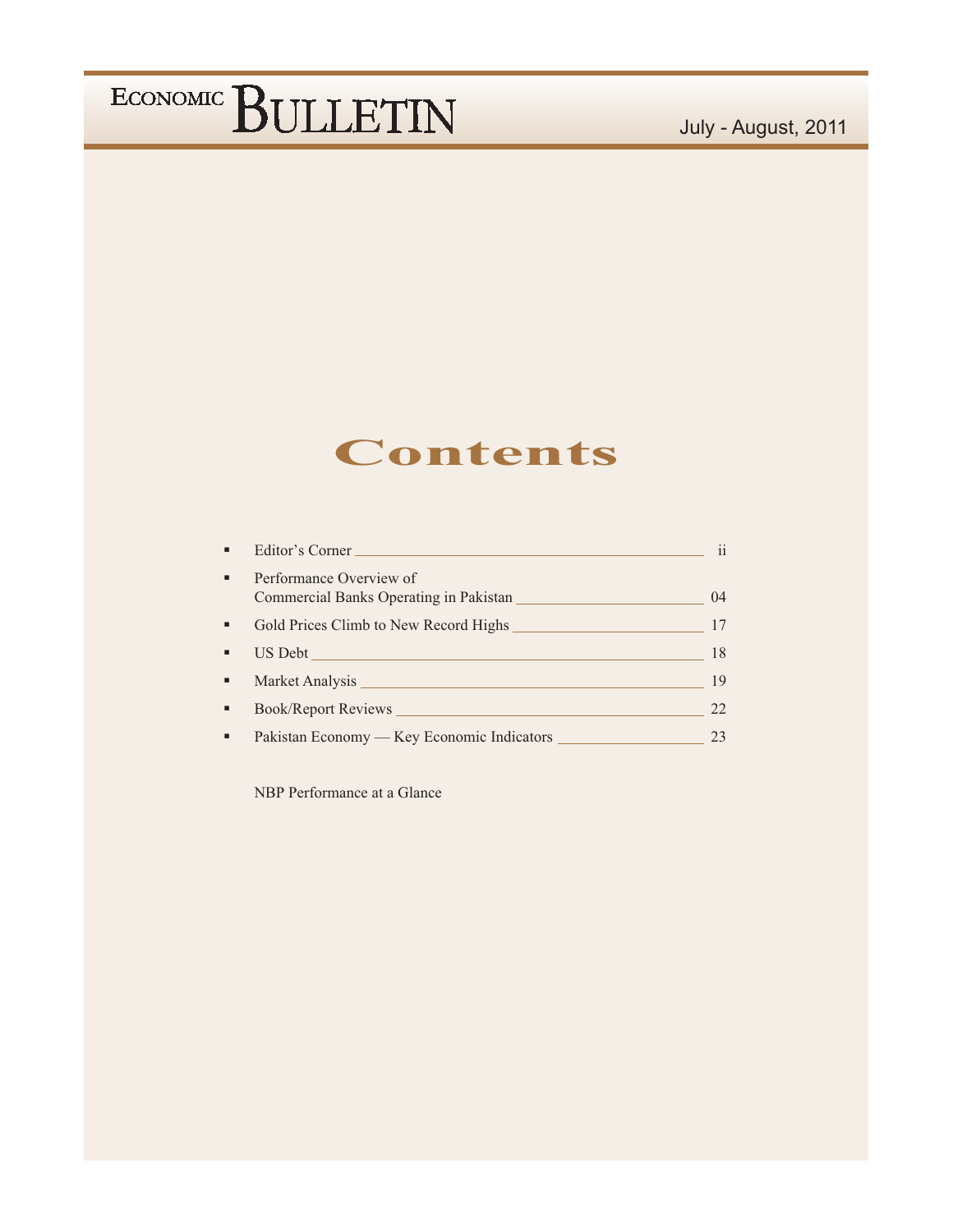# ECONOMIC BULLETIN

July - August, 2011

## Contents

- Editor's Corner ____ ii
- Performance Overview of Commercial Banks Operating in Pakistan ____ 04
- Gold Prices Climb to New Record Highs ____ 17
- US Debt ____ 18
- Market Analysis ____ 19
- Book/Report Reviews ____ 22
- Pakistan Economy — Key Economic Indicators ____ 23

NBP Performance at a Glance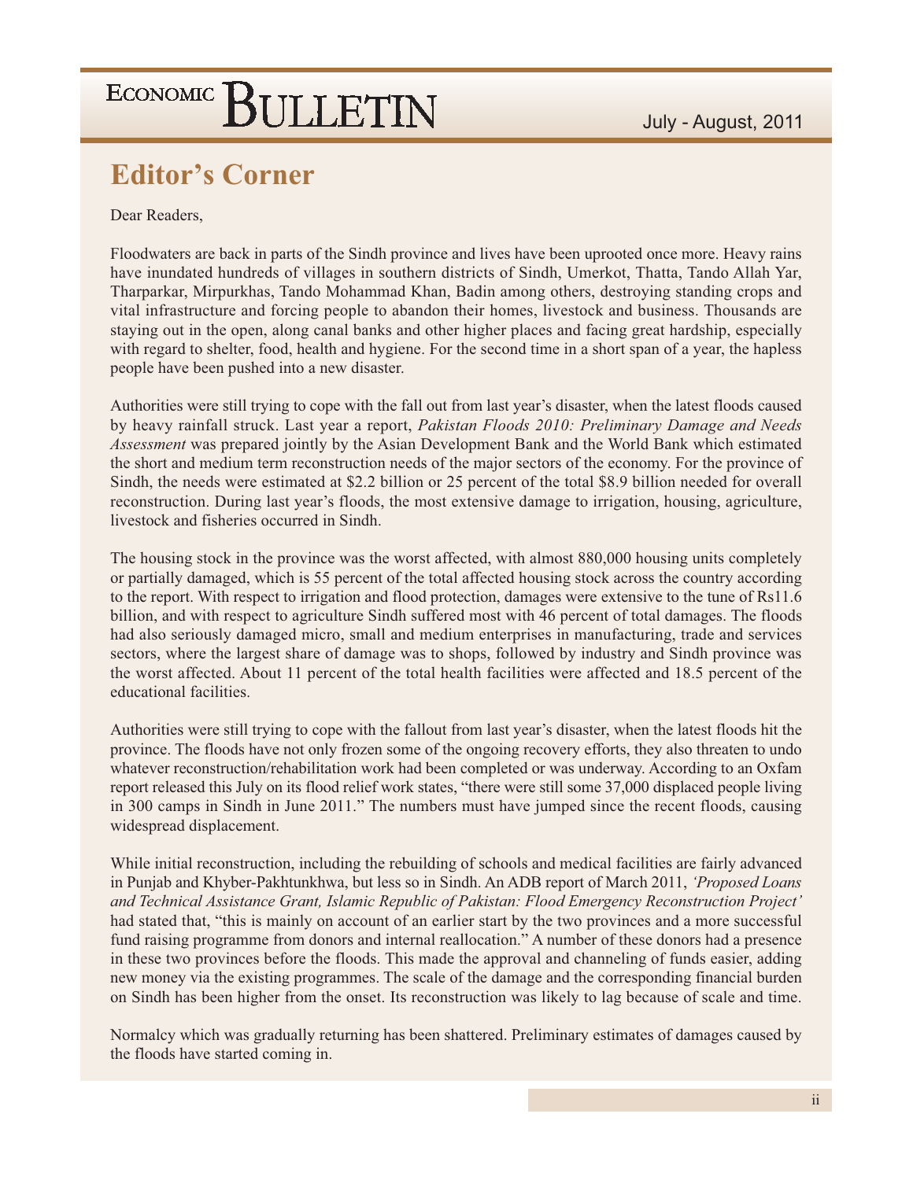## Editor's Corner

Dear Readers,

Floodwaters are back in parts of the Sindh province and lives have been uprooted once more. Heavy rains have inundated hundreds of villages in southern districts of Sindh, Umerkot, Thatta, Tando Allah Yar, Tharparkar, Mirpurkhas, Tando Mohammad Khan, Badin among others, destroying standing crops and vital infrastructure and forcing people to abandon their homes, livestock and business. Thousands are staying out in the open, along canal banks and other higher places and facing great hardship, especially with regard to shelter, food, health and hygiene. For the second time in a short span of a year, the hapless people have been pushed into a new disaster.

Authorities were still trying to cope with the fall out from last year's disaster, when the latest floods caused by heavy rainfall struck. Last year a report, *Pakistan Floods 2010: Preliminary Damage and Needs Assessment* was prepared jointly by the Asian Development Bank and the World Bank which estimated the short and medium term reconstruction needs of the major sectors of the economy. For the province of Sindh, the needs were estimated at $2.2 billion or 25 percent of the total $8.9 billion needed for overall reconstruction. During last year's floods, the most extensive damage to irrigation, housing, agriculture, livestock and fisheries occurred in Sindh.

The housing stock in the province was the worst affected, with almost 880,000 housing units completely or partially damaged, which is 55 percent of the total affected housing stock across the country according to the report. With respect to irrigation and flood protection, damages were extensive to the tune of Rs11.6 billion, and with respect to agriculture Sindh suffered most with 46 percent of total damages. The floods had also seriously damaged micro, small and medium enterprises in manufacturing, trade and services sectors, where the largest share of damage was to shops, followed by industry and Sindh province was the worst affected. About 11 percent of the total health facilities were affected and 18.5 percent of the educational facilities.

Authorities were still trying to cope with the fallout from last year's disaster, when the latest floods hit the province. The floods have not only frozen some of the ongoing recovery efforts, they also threaten to undo whatever reconstruction/rehabilitation work had been completed or was underway. According to an Oxfam report released this July on its flood relief work states, "there were still some 37,000 displaced people living in 300 camps in Sindh in June 2011." The numbers must have jumped since the recent floods, causing widespread displacement.

While initial reconstruction, including the rebuilding of schools and medical facilities are fairly advanced in Punjab and Khyber-Pakhtunkhwa, but less so in Sindh. An ADB report of March 2011, *'Proposed Loans and Technical Assistance Grant, Islamic Republic of Pakistan: Flood Emergency Reconstruction Project'* had stated that, "this is mainly on account of an earlier start by the two provinces and a more successful fund raising programme from donors and internal reallocation." A number of these donors had a presence in these two provinces before the floods. This made the approval and channeling of funds easier, adding new money via the existing programmes. The scale of the damage and the corresponding financial burden on Sindh has been higher from the onset. Its reconstruction was likely to lag because of scale and time.

Normalcy which was gradually returning has been shattered. Preliminary estimates of damages caused by the floods have started coming in.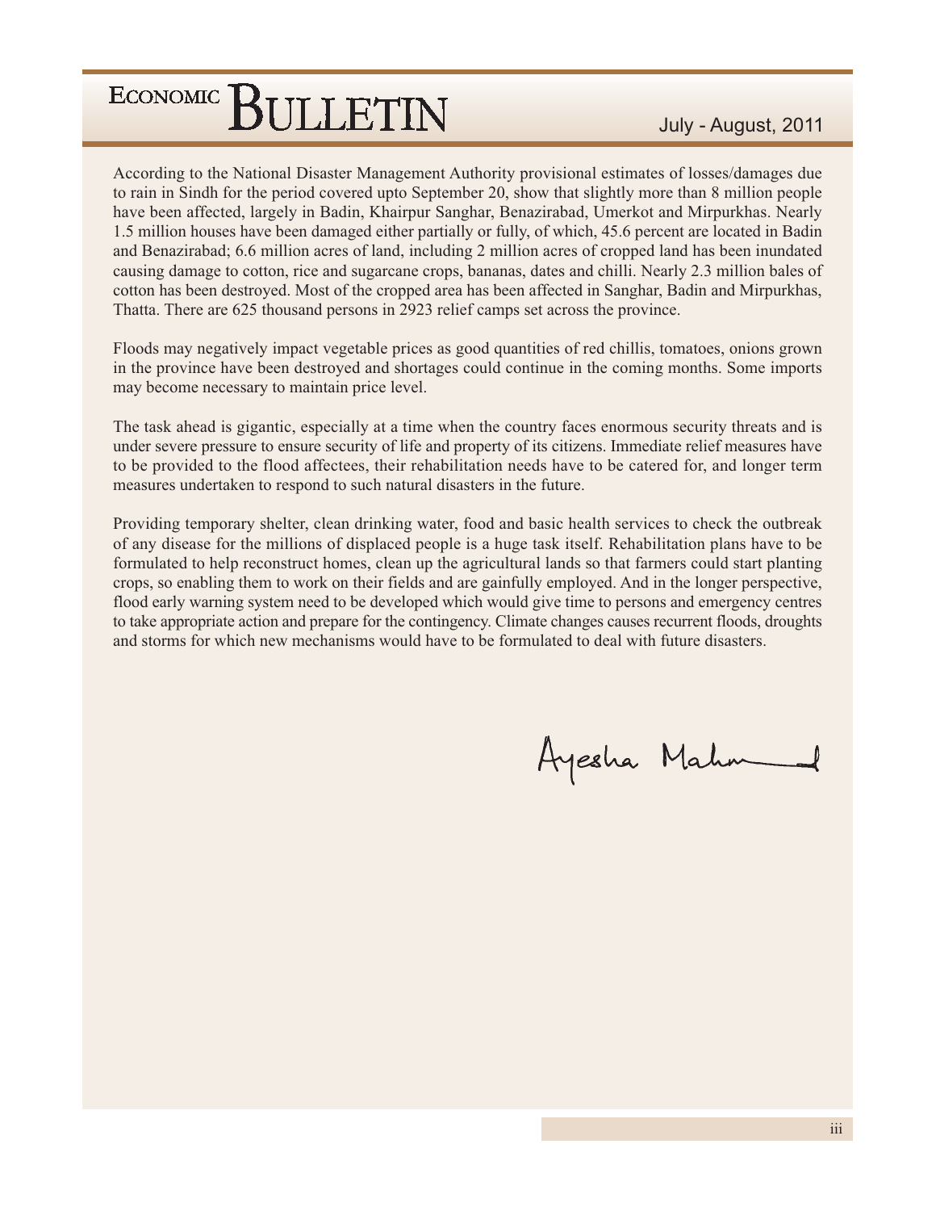According to the National Disaster Management Authority provisional estimates of losses/damages due to rain in Sindh for the period covered upto September 20, show that slightly more than 8 million people have been affected, largely in Badin, Khairpur Sanghar, Benazirabad, Umerkot and Mirpurkhas. Nearly 1.5 million houses have been damaged either partially or fully, of which, 45.6 percent are located in Badin and Benazirabad; 6.6 million acres of land, including 2 million acres of cropped land has been inundated causing damage to cotton, rice and sugarcane crops, bananas, dates and chilli. Nearly 2.3 million bales of cotton has been destroyed. Most of the cropped area has been affected in Sanghar, Badin and Mirpurkhas, Thatta. There are 625 thousand persons in 2923 relief camps set across the province.

Floods may negatively impact vegetable prices as good quantities of red chillis, tomatoes, onions grown in the province have been destroyed and shortages could continue in the coming months. Some imports may become necessary to maintain price level.

The task ahead is gigantic, especially at a time when the country faces enormous security threats and is under severe pressure to ensure security of life and property of its citizens. Immediate relief measures have to be provided to the flood affectees, their rehabilitation needs have to be catered for, and longer term measures undertaken to respond to such natural disasters in the future.

Providing temporary shelter, clean drinking water, food and basic health services to check the outbreak of any disease for the millions of displaced people is a huge task itself. Rehabilitation plans have to be formulated to help reconstruct homes, clean up the agricultural lands so that farmers could start planting crops, so enabling them to work on their fields and are gainfully employed. And in the longer perspective, flood early warning system need to be developed which would give time to persons and emergency centres to take appropriate action and prepare for the contingency. Climate changes causes recurrent floods, droughts and storms for which new mechanisms would have to be formulated to deal with future disasters.

Ayesha Mahmud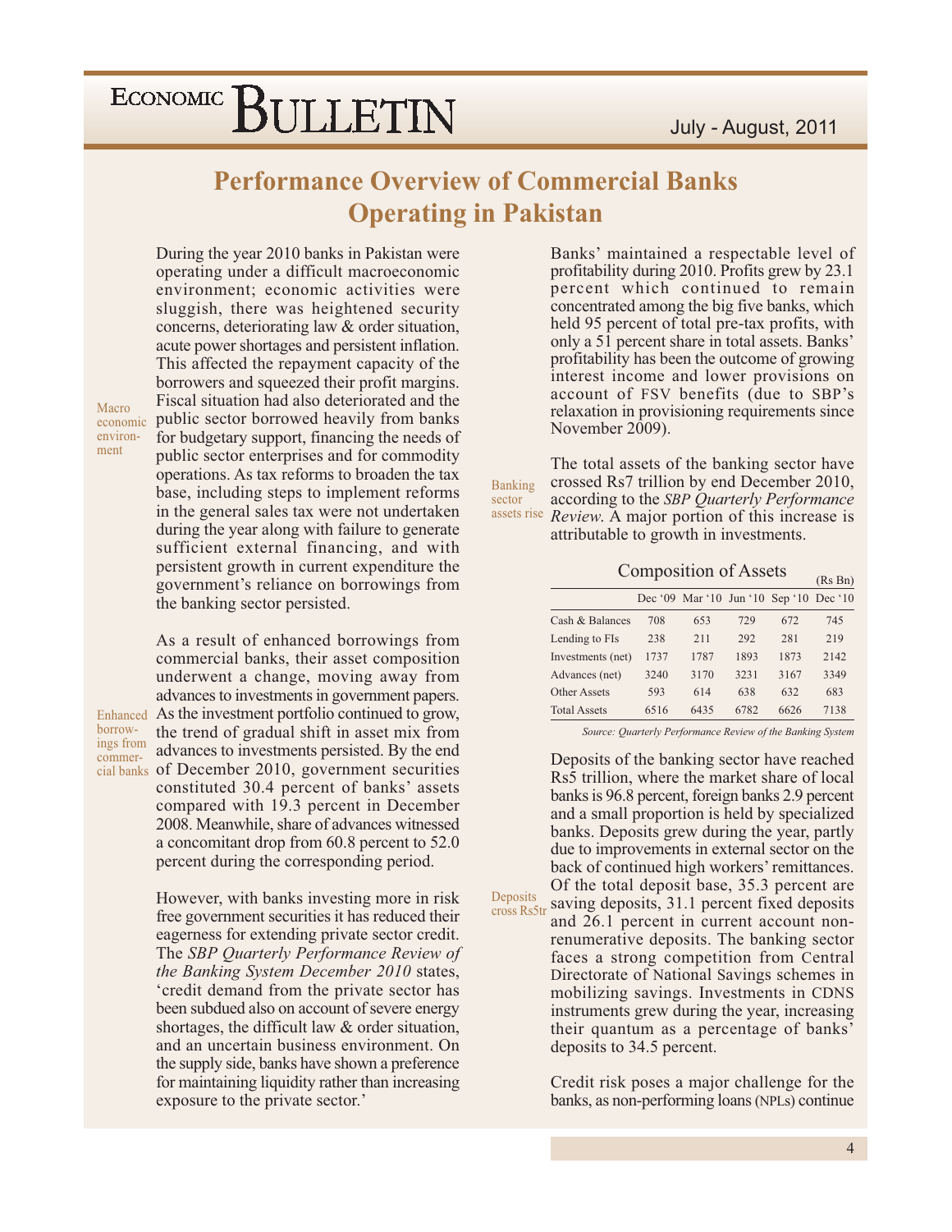# Performance Overview of Commercial Banks Operating in Pakistan

Macro economic environment

During the year 2010 banks in Pakistan were operating under a difficult macroeconomic environment; economic activities were sluggish, there was heightened security concerns, deteriorating law & order situation, acute power shortages and persistent inflation. This affected the repayment capacity of the borrowers and squeezed their profit margins. Fiscal situation had also deteriorated and the public sector borrowed heavily from banks for budgetary support, financing the needs of public sector enterprises and for commodity operations. As tax reforms to broaden the tax base, including steps to implement reforms in the general sales tax were not undertaken during the year along with failure to generate sufficient external financing, and with persistent growth in current expenditure the government's reliance on borrowings from the banking sector persisted.

Enhanced borrowings from commercial banks

As a result of enhanced borrowings from commercial banks, their asset composition underwent a change, moving away from advances to investments in government papers. As the investment portfolio continued to grow, the trend of gradual shift in asset mix from advances to investments persisted. By the end of December 2010, government securities constituted 30.4 percent of banks' assets compared with 19.3 percent in December 2008. Meanwhile, share of advances witnessed a concomitant drop from 60.8 percent to 52.0 percent during the corresponding period.

However, with banks investing more in risk free government securities it has reduced their eagerness for extending private sector credit. The *SBP Quarterly Performance Review of the Banking System December 2010* states, 'credit demand from the private sector has been subdued also on account of severe energy shortages, the difficult law & order situation, and an uncertain business environment. On the supply side, banks have shown a preference for maintaining liquidity rather than increasing exposure to the private sector.'

Banks' maintained a respectable level of profitability during 2010. Profits grew by 23.1 percent which continued to remain concentrated among the big five banks, which held 95 percent of total pre-tax profits, with only a 51 percent share in total assets. Banks' profitability has been the outcome of growing interest income and lower provisions on account of FSV benefits (due to SBP's relaxation in provisioning requirements since November 2009).

Banking sector assets rise

The total assets of the banking sector have crossed Rs7 trillion by end December 2010, according to the *SBP Quarterly Performance Review*. A major portion of this increase is attributable to growth in investments.

Composition of Assets (Rs Bn)

| | Dec '09 | Mar '10 | Jun '10 | Sep '10 | Dec '10 |
|---|---|---|---|---|---|
| Cash & Balances | 708 | 653 | 729 | 672 | 745 |
| Lending to FIs | 238 | 211 | 292 | 281 | 219 |
| Investments (net) | 1737 | 1787 | 1893 | 1873 | 2142 |
| Advances (net) | 3240 | 3170 | 3231 | 3167 | 3349 |
| Other Assets | 593 | 614 | 638 | 632 | 683 |
| Total Assets | 6516 | 6435 | 6782 | 6626 | 7138 |

*Source: Quarterly Performance Review of the Banking System*

Deposits cross Rs5tr

Deposits of the banking sector have reached Rs5 trillion, where the market share of local banks is 96.8 percent, foreign banks 2.9 percent and a small proportion is held by specialized banks. Deposits grew during the year, partly due to improvements in external sector on the back of continued high workers' remittances. Of the total deposit base, 35.3 percent are saving deposits, 31.1 percent fixed deposits and 26.1 percent in current account non-renumerative deposits. The banking sector faces a strong competition from Central Directorate of National Savings schemes in mobilizing savings. Investments in CDNS instruments grew during the year, increasing their quantum as a percentage of banks' deposits to 34.5 percent.

Credit risk poses a major challenge for the banks, as non-performing loans (NPLs) continue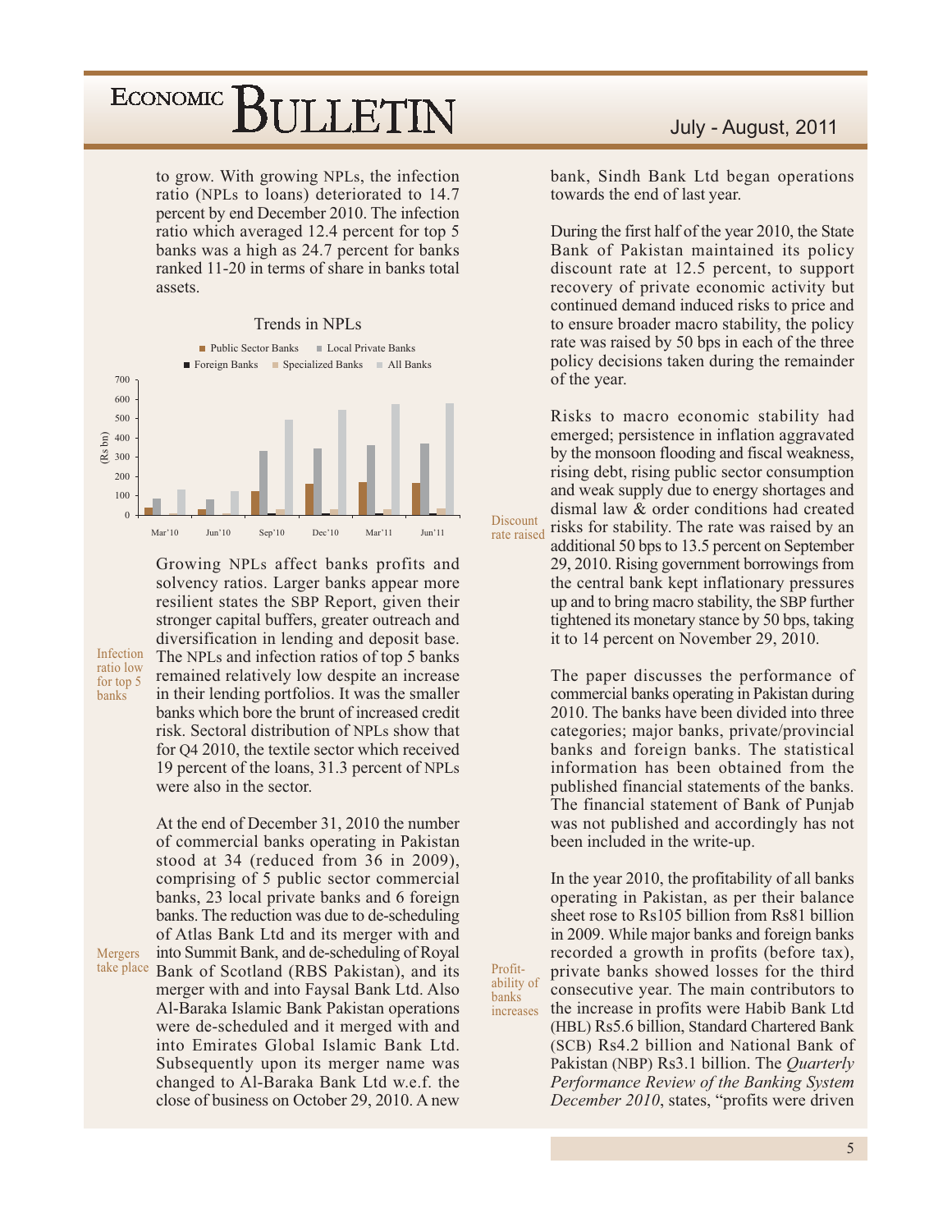to grow. With growing NPLs, the infection ratio (NPLs to loans) deteriorated to 14.7 percent by end December 2010. The infection ratio which averaged 12.4 percent for top 5 banks was a high as 24.7 percent for banks ranked 11-20 in terms of share in banks total assets.

Trends in NPLs

Legend: Public Sector Banks, Local Private Banks, Foreign Banks, Specialized Banks, All Banks

Y-axis: (Rs bn), 0–700. X-axis: Mar'10, Jun'10, Sep'10, Dec'10, Mar'11, Jun'11

Growing NPLs affect banks profits and solvency ratios. Larger banks appear more resilient states the SBP Report, given their stronger capital buffers, greater outreach and diversification in lending and deposit base. The NPLs and infection ratios of top 5 banks remained relatively low despite an increase in their lending portfolios. It was the smaller banks which bore the brunt of increased credit risk. Sectoral distribution of NPLs show that for Q4 2010, the textile sector which received 19 percent of the loans, 31.3 percent of NPLs were also in the sector.

Infection ratio low for top 5 banks

At the end of December 31, 2010 the number of commercial banks operating in Pakistan stood at 34 (reduced from 36 in 2009), comprising of 5 public sector commercial banks, 23 local private banks and 6 foreign banks. The reduction was due to de-scheduling of Atlas Bank Ltd and its merger with and into Summit Bank, and de-scheduling of Royal Bank of Scotland (RBS Pakistan), and its merger with and into Faysal Bank Ltd. Also Al-Baraka Islamic Bank Pakistan operations were de-scheduled and it merged with and into Emirates Global Islamic Bank Ltd. Subsequently upon its merger name was changed to Al-Baraka Bank Ltd w.e.f. the close of business on October 29, 2010. A new bank, Sindh Bank Ltd began operations towards the end of last year.

Mergers take place

During the first half of the year 2010, the State Bank of Pakistan maintained its policy discount rate at 12.5 percent, to support recovery of private economic activity but continued demand induced risks to price and to ensure broader macro stability, the policy rate was raised by 50 bps in each of the three policy decisions taken during the remainder of the year.

Risks to macro economic stability had emerged; persistence in inflation aggravated by the monsoon flooding and fiscal weakness, rising debt, rising public sector consumption and weak supply due to energy shortages and dismal law & order conditions had created risks for stability. The rate was raised by an additional 50 bps to 13.5 percent on September 29, 2010. Rising government borrowings from the central bank kept inflationary pressures up and to bring macro stability, the SBP further tightened its monetary stance by 50 bps, taking it to 14 percent on November 29, 2010.

Discount rate raised

The paper discusses the performance of commercial banks operating in Pakistan during 2010. The banks have been divided into three categories; major banks, private/provincial banks and foreign banks. The statistical information has been obtained from the published financial statements of the banks. The financial statement of Bank of Punjab was not published and accordingly has not been included in the write-up.

In the year 2010, the profitability of all banks operating in Pakistan, as per their balance sheet rose to Rs105 billion from Rs81 billion in 2009. While major banks and foreign banks recorded a growth in profits (before tax), private banks showed losses for the third consecutive year. The main contributors to the increase in profits were Habib Bank Ltd (HBL) Rs5.6 billion, Standard Chartered Bank (SCB) Rs4.2 billion and National Bank of Pakistan (NBP) Rs3.1 billion. The *Quarterly Performance Review of the Banking System December 2010*, states, "profits were driven

Profitability of banks increases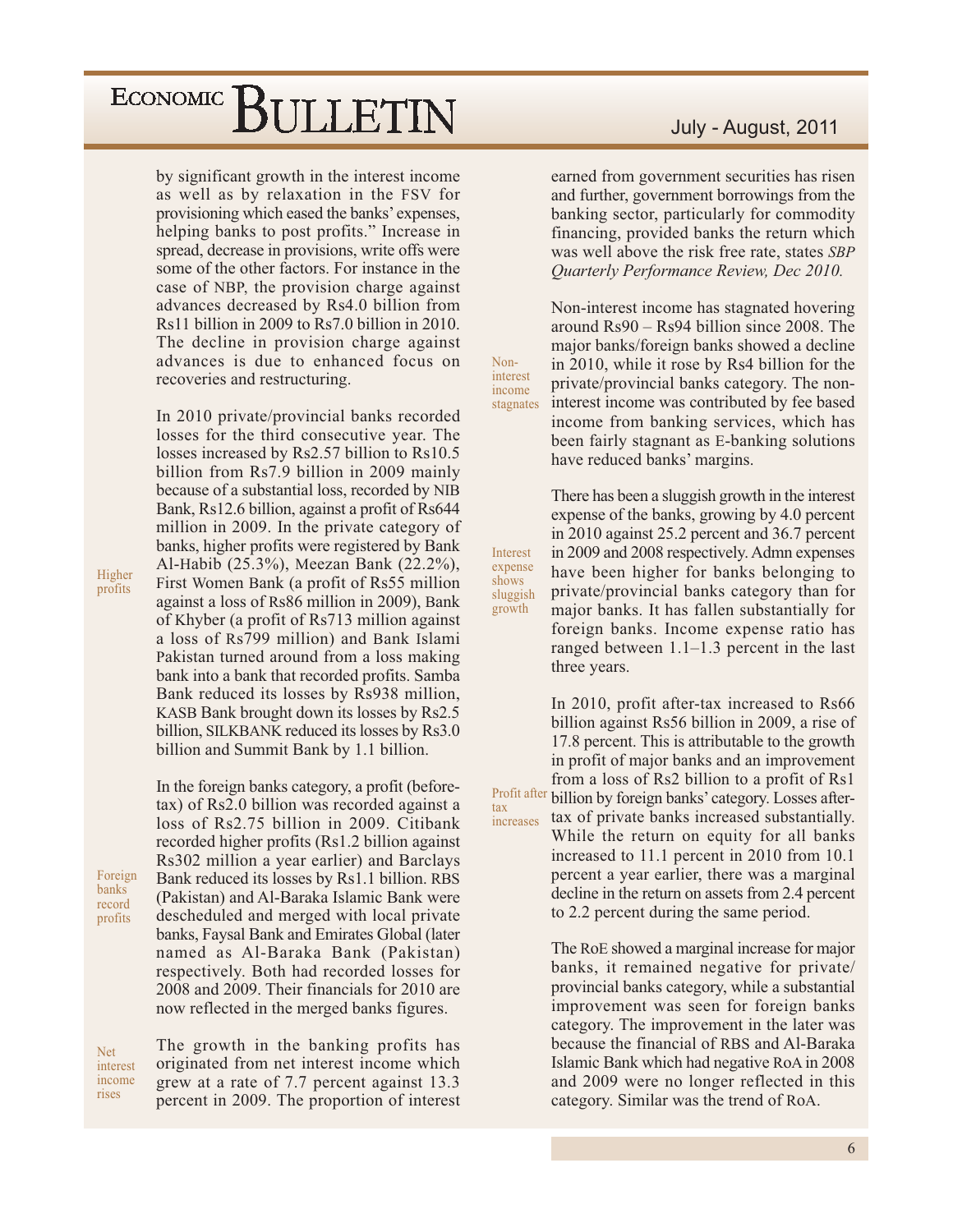by significant growth in the interest income as well as by relaxation in the FSV for provisioning which eased the banks' expenses, helping banks to post profits." Increase in spread, decrease in provisions, write offs were some of the other factors. For instance in the case of NBP, the provision charge against advances decreased by Rs4.0 billion from Rs11 billion in 2009 to Rs7.0 billion in 2010. The decline in provision charge against advances is due to enhanced focus on recoveries and restructuring.

**Higher profits**

In 2010 private/provincial banks recorded losses for the third consecutive year. The losses increased by Rs2.57 billion to Rs10.5 billion from Rs7.9 billion in 2009 mainly because of a substantial loss, recorded by NIB Bank, Rs12.6 billion, against a profit of Rs644 million in 2009. In the private category of banks, higher profits were registered by Bank Al-Habib (25.3%), Meezan Bank (22.2%), First Women Bank (a profit of Rs55 million against a loss of Rs86 million in 2009), Bank of Khyber (a profit of Rs713 million against a loss of Rs799 million) and Bank Islami Pakistan turned around from a loss making bank into a bank that recorded profits. Samba Bank reduced its losses by Rs938 million, KASB Bank brought down its losses by Rs2.5 billion, SILKBANK reduced its losses by Rs3.0 billion and Summit Bank by 1.1 billion.

**Foreign banks record profits**

In the foreign banks category, a profit (before-tax) of Rs2.0 billion was recorded against a loss of Rs2.75 billion in 2009. Citibank recorded higher profits (Rs1.2 billion against Rs302 million a year earlier) and Barclays Bank reduced its losses by Rs1.1 billion. RBS (Pakistan) and Al-Baraka Islamic Bank were descheduled and merged with local private banks, Faysal Bank and Emirates Global (later named as Al-Baraka Bank (Pakistan) respectively. Both had recorded losses for 2008 and 2009. Their financials for 2010 are now reflected in the merged banks figures.

**Net interest income rises**

The growth in the banking profits has originated from net interest income which grew at a rate of 7.7 percent against 13.3 percent in 2009. The proportion of interest earned from government securities has risen and further, government borrowings from the banking sector, particularly for commodity financing, provided banks the return which was well above the risk free rate, states *SBP Quarterly Performance Review, Dec 2010.*

**Non-interest income stagnates**

Non-interest income has stagnated hovering around Rs90 – Rs94 billion since 2008. The major banks/foreign banks showed a decline in 2010, while it rose by Rs4 billion for the private/provincial banks category. The non-interest income was contributed by fee based income from banking services, which has been fairly stagnant as E-banking solutions have reduced banks' margins.

**Interest expense shows sluggish growth**

There has been a sluggish growth in the interest expense of the banks, growing by 4.0 percent in 2010 against 25.2 percent and 36.7 percent in 2009 and 2008 respectively. Admn expenses have been higher for banks belonging to private/provincial banks category than for major banks. It has fallen substantially for foreign banks. Income expense ratio has ranged between 1.1–1.3 percent in the last three years.

**Profit after tax increases**

In 2010, profit after-tax increased to Rs66 billion against Rs56 billion in 2009, a rise of 17.8 percent. This is attributable to the growth in profit of major banks and an improvement from a loss of Rs2 billion to a profit of Rs1 billion by foreign banks' category. Losses after-tax of private banks increased substantially. While the return on equity for all banks increased to 11.1 percent in 2010 from 10.1 percent a year earlier, there was a marginal decline in the return on assets from 2.4 percent to 2.2 percent during the same period.

The RoE showed a marginal increase for major banks, it remained negative for private/provincial banks category, while a substantial improvement was seen for foreign banks category. The improvement in the later was because the financial of RBS and Al-Baraka Islamic Bank which had negative RoA in 2008 and 2009 were no longer reflected in this category. Similar was the trend of RoA.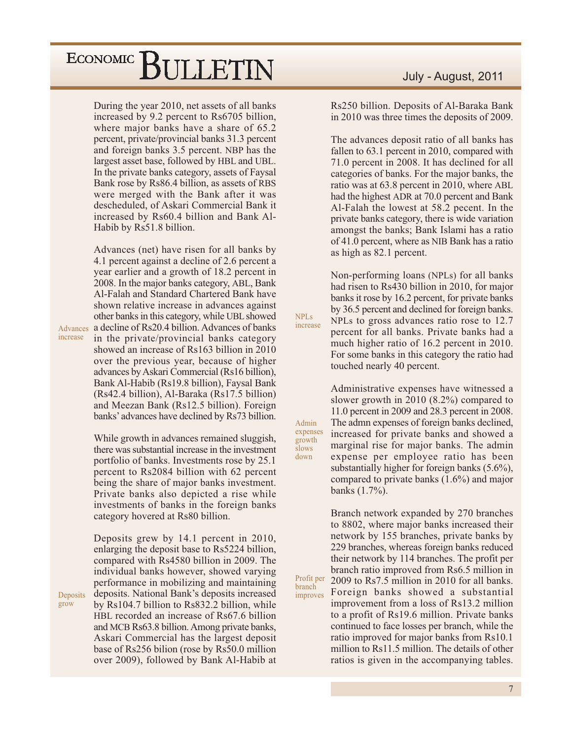During the year 2010, net assets of all banks increased by 9.2 percent to Rs6705 billion, where major banks have a share of 65.2 percent, private/provincial banks 31.3 percent and foreign banks 3.5 percent. NBP has the largest asset base, followed by HBL and UBL. In the private banks category, assets of Faysal Bank rose by Rs86.4 billion, as assets of RBS were merged with the Bank after it was descheduled, of Askari Commercial Bank it increased by Rs60.4 billion and Bank Al-Habib by Rs51.8 billion.

*Advances increase*

Advances (net) have risen for all banks by 4.1 percent against a decline of 2.6 percent a year earlier and a growth of 18.2 percent in 2008. In the major banks category, ABL, Bank Al-Falah and Standard Chartered Bank have shown relative increase in advances against other banks in this category, while UBL showed a decline of Rs20.4 billion. Advances of banks in the private/provincial banks category showed an increase of Rs163 billion in 2010 over the previous year, because of higher advances by Askari Commercial (Rs16 billion), Bank Al-Habib (Rs19.8 billion), Faysal Bank (Rs42.4 billion), Al-Baraka (Rs17.5 billion) and Meezan Bank (Rs12.5 billion). Foreign banks' advances have declined by Rs73 billion.

While growth in advances remained sluggish, there was substantial increase in the investment portfolio of banks. Investments rose by 25.1 percent to Rs2084 billion with 62 percent being the share of major banks investment. Private banks also depicted a rise while investments of banks in the foreign banks category hovered at Rs80 billion.

*Deposits grow*

Deposits grew by 14.1 percent in 2010, enlarging the deposit base to Rs5224 billion, compared with Rs4580 billion in 2009. The individual banks however, showed varying performance in mobilizing and maintaining deposits. National Bank's deposits increased by Rs104.7 billion to Rs832.2 billion, while HBL recorded an increase of Rs67.6 billion and MCB Rs63.8 billion. Among private banks, Askari Commercial has the largest deposit base of Rs256 bilion (rose by Rs50.0 million over 2009), followed by Bank Al-Habib at Rs250 billion. Deposits of Al-Baraka Bank in 2010 was three times the deposits of 2009.

The advances deposit ratio of all banks has fallen to 63.1 percent in 2010, compared with 71.0 percent in 2008. It has declined for all categories of banks. For the major banks, the ratio was at 63.8 percent in 2010, where ABL had the highest ADR at 70.0 percent and Bank Al-Falah the lowest at 58.2 pecent. In the private banks category, there is wide variation amongst the banks; Bank Islami has a ratio of 41.0 percent, where as NIB Bank has a ratio as high as 82.1 percent.

*NPLs increase*

Non-performing loans (NPLs) for all banks had risen to Rs430 billion in 2010, for major banks it rose by 16.2 percent, for private banks by 36.5 percent and declined for foreign banks. NPLs to gross advances ratio rose to 12.7 percent for all banks. Private banks had a much higher ratio of 16.2 percent in 2010. For some banks in this category the ratio had touched nearly 40 percent.

*Admin expenses growth slows down*

Administrative expenses have witnessed a slower growth in 2010 (8.2%) compared to 11.0 percent in 2009 and 28.3 percent in 2008. The admn expenses of foreign banks declined, increased for private banks and showed a marginal rise for major banks. The admin expense per employee ratio has been substantially higher for foreign banks (5.6%), compared to private banks (1.6%) and major banks (1.7%).

*Profit per branch improves*

Branch network expanded by 270 branches to 8802, where major banks increased their network by 155 branches, private banks by 229 branches, whereas foreign banks reduced their network by 114 branches. The profit per branch ratio improved from Rs6.5 million in 2009 to Rs7.5 million in 2010 for all banks. Foreign banks showed a substantial improvement from a loss of Rs13.2 million to a profit of Rs19.6 million. Private banks continued to face losses per branch, while the ratio improved for major banks from Rs10.1 million to Rs11.5 million. The details of other ratios is given in the accompanying tables.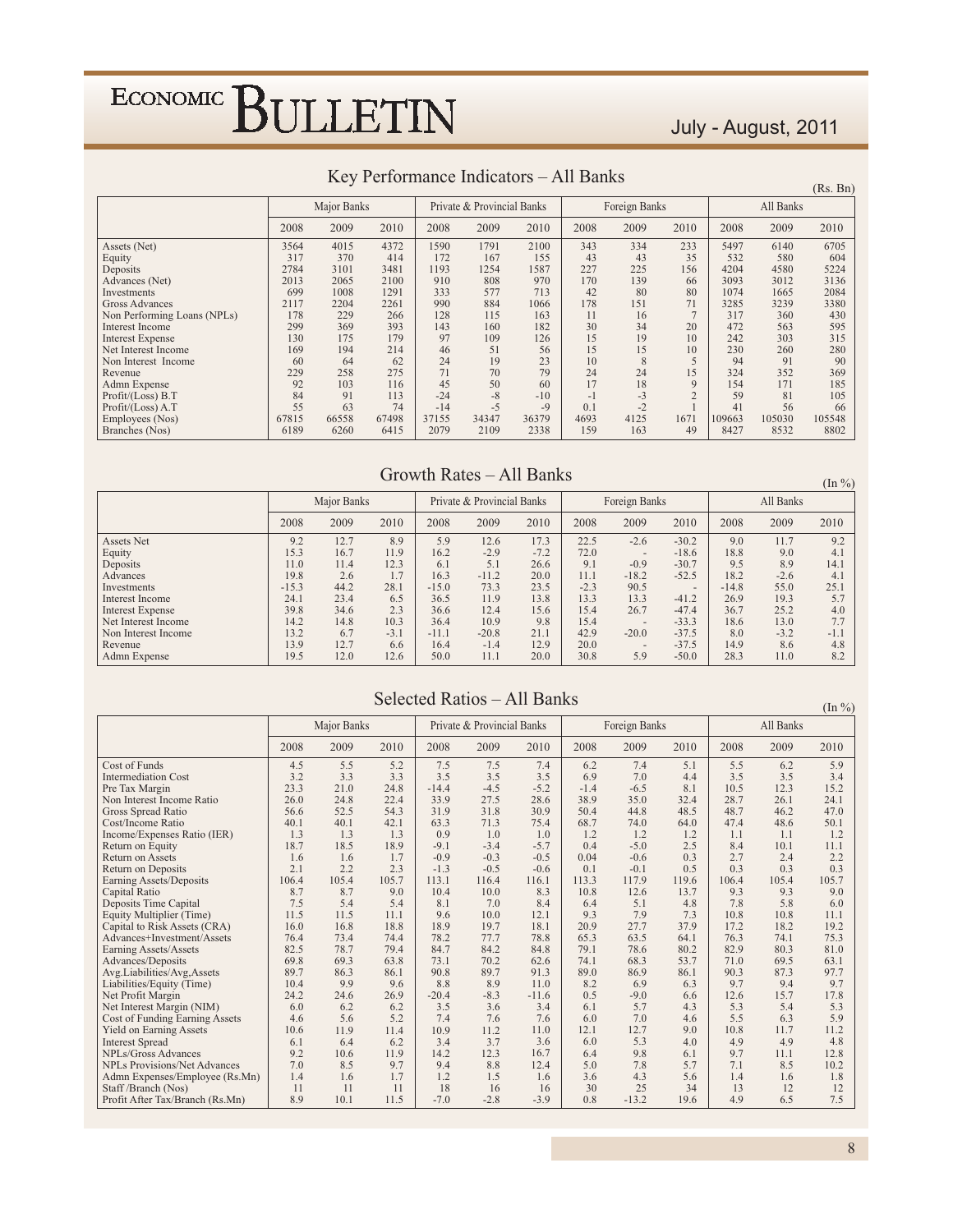## Key Performance Indicators – All Banks

(Rs. Bn)

| | Major Banks | | | Private & Provincial Banks | | | Foreign Banks | | | All Banks | | |
|---|---|---|---|---|---|---|---|---|---|---|---|---|
| | 2008 | 2009 | 2010 | 2008 | 2009 | 2010 | 2008 | 2009 | 2010 | 2008 | 2009 | 2010 |
| Assets (Net) | 3564 | 4015 | 4372 | 1590 | 1791 | 2100 | 343 | 334 | 233 | 5497 | 6140 | 6705 |
| Equity | 317 | 370 | 414 | 172 | 167 | 155 | 43 | 43 | 35 | 532 | 580 | 604 |
| Deposits | 2784 | 3101 | 3481 | 1193 | 1254 | 1587 | 227 | 225 | 156 | 4204 | 4580 | 5224 |
| Advances (Net) | 2013 | 2065 | 2100 | 910 | 808 | 970 | 170 | 139 | 66 | 3093 | 3012 | 3136 |
| Investments | 699 | 1008 | 1291 | 333 | 577 | 713 | 42 | 80 | 80 | 1074 | 1665 | 2084 |
| Gross Advances | 2117 | 2204 | 2261 | 990 | 884 | 1066 | 178 | 151 | 71 | 3285 | 3239 | 3380 |
| Non Performing Loans (NPLs) | 178 | 229 | 266 | 128 | 115 | 163 | 11 | 16 | 7 | 317 | 360 | 430 |
| Interest Income | 299 | 369 | 393 | 143 | 160 | 182 | 30 | 34 | 20 | 472 | 563 | 595 |
| Interest Expense | 130 | 175 | 179 | 97 | 109 | 126 | 15 | 19 | 10 | 242 | 303 | 315 |
| Net Interest Income | 169 | 194 | 214 | 46 | 51 | 56 | 15 | 15 | 10 | 230 | 260 | 280 |
| Non Interest Income | 60 | 64 | 62 | 24 | 19 | 23 | 10 | 8 | 5 | 94 | 91 | 90 |
| Revenue | 229 | 258 | 275 | 71 | 70 | 79 | 24 | 24 | 15 | 324 | 352 | 369 |
| Admn Expense | 92 | 103 | 116 | 45 | 50 | 60 | 17 | 18 | 9 | 154 | 171 | 185 |
| Profit/(Loss) B.T | 84 | 91 | 113 | -24 | -8 | -10 | -1 | -3 | 2 | 59 | 81 | 105 |
| Profit/(Loss) A.T | 55 | 63 | 74 | -14 | -5 | -9 | 0.1 | -2 | 1 | 41 | 56 | 66 |
| Employees (Nos) | 67815 | 66558 | 67498 | 37155 | 34347 | 36379 | 4693 | 4125 | 1671 | 109663 | 105030 | 105548 |
| Branches (Nos) | 6189 | 6260 | 6415 | 2079 | 2109 | 2338 | 159 | 163 | 49 | 8427 | 8532 | 8802 |

## Growth Rates – All Banks

(In %)

| | Major Banks | | | Private & Provincial Banks | | | Foreign Banks | | | All Banks | | |
|---|---|---|---|---|---|---|---|---|---|---|---|---|
| | 2008 | 2009 | 2010 | 2008 | 2009 | 2010 | 2008 | 2009 | 2010 | 2008 | 2009 | 2010 |
| Assets Net | 9.2 | 12.7 | 8.9 | 5.9 | 12.6 | 17.3 | 22.5 | -2.6 | -30.2 | 9.0 | 11.7 | 9.2 |
| Equity | 15.3 | 16.7 | 11.9 | 16.2 | -2.9 | -7.2 | 72.0 | - | -18.6 | 18.8 | 9.0 | 4.1 |
| Deposits | 11.0 | 11.4 | 12.3 | 6.1 | 5.1 | 26.6 | 9.1 | -0.9 | -30.7 | 9.5 | 8.9 | 14.1 |
| Advances | 19.8 | 2.6 | 1.7 | 16.3 | -11.2 | 20.0 | 11.1 | -18.2 | -52.5 | 18.2 | -2.6 | 4.1 |
| Investments | -15.3 | 44.2 | 28.1 | -15.0 | 73.3 | 23.5 | -2.3 | 90.5 | - | -14.8 | 55.0 | 25.1 |
| Interest Income | 24.1 | 23.4 | 6.5 | 36.5 | 11.9 | 13.8 | 13.3 | 13.3 | -41.2 | 26.9 | 19.3 | 5.7 |
| Interest Expense | 39.8 | 34.6 | 2.3 | 36.6 | 12.4 | 15.6 | 15.4 | 26.7 | -47.4 | 36.7 | 25.2 | 4.0 |
| Net Interest Income | 14.2 | 14.8 | 10.3 | 36.4 | 10.9 | 9.8 | 15.4 | - | -33.3 | 18.6 | 13.0 | 7.7 |
| Non Interest Income | 13.2 | 6.7 | -3.1 | -11.1 | -20.8 | 21.1 | 42.9 | -20.0 | -37.5 | 8.0 | -3.2 | -1.1 |
| Revenue | 13.9 | 12.7 | 6.6 | 16.4 | -1.4 | 12.9 | 20.0 | - | -37.5 | 14.9 | 8.6 | 4.8 |
| Admn Expense | 19.5 | 12.0 | 12.6 | 50.0 | 11.1 | 20.0 | 30.8 | 5.9 | -50.0 | 28.3 | 11.0 | 8.2 |

## Selected Ratios – All Banks

(In %)

| | Major Banks | | | Private & Provincial Banks | | | Foreign Banks | | | All Banks | | |
|---|---|---|---|---|---|---|---|---|---|---|---|---|
| | 2008 | 2009 | 2010 | 2008 | 2009 | 2010 | 2008 | 2009 | 2010 | 2008 | 2009 | 2010 |
| Cost of Funds | 4.5 | 5.5 | 5.2 | 7.5 | 7.5 | 7.4 | 6.2 | 7.4 | 5.1 | 5.5 | 6.2 | 5.9 |
| Intermediation Cost | 3.2 | 3.3 | 3.3 | 3.5 | 3.5 | 3.5 | 6.9 | 7.0 | 4.4 | 3.5 | 3.5 | 3.4 |
| Pre Tax Margin | 23.3 | 21.0 | 24.8 | -14.4 | -4.5 | -5.2 | -1.4 | -6.5 | 8.1 | 10.5 | 12.3 | 15.2 |
| Non Interest Income Ratio | 26.0 | 24.8 | 22.4 | 33.9 | 27.5 | 28.6 | 38.9 | 35.0 | 32.4 | 28.7 | 26.1 | 24.1 |
| Gross Spread Ratio | 56.6 | 52.5 | 54.3 | 31.9 | 31.8 | 30.9 | 50.4 | 44.8 | 48.5 | 48.7 | 46.2 | 47.0 |
| Cost/Income Ratio | 40.1 | 40.1 | 42.1 | 63.3 | 71.3 | 75.4 | 68.7 | 74.0 | 64.0 | 47.4 | 48.6 | 50.1 |
| Income/Expenses Ratio (IER) | 1.3 | 1.3 | 1.3 | 0.9 | 1.0 | 1.0 | 1.2 | 1.2 | 1.2 | 1.1 | 1.1 | 1.2 |
| Return on Equity | 18.7 | 18.5 | 18.9 | -9.1 | -3.4 | -5.7 | 0.4 | -5.0 | 2.5 | 8.4 | 10.1 | 11.1 |
| Return on Assets | 1.6 | 1.6 | 1.7 | -0.9 | -0.3 | -0.5 | 0.04 | -0.6 | 0.3 | 2.7 | 2.4 | 2.2 |
| Return on Deposits | 2.1 | 2.2 | 2.3 | -1.3 | -0.5 | -0.6 | 0.1 | -0.1 | 0.5 | 0.3 | 0.3 | 0.3 |
| Earning Assets/Deposits | 106.4 | 105.4 | 105.7 | 113.1 | 116.4 | 116.1 | 113.3 | 117.9 | 119.6 | 106.4 | 105.4 | 105.7 |
| Capital Ratio | 8.7 | 8.7 | 9.0 | 10.4 | 10.0 | 8.3 | 10.8 | 12.6 | 13.7 | 9.3 | 9.3 | 9.0 |
| Deposits Time Capital | 7.5 | 5.4 | 5.4 | 8.1 | 7.0 | 8.4 | 6.4 | 5.1 | 4.8 | 7.8 | 5.8 | 6.0 |
| Equity Multiplier (Time) | 11.5 | 11.5 | 11.1 | 9.6 | 10.0 | 12.1 | 9.3 | 7.9 | 7.3 | 10.8 | 10.8 | 11.1 |
| Capital to Risk Assets (CRA) | 16.0 | 16.8 | 18.8 | 18.9 | 19.7 | 18.1 | 20.9 | 27.7 | 37.9 | 17.2 | 18.2 | 19.2 |
| Advances+Investment/Assets | 76.4 | 73.4 | 74.4 | 78.2 | 77.7 | 78.8 | 65.3 | 63.5 | 64.1 | 76.3 | 74.1 | 75.3 |
| Earning Assets/Assets | 82.5 | 78.7 | 79.4 | 84.7 | 84.2 | 84.8 | 79.1 | 78.6 | 80.2 | 82.9 | 80.3 | 81.0 |
| Advances/Deposits | 69.8 | 69.3 | 63.8 | 73.1 | 70.2 | 62.6 | 74.1 | 68.3 | 53.7 | 71.0 | 69.5 | 63.1 |
| Avg.Liabilities/Avg,Assets | 89.7 | 86.3 | 86.1 | 90.8 | 89.7 | 91.3 | 89.0 | 86.9 | 86.1 | 90.3 | 87.3 | 97.7 |
| Liabilities/Equity (Time) | 10.4 | 9.9 | 9.6 | 8.8 | 8.9 | 11.0 | 8.2 | 6.9 | 6.3 | 9.7 | 9.4 | 9.7 |
| Net Profit Margin | 24.2 | 24.6 | 26.9 | -20.4 | -8.3 | -11.6 | 0.5 | -9.0 | 6.6 | 12.6 | 15.7 | 17.8 |
| Net Interest Margin (NIM) | 6.0 | 6.2 | 6.2 | 3.5 | 3.6 | 3.4 | 6.1 | 5.7 | 4.3 | 5.3 | 5.4 | 5.3 |
| Cost of Funding Earning Assets | 4.6 | 5.6 | 5.2 | 7.4 | 7.6 | 7.6 | 6.0 | 7.0 | 4.6 | 5.5 | 6.3 | 5.9 |
| Yield on Earning Assets | 10.6 | 11.9 | 11.4 | 10.9 | 11.2 | 11.0 | 12.1 | 12.7 | 9.0 | 10.8 | 11.7 | 11.2 |
| Interest Spread | 6.1 | 6.4 | 6.2 | 3.4 | 3.7 | 3.6 | 6.0 | 5.3 | 4.0 | 4.9 | 4.9 | 4.8 |
| NPLs/Gross Advances | 9.2 | 10.6 | 11.9 | 14.2 | 12.3 | 16.7 | 6.4 | 9.8 | 6.1 | 9.7 | 11.1 | 12.8 |
| NPLs Provisions/Net Advances | 7.0 | 8.5 | 9.7 | 9.4 | 8.8 | 12.4 | 5.0 | 7.8 | 5.7 | 7.1 | 8.5 | 10.2 |
| Admn Expenses/Employee (Rs.Mn) | 1.4 | 1.6 | 1.7 | 1.2 | 1.5 | 1.6 | 3.6 | 4.3 | 5.6 | 1.4 | 1.6 | 1.8 |
| Staff /Branch (Nos) | 11 | 11 | 11 | 18 | 16 | 16 | 30 | 25 | 34 | 13 | 12 | 12 |
| Profit After Tax/Branch (Rs.Mn) | 8.9 | 10.1 | 11.5 | -7.0 | -2.8 | -3.9 | 0.8 | -13.2 | 19.6 | 4.9 | 6.5 | 7.5 |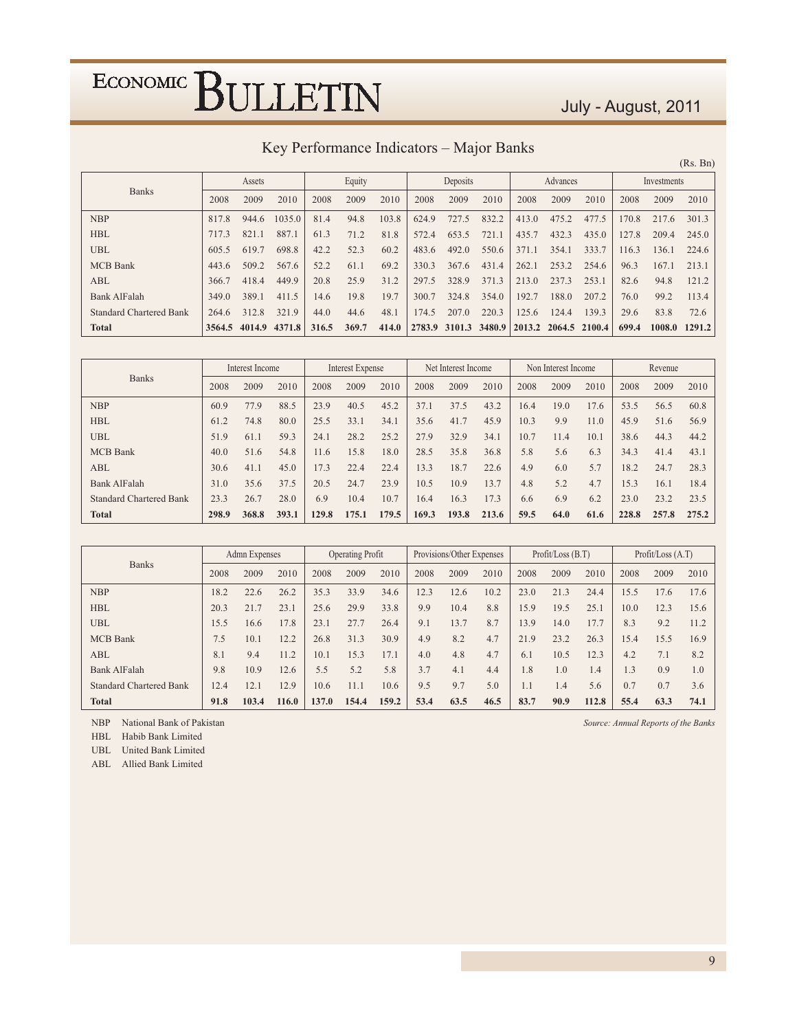# Key Performance Indicators – Major Banks

(Rs. Bn)

| Banks | Assets | | | Equity | | | Deposits | | | Advances | | | Investments | | |
|---|---|---|---|---|---|---|---|---|---|---|---|---|---|---|---|
| | 2008 | 2009 | 2010 | 2008 | 2009 | 2010 | 2008 | 2009 | 2010 | 2008 | 2009 | 2010 | 2008 | 2009 | 2010 |
| NBP | 817.8 | 944.6 | 1035.0 | 81.4 | 94.8 | 103.8 | 624.9 | 727.5 | 832.2 | 413.0 | 475.2 | 477.5 | 170.8 | 217.6 | 301.3 |
| HBL | 717.3 | 821.1 | 887.1 | 61.3 | 71.2 | 81.8 | 572.4 | 653.5 | 721.1 | 435.7 | 432.3 | 435.0 | 127.8 | 209.4 | 245.0 |
| UBL | 605.5 | 619.7 | 698.8 | 42.2 | 52.3 | 60.2 | 483.6 | 492.0 | 550.6 | 371.1 | 354.1 | 333.7 | 116.3 | 136.1 | 224.6 |
| MCB Bank | 443.6 | 509.2 | 567.6 | 52.2 | 61.1 | 69.2 | 330.3 | 367.6 | 431.4 | 262.1 | 253.2 | 254.6 | 96.3 | 167.1 | 213.1 |
| ABL | 366.7 | 418.4 | 449.9 | 20.8 | 25.9 | 31.2 | 297.5 | 328.9 | 371.3 | 213.0 | 237.3 | 253.1 | 82.6 | 94.8 | 121.2 |
| Bank AlFalah | 349.0 | 389.1 | 411.5 | 14.6 | 19.8 | 19.7 | 300.7 | 324.8 | 354.0 | 192.7 | 188.0 | 207.2 | 76.0 | 99.2 | 113.4 |
| Standard Chartered Bank | 264.6 | 312.8 | 321.9 | 44.0 | 44.6 | 48.1 | 174.5 | 207.0 | 220.3 | 125.6 | 124.4 | 139.3 | 29.6 | 83.8 | 72.6 |
| **Total** | **3564.5** | **4014.9** | **4371.8** | **316.5** | **369.7** | **414.0** | **2783.9** | **3101.3** | **3480.9** | **2013.2** | **2064.5** | **2100.4** | **699.4** | **1008.0** | **1291.2** |

| Banks | Interest Income | | | Interest Expense | | | Net Interest Income | | | Non Interest Income | | | Revenue | | |
|---|---|---|---|---|---|---|---|---|---|---|---|---|---|---|---|
| | 2008 | 2009 | 2010 | 2008 | 2009 | 2010 | 2008 | 2009 | 2010 | 2008 | 2009 | 2010 | 2008 | 2009 | 2010 |
| NBP | 60.9 | 77.9 | 88.5 | 23.9 | 40.5 | 45.2 | 37.1 | 37.5 | 43.2 | 16.4 | 19.0 | 17.6 | 53.5 | 56.5 | 60.8 |
| HBL | 61.2 | 74.8 | 80.0 | 25.5 | 33.1 | 34.1 | 35.6 | 41.7 | 45.9 | 10.3 | 9.9 | 11.0 | 45.9 | 51.6 | 56.9 |
| UBL | 51.9 | 61.1 | 59.3 | 24.1 | 28.2 | 25.2 | 27.9 | 32.9 | 34.1 | 10.7 | 11.4 | 10.1 | 38.6 | 44.3 | 44.2 |
| MCB Bank | 40.0 | 51.6 | 54.8 | 11.6 | 15.8 | 18.0 | 28.5 | 35.8 | 36.8 | 5.8 | 5.6 | 6.3 | 34.3 | 41.4 | 43.1 |
| ABL | 30.6 | 41.1 | 45.0 | 17.3 | 22.4 | 22.4 | 13.3 | 18.7 | 22.6 | 4.9 | 6.0 | 5.7 | 18.2 | 24.7 | 28.3 |
| Bank AlFalah | 31.0 | 35.6 | 37.5 | 20.5 | 24.7 | 23.9 | 10.5 | 10.9 | 13.7 | 4.8 | 5.2 | 4.7 | 15.3 | 16.1 | 18.4 |
| Standard Chartered Bank | 23.3 | 26.7 | 28.0 | 6.9 | 10.4 | 10.7 | 16.4 | 16.3 | 17.3 | 6.6 | 6.9 | 6.2 | 23.0 | 23.2 | 23.5 |
| **Total** | **298.9** | **368.8** | **393.1** | **129.8** | **175.1** | **179.5** | **169.3** | **193.8** | **213.6** | **59.5** | **64.0** | **61.6** | **228.8** | **257.8** | **275.2** |

| Banks | Admn Expenses | | | Operating Profit | | | Provisions/Other Expenses | | | Profit/Loss (B.T) | | | Profit/Loss (A.T) | | |
|---|---|---|---|---|---|---|---|---|---|---|---|---|---|---|---|
| | 2008 | 2009 | 2010 | 2008 | 2009 | 2010 | 2008 | 2009 | 2010 | 2008 | 2009 | 2010 | 2008 | 2009 | 2010 |
| NBP | 18.2 | 22.6 | 26.2 | 35.3 | 33.9 | 34.6 | 12.3 | 12.6 | 10.2 | 23.0 | 21.3 | 24.4 | 15.5 | 17.6 | 17.6 |
| HBL | 20.3 | 21.7 | 23.1 | 25.6 | 29.9 | 33.8 | 9.9 | 10.4 | 8.8 | 15.9 | 19.5 | 25.1 | 10.0 | 12.3 | 15.6 |
| UBL | 15.5 | 16.6 | 17.8 | 23.1 | 27.7 | 26.4 | 9.1 | 13.7 | 8.7 | 13.9 | 14.0 | 17.7 | 8.3 | 9.2 | 11.2 |
| MCB Bank | 7.5 | 10.1 | 12.2 | 26.8 | 31.3 | 30.9 | 4.9 | 8.2 | 4.7 | 21.9 | 23.2 | 26.3 | 15.4 | 15.5 | 16.9 |
| ABL | 8.1 | 9.4 | 11.2 | 10.1 | 15.3 | 17.1 | 4.0 | 4.8 | 4.7 | 6.1 | 10.5 | 12.3 | 4.2 | 7.1 | 8.2 |
| Bank AlFalah | 9.8 | 10.9 | 12.6 | 5.5 | 5.2 | 5.8 | 3.7 | 4.1 | 4.4 | 1.8 | 1.0 | 1.4 | 1.3 | 0.9 | 1.0 |
| Standard Chartered Bank | 12.4 | 12.1 | 12.9 | 10.6 | 11.1 | 10.6 | 9.5 | 9.7 | 5.0 | 1.1 | 1.4 | 5.6 | 0.7 | 0.7 | 3.6 |
| **Total** | **91.8** | **103.4** | **116.0** | **137.0** | **154.4** | **159.2** | **53.4** | **63.5** | **46.5** | **83.7** | **90.9** | **112.8** | **55.4** | **63.3** | **74.1** |

NBP National Bank of Pakistan
HBL Habib Bank Limited
UBL United Bank Limited
ABL Allied Bank Limited

*Source: Annual Reports of the Banks*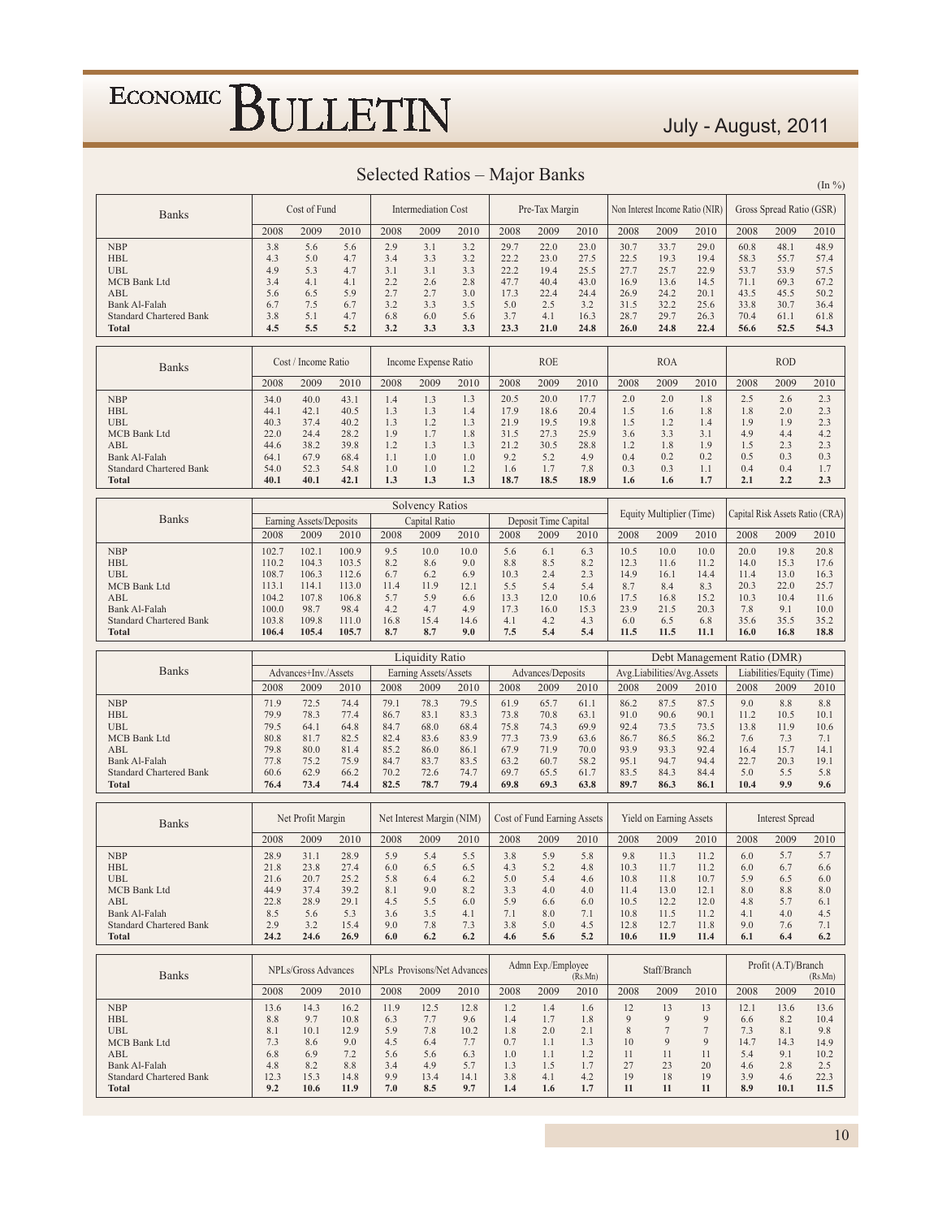## Selected Ratios – Major Banks

(In %)

| Banks | Cost of Fund | | | Intermediation Cost | | | Pre-Tax Margin | | | Non Interest Income Ratio (NIR) | | | Gross Spread Ratio (GSR) | | |
|---|---|---|---|---|---|---|---|---|---|---|---|---|---|---|---|
| | 2008 | 2009 | 2010 | 2008 | 2009 | 2010 | 2008 | 2009 | 2010 | 2008 | 2009 | 2010 | 2008 | 2009 | 2010 |
| NBP | 3.8 | 5.6 | 5.6 | 2.9 | 3.1 | 3.2 | 29.7 | 22.0 | 23.0 | 30.7 | 33.7 | 29.0 | 60.8 | 48.1 | 48.9 |
| HBL | 4.3 | 5.0 | 4.7 | 3.4 | 3.3 | 3.2 | 22.2 | 23.0 | 27.5 | 22.5 | 19.3 | 19.4 | 58.3 | 55.7 | 57.4 |
| UBL | 4.9 | 5.3 | 4.7 | 3.1 | 3.1 | 3.3 | 22.2 | 19.4 | 25.5 | 27.7 | 25.7 | 22.9 | 53.7 | 53.9 | 57.5 |
| MCB Bank Ltd | 3.4 | 4.1 | 4.1 | 2.2 | 2.6 | 2.8 | 47.7 | 40.4 | 43.0 | 16.9 | 13.6 | 14.5 | 71.1 | 69.3 | 67.2 |
| ABL | 5.6 | 6.5 | 5.9 | 2.7 | 2.7 | 3.0 | 17.3 | 22.4 | 24.4 | 26.9 | 24.2 | 20.1 | 43.5 | 45.5 | 50.2 |
| Bank Al-Falah | 6.7 | 7.5 | 6.7 | 3.2 | 3.3 | 3.5 | 5.0 | 2.5 | 3.2 | 31.5 | 32.2 | 25.6 | 33.8 | 30.7 | 36.4 |
| Standard Chartered Bank | 3.8 | 5.1 | 4.7 | 6.8 | 6.0 | 5.6 | 3.7 | 4.1 | 16.3 | 28.7 | 29.7 | 26.3 | 70.4 | 61.1 | 61.8 |
| **Total** | **4.5** | **5.5** | **5.2** | **3.2** | **3.3** | **3.3** | **23.3** | **21.0** | **24.8** | **26.0** | **24.8** | **22.4** | **56.6** | **52.5** | **54.3** |

| Banks | Cost / Income Ratio | | | Income Expense Ratio | | | ROE | | | ROA | | | ROD | | |
|---|---|---|---|---|---|---|---|---|---|---|---|---|---|---|---|
| | 2008 | 2009 | 2010 | 2008 | 2009 | 2010 | 2008 | 2009 | 2010 | 2008 | 2009 | 2010 | 2008 | 2009 | 2010 |
| NBP | 34.0 | 40.0 | 43.1 | 1.4 | 1.3 | 1.3 | 20.5 | 20.0 | 17.7 | 2.0 | 2.0 | 1.8 | 2.5 | 2.6 | 2.3 |
| HBL | 44.1 | 42.1 | 40.5 | 1.3 | 1.3 | 1.4 | 17.9 | 18.6 | 20.4 | 1.5 | 1.6 | 1.8 | 1.8 | 2.0 | 2.3 |
| UBL | 40.3 | 37.4 | 40.2 | 1.3 | 1.2 | 1.3 | 21.9 | 19.5 | 19.8 | 1.5 | 1.2 | 1.4 | 1.9 | 1.9 | 2.3 |
| MCB Bank Ltd | 22.0 | 24.4 | 28.2 | 1.9 | 1.7 | 1.8 | 31.5 | 27.3 | 25.9 | 3.6 | 3.3 | 3.1 | 4.9 | 4.4 | 4.2 |
| ABL | 44.6 | 38.2 | 39.8 | 1.2 | 1.3 | 1.3 | 21.2 | 30.5 | 28.8 | 1.2 | 1.8 | 1.9 | 1.5 | 2.3 | 2.3 |
| Bank Al-Falah | 64.1 | 67.9 | 68.4 | 1.1 | 1.0 | 1.0 | 9.2 | 5.2 | 4.9 | 0.4 | 0.2 | 0.2 | 0.5 | 0.3 | 0.3 |
| Standard Chartered Bank | 54.0 | 52.3 | 54.8 | 1.0 | 1.0 | 1.2 | 1.6 | 1.7 | 7.8 | 0.3 | 0.3 | 1.1 | 0.4 | 0.4 | 1.7 |
| **Total** | **40.1** | **40.1** | **42.1** | **1.3** | **1.3** | **1.3** | **18.7** | **18.5** | **18.9** | **1.6** | **1.6** | **1.7** | **2.1** | **2.2** | **2.3** |

| Banks | Solvency Ratios | | | | | | | | | Equity Multiplier (Time) | | | Capital Risk Assets Ratio (CRA) | | |
|---|---|---|---|---|---|---|---|---|---|---|---|---|---|---|---|
| | Earning Assets/Deposits | | | Capital Ratio | | | Deposit Time Capital | | | | | | | | |
| | 2008 | 2009 | 2010 | 2008 | 2009 | 2010 | 2008 | 2009 | 2010 | 2008 | 2009 | 2010 | 2008 | 2009 | 2010 |
| NBP | 102.7 | 102.1 | 100.9 | 9.5 | 10.0 | 10.0 | 5.6 | 6.1 | 6.3 | 10.5 | 10.0 | 10.0 | 20.0 | 19.8 | 20.8 |
| HBL | 110.2 | 104.3 | 103.5 | 8.2 | 8.6 | 9.0 | 8.8 | 8.5 | 8.2 | 12.3 | 11.6 | 11.2 | 14.0 | 15.3 | 17.6 |
| UBL | 108.7 | 106.3 | 112.6 | 6.7 | 6.2 | 6.9 | 10.3 | 2.4 | 2.3 | 14.9 | 16.1 | 14.4 | 11.4 | 13.0 | 16.3 |
| MCB Bank Ltd | 113.1 | 114.1 | 113.0 | 11.4 | 11.9 | 12.1 | 5.5 | 5.4 | 5.4 | 8.7 | 8.4 | 8.3 | 20.3 | 22.0 | 25.7 |
| ABL | 104.2 | 107.8 | 106.8 | 5.7 | 5.9 | 6.6 | 13.3 | 12.0 | 10.6 | 17.5 | 16.8 | 15.2 | 10.3 | 10.4 | 11.6 |
| Bank Al-Falah | 100.0 | 98.7 | 98.4 | 4.2 | 4.7 | 4.9 | 17.3 | 16.0 | 15.3 | 23.9 | 21.5 | 20.3 | 7.8 | 9.1 | 10.0 |
| Standard Chartered Bank | 103.8 | 109.8 | 111.0 | 16.8 | 15.4 | 14.6 | 4.1 | 4.2 | 4.3 | 6.0 | 6.5 | 6.8 | 35.6 | 35.5 | 35.2 |
| **Total** | **106.4** | **105.4** | **105.7** | **8.7** | **8.7** | **9.0** | **7.5** | **5.4** | **5.4** | **11.5** | **11.5** | **11.1** | **16.0** | **16.8** | **18.8** |

| Banks | Liquidity Ratio | | | | | | | | | Debt Management Ratio (DMR) | | | | | |
|---|---|---|---|---|---|---|---|---|---|---|---|---|---|---|---|
| | Advances+Inv./Assets | | | Earning Assets/Assets | | | Advances/Deposits | | | Avg.Liabilities/Avg.Assets | | | Liabilities/Equity (Time) | | |
| | 2008 | 2009 | 2010 | 2008 | 2009 | 2010 | 2008 | 2009 | 2010 | 2008 | 2009 | 2010 | 2008 | 2009 | 2010 |
| NBP | 71.9 | 72.5 | 74.4 | 79.1 | 78.3 | 79.5 | 61.9 | 65.7 | 61.1 | 86.2 | 87.5 | 87.5 | 9.0 | 8.8 | 8.8 |
| HBL | 79.9 | 78.3 | 77.4 | 86.7 | 83.1 | 83.3 | 73.8 | 70.8 | 63.1 | 91.0 | 90.6 | 90.1 | 11.2 | 10.5 | 10.1 |
| UBL | 79.5 | 64.1 | 64.8 | 84.7 | 68.0 | 68.4 | 75.8 | 74.3 | 69.9 | 92.4 | 73.5 | 73.5 | 13.8 | 11.9 | 10.6 |
| MCB Bank Ltd | 80.8 | 81.7 | 82.5 | 82.4 | 83.6 | 83.9 | 77.3 | 73.9 | 63.6 | 86.7 | 86.5 | 86.2 | 7.6 | 7.3 | 7.1 |
| ABL | 79.8 | 80.0 | 81.4 | 85.2 | 86.0 | 86.1 | 67.9 | 71.9 | 70.0 | 93.9 | 93.3 | 92.4 | 16.4 | 15.7 | 14.1 |
| Bank Al-Falah | 77.8 | 75.2 | 75.9 | 84.7 | 83.7 | 83.5 | 63.2 | 60.7 | 58.2 | 95.1 | 94.7 | 94.4 | 22.7 | 20.3 | 19.1 |
| Standard Chartered Bank | 60.6 | 62.9 | 66.2 | 70.2 | 72.6 | 74.7 | 69.7 | 65.5 | 61.7 | 83.5 | 84.3 | 84.4 | 5.0 | 5.5 | 5.8 |
| **Total** | **76.4** | **73.4** | **74.4** | **82.5** | **78.7** | **79.4** | **69.8** | **69.3** | **63.8** | **89.7** | **86.3** | **86.1** | **10.4** | **9.9** | **9.6** |

| Banks | Net Profit Margin | | | Net Interest Margin (NIM) | | | Cost of Fund Earning Assets | | | Yield on Earning Assets | | | Interest Spread | | |
|---|---|---|---|---|---|---|---|---|---|---|---|---|---|---|---|
| | 2008 | 2009 | 2010 | 2008 | 2009 | 2010 | 2008 | 2009 | 2010 | 2008 | 2009 | 2010 | 2008 | 2009 | 2010 |
| NBP | 28.9 | 31.1 | 28.9 | 5.9 | 5.4 | 5.5 | 3.8 | 5.9 | 5.8 | 9.8 | 11.3 | 11.2 | 6.0 | 5.7 | 5.7 |
| HBL | 21.8 | 23.8 | 27.4 | 6.0 | 6.5 | 6.5 | 4.3 | 5.2 | 4.8 | 10.3 | 11.7 | 11.2 | 6.0 | 6.7 | 6.6 |
| UBL | 21.6 | 20.7 | 25.2 | 5.8 | 6.4 | 6.2 | 5.0 | 5.4 | 4.6 | 10.8 | 11.8 | 10.7 | 5.9 | 6.5 | 6.0 |
| MCB Bank Ltd | 44.9 | 37.4 | 39.2 | 8.1 | 9.0 | 8.2 | 3.3 | 4.0 | 4.0 | 11.4 | 13.0 | 12.1 | 8.0 | 8.8 | 8.0 |
| ABL | 22.8 | 28.9 | 29.1 | 4.5 | 5.5 | 6.0 | 5.9 | 6.6 | 6.0 | 10.5 | 12.2 | 12.0 | 4.8 | 5.7 | 6.1 |
| Bank Al-Falah | 8.5 | 5.6 | 5.3 | 3.6 | 3.5 | 4.1 | 7.1 | 8.0 | 7.1 | 10.8 | 11.5 | 11.2 | 4.1 | 4.0 | 4.5 |
| Standard Chartered Bank | 2.9 | 3.2 | 15.4 | 9.0 | 7.8 | 7.3 | 3.8 | 5.0 | 4.5 | 12.8 | 12.7 | 11.8 | 9.0 | 7.6 | 7.1 |
| **Total** | **24.2** | **24.6** | **26.9** | **6.0** | **6.2** | **6.2** | **4.6** | **5.6** | **5.2** | **10.6** | **11.9** | **11.4** | **6.1** | **6.4** | **6.2** |

| Banks | NPLs/Gross Advances | | | NPLs Provisons/Net Advances | | | Admn Exp./Employee (Rs.Mn) | | | Staff/Branch | | | Profit (A.T)/Branch (Rs.Mn) | | |
|---|---|---|---|---|---|---|---|---|---|---|---|---|---|---|---|
| | 2008 | 2009 | 2010 | 2008 | 2009 | 2010 | 2008 | 2009 | 2010 | 2008 | 2009 | 2010 | 2008 | 2009 | 2010 |
| NBP | 13.6 | 14.3 | 16.2 | 11.9 | 12.5 | 12.8 | 1.2 | 1.4 | 1.6 | 12 | 13 | 13 | 12.1 | 13.6 | 13.6 |
| HBL | 8.8 | 9.7 | 10.8 | 6.3 | 7.7 | 9.6 | 1.4 | 1.7 | 1.8 | 9 | 9 | 9 | 6.6 | 8.2 | 10.4 |
| UBL | 8.1 | 10.1 | 12.9 | 5.9 | 7.8 | 10.2 | 1.8 | 2.0 | 2.1 | 8 | 7 | 7 | 7.3 | 8.1 | 9.8 |
| MCB Bank Ltd | 7.3 | 8.6 | 9.0 | 4.5 | 6.4 | 7.7 | 0.7 | 1.1 | 1.3 | 10 | 9 | 9 | 14.7 | 14.3 | 14.9 |
| ABL | 6.8 | 6.9 | 7.2 | 5.6 | 5.6 | 6.3 | 1.0 | 1.1 | 1.2 | 11 | 11 | 11 | 5.4 | 9.1 | 10.2 |
| Bank Al-Falah | 4.8 | 8.2 | 8.8 | 3.4 | 4.9 | 5.7 | 1.3 | 1.5 | 1.7 | 27 | 23 | 20 | 4.6 | 2.8 | 2.5 |
| Standard Chartered Bank | 12.3 | 15.3 | 14.8 | 9.9 | 13.4 | 14.1 | 3.8 | 4.1 | 4.2 | 19 | 18 | 19 | 3.9 | 4.6 | 22.3 |
| **Total** | **9.2** | **10.6** | **11.9** | **7.0** | **8.5** | **9.7** | **1.4** | **1.6** | **1.7** | **11** | **11** | **11** | **8.9** | **10.1** | **11.5** |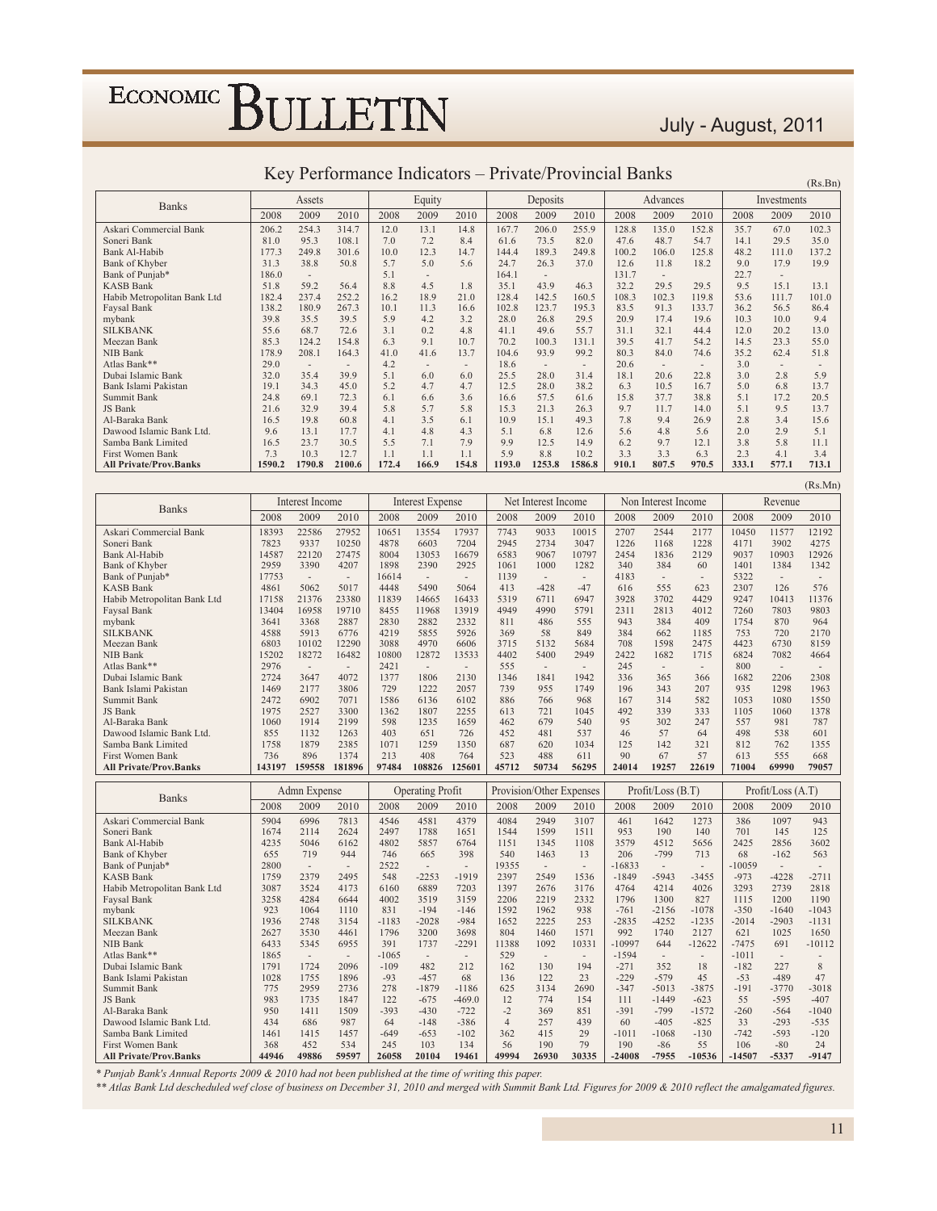# Key Performance Indicators – Private/Provincial Banks

(Rs.Bn)

| Banks | Assets | | | Equity | | | Deposits | | | Advances | | | Investments | | |
|---|---|---|---|---|---|---|---|---|---|---|---|---|---|---|---|
| | 2008 | 2009 | 2010 | 2008 | 2009 | 2010 | 2008 | 2009 | 2010 | 2008 | 2009 | 2010 | 2008 | 2009 | 2010 |
| Askari Commercial Bank | 206.2 | 254.3 | 314.7 | 12.0 | 13.1 | 14.8 | 167.7 | 206.0 | 255.9 | 128.8 | 135.0 | 152.8 | 35.7 | 67.0 | 102.3 |
| Soneri Bank | 81.0 | 95.3 | 108.1 | 7.0 | 7.2 | 8.4 | 61.6 | 73.5 | 82.0 | 47.6 | 48.7 | 54.7 | 14.1 | 29.5 | 35.0 |
| Bank Al-Habib | 177.3 | 249.8 | 301.6 | 10.0 | 12.3 | 14.7 | 144.4 | 189.3 | 249.8 | 100.2 | 106.0 | 125.8 | 48.2 | 111.0 | 137.2 |
| Bank of Khyber | 31.3 | 38.8 | 50.8 | 5.7 | 5.0 | 5.6 | 24.7 | 26.3 | 37.0 | 12.6 | 11.8 | 18.2 | 9.0 | 17.9 | 19.9 |
| Bank of Punjab* | 186.0 | - | | 5.1 | - | | 164.1 | - | | 131.7 | - | | 22.7 | - | |
| KASB Bank | 51.8 | 59.2 | 56.4 | 8.8 | 4.5 | 1.8 | 35.1 | 43.9 | 46.3 | 32.2 | 29.5 | 29.5 | 9.5 | 15.1 | 13.1 |
| Habib Metropolitan Bank Ltd | 182.4 | 237.4 | 252.2 | 16.2 | 18.9 | 21.0 | 128.4 | 142.5 | 160.5 | 108.3 | 102.3 | 119.8 | 53.6 | 111.7 | 101.0 |
| Faysal Bank | 138.2 | 180.9 | 267.3 | 10.1 | 11.3 | 16.6 | 102.8 | 123.7 | 195.3 | 83.5 | 91.3 | 133.7 | 36.2 | 56.5 | 86.4 |
| mybank | 39.8 | 35.5 | 39.5 | 5.9 | 4.2 | 3.2 | 28.0 | 26.8 | 29.5 | 20.9 | 17.4 | 19.6 | 10.3 | 10.0 | 9.4 |
| SILKBANK | 55.6 | 68.7 | 72.6 | 3.1 | 0.2 | 4.8 | 41.1 | 49.6 | 55.7 | 31.1 | 32.1 | 44.4 | 12.0 | 20.2 | 13.0 |
| Meezan Bank | 85.3 | 124.2 | 154.8 | 6.3 | 9.1 | 10.7 | 70.2 | 100.3 | 131.1 | 39.5 | 41.7 | 54.2 | 14.5 | 23.3 | 55.0 |
| NIB Bank | 178.9 | 208.1 | 164.3 | 41.0 | 41.6 | 13.7 | 104.6 | 93.9 | 99.2 | 80.3 | 84.0 | 74.6 | 35.2 | 62.4 | 51.8 |
| Atlas Bank** | 29.0 | - | - | 4.2 | - | - | 18.6 | - | - | 20.6 | - | - | 3.0 | - | - |
| Dubai Islamic Bank | 32.0 | 35.4 | 39.9 | 5.1 | 6.0 | 6.0 | 25.5 | 28.0 | 31.4 | 18.1 | 20.6 | 22.8 | 3.0 | 2.8 | 5.9 |
| Bank Islami Pakistan | 19.1 | 34.3 | 45.0 | 5.2 | 4.7 | 4.7 | 12.5 | 28.0 | 38.2 | 6.3 | 10.5 | 16.7 | 5.0 | 6.8 | 13.7 |
| Summit Bank | 24.8 | 69.1 | 72.3 | 6.1 | 6.6 | 3.6 | 16.6 | 57.5 | 61.6 | 15.8 | 37.7 | 38.8 | 5.1 | 17.2 | 20.5 |
| JS Bank | 21.6 | 32.9 | 39.4 | 5.8 | 5.7 | 5.8 | 15.3 | 21.3 | 26.3 | 9.7 | 11.7 | 14.0 | 5.1 | 9.5 | 13.7 |
| Al-Baraka Bank | 16.5 | 19.8 | 60.8 | 4.1 | 3.5 | 6.1 | 10.9 | 15.1 | 49.3 | 7.8 | 9.4 | 26.9 | 2.8 | 3.4 | 15.6 |
| Dawood Islamic Bank Ltd. | 9.6 | 13.1 | 17.7 | 4.1 | 4.8 | 4.3 | 5.1 | 6.8 | 12.6 | 5.6 | 4.8 | 5.6 | 2.0 | 2.9 | 5.1 |
| Samba Bank Limited | 16.5 | 23.7 | 30.5 | 5.5 | 7.1 | 7.9 | 9.9 | 12.5 | 14.9 | 6.2 | 9.7 | 12.1 | 3.8 | 5.8 | 11.1 |
| First Women Bank | 7.3 | 10.3 | 12.7 | 1.1 | 1.1 | 1.1 | 5.9 | 8.8 | 10.2 | 3.3 | 3.3 | 6.3 | 2.3 | 4.1 | 3.4 |
| **All Private/Prov.Banks** | **1590.2** | **1790.8** | **2100.6** | **172.4** | **166.9** | **154.8** | **1193.0** | **1253.8** | **1586.8** | **910.1** | **807.5** | **970.5** | **333.1** | **577.1** | **713.1** |

(Rs.Mn)

| Banks | Interest Income | | | Interest Expense | | | Net Interest Income | | | Non Interest Income | | | Revenue | | |
|---|---|---|---|---|---|---|---|---|---|---|---|---|---|---|---|
| | 2008 | 2009 | 2010 | 2008 | 2009 | 2010 | 2008 | 2009 | 2010 | 2008 | 2009 | 2010 | 2008 | 2009 | 2010 |
| Askari Commercial Bank | 18393 | 22586 | 27952 | 10651 | 13554 | 17937 | 7743 | 9033 | 10015 | 2707 | 2544 | 2177 | 10450 | 11577 | 12192 |
| Soneri Bank | 7823 | 9337 | 10250 | 4878 | 6603 | 7204 | 2945 | 2734 | 3047 | 1226 | 1168 | 1228 | 4171 | 3902 | 4275 |
| Bank Al-Habib | 14587 | 22120 | 27475 | 8004 | 13053 | 16679 | 6583 | 9067 | 10797 | 2454 | 1836 | 2129 | 9037 | 10903 | 12926 |
| Bank of Khyber | 2959 | 3390 | 4207 | 1898 | 2390 | 2925 | 1061 | 1000 | 1282 | 340 | 384 | 60 | 1401 | 1384 | 1342 |
| Bank of Punjab* | 17753 | - | - | 16614 | - | - | 1139 | - | - | 4183 | - | - | 5322 | - | - |
| KASB Bank | 4861 | 5062 | 5017 | 4448 | 5490 | 5064 | 413 | -428 | -47 | 616 | 555 | 623 | 2307 | 126 | 576 |
| Habib Metropolitan Bank Ltd | 17158 | 21376 | 23380 | 11839 | 14665 | 16433 | 5319 | 6711 | 6947 | 3928 | 3702 | 4429 | 9247 | 10413 | 11376 |
| Faysal Bank | 13404 | 16958 | 19710 | 8455 | 11968 | 13919 | 4949 | 4990 | 5791 | 2311 | 2813 | 4012 | 7260 | 7803 | 9803 |
| mybank | 3641 | 3368 | 2887 | 2830 | 2882 | 2332 | 811 | 486 | 555 | 943 | 384 | 409 | 1754 | 870 | 964 |
| SILKBANK | 4588 | 5913 | 6776 | 4219 | 5855 | 5926 | 369 | 58 | 849 | 384 | 662 | 1185 | 753 | 720 | 2170 |
| Meezan Bank | 6803 | 10102 | 12290 | 3088 | 4970 | 6606 | 3715 | 5132 | 5684 | 708 | 1598 | 2475 | 4423 | 6730 | 8159 |
| NIB Bank | 15202 | 18272 | 16482 | 10800 | 12872 | 13533 | 4402 | 5400 | 2949 | 2422 | 1682 | 1715 | 6824 | 7082 | 4664 |
| Atlas Bank** | 2976 | - | - | 2421 | - | - | 555 | - | - | 245 | - | - | 800 | - | - |
| Dubai Islamic Bank | 2724 | 3647 | 4072 | 1377 | 1806 | 2130 | 1346 | 1841 | 1942 | 336 | 365 | 366 | 1682 | 2206 | 2308 |
| Bank Islami Pakistan | 1469 | 2177 | 3806 | 729 | 1222 | 2057 | 739 | 955 | 1749 | 196 | 343 | 207 | 935 | 1298 | 1963 |
| Summit Bank | 2472 | 6902 | 7071 | 1586 | 6136 | 6102 | 886 | 766 | 968 | 167 | 314 | 582 | 1053 | 1080 | 1550 |
| JS Bank | 1975 | 2527 | 3300 | 1362 | 1807 | 2255 | 613 | 721 | 1045 | 492 | 339 | 333 | 1105 | 1060 | 1378 |
| Al-Baraka Bank | 1060 | 1914 | 2199 | 598 | 1235 | 1659 | 462 | 679 | 540 | 95 | 302 | 247 | 557 | 981 | 787 |
| Dawood Islamic Bank Ltd. | 855 | 1132 | 1263 | 403 | 651 | 726 | 452 | 481 | 537 | 46 | 57 | 64 | 498 | 538 | 601 |
| Samba Bank Limited | 1758 | 1879 | 2385 | 1071 | 1259 | 1350 | 687 | 620 | 1034 | 125 | 142 | 321 | 812 | 762 | 1355 |
| First Women Bank | 736 | 896 | 1374 | 213 | 408 | 764 | 523 | 488 | 611 | 90 | 67 | 57 | 613 | 555 | 668 |
| **All Private/Prov.Banks** | **143197** | **159558** | **181896** | **97484** | **108826** | **125601** | **45712** | **50734** | **56295** | **24014** | **19257** | **22619** | **71004** | **69990** | **79057** |

| Banks | Admn Expense | | | Operating Profit | | | Provision/Other Expenses | | | Profit/Loss (B.T) | | | Profit/Loss (A.T) | | |
|---|---|---|---|---|---|---|---|---|---|---|---|---|---|---|---|
| | 2008 | 2009 | 2010 | 2008 | 2009 | 2010 | 2008 | 2009 | 2010 | 2008 | 2009 | 2010 | 2008 | 2009 | 2010 |
| Askari Commercial Bank | 5904 | 6996 | 7813 | 4546 | 4581 | 4379 | 4084 | 2949 | 3107 | 461 | 1642 | 1273 | 386 | 1097 | 943 |
| Soneri Bank | 1674 | 2114 | 2624 | 2497 | 1788 | 1651 | 1544 | 1599 | 1511 | 953 | 190 | 140 | 701 | 145 | 125 |
| Bank Al-Habib | 4235 | 5046 | 6162 | 4802 | 5857 | 6764 | 1151 | 1345 | 1108 | 3579 | 4512 | 5656 | 2425 | 2856 | 3602 |
| Bank of Khyber | 655 | 719 | 944 | 746 | 665 | 398 | 540 | 1463 | 13 | 206 | -799 | 713 | 68 | -162 | 563 |
| Bank of Punjab* | 2800 | - | - | 2522 | - | - | 19355 | - | - | -16833 | - | - | -10059 | - | - |
| KASB Bank | 1759 | 2379 | 2495 | 548 | -2253 | -1919 | 2397 | 2549 | 1536 | -1849 | -5943 | -3455 | -973 | -4228 | -2711 |
| Habib Metropolitan Bank Ltd | 3087 | 3524 | 4173 | 6160 | 6889 | 7203 | 1397 | 2676 | 3176 | 4764 | 4214 | 4026 | 3293 | 2739 | 2818 |
| Faysal Bank | 3258 | 4284 | 6644 | 4002 | 3519 | 3159 | 2206 | 2219 | 2332 | 1796 | 1300 | 827 | 1115 | 1200 | 1190 |
| mybank | 923 | 1064 | 1110 | 831 | -194 | -146 | 1592 | 1962 | 938 | -761 | -2156 | -1078 | -350 | -1640 | -1043 |
| SILKBANK | 1936 | 2748 | 3154 | -1183 | -2028 | -984 | 1652 | 2225 | 253 | -2835 | -4252 | -1235 | -2014 | -2903 | -1131 |
| Meezan Bank | 2627 | 3530 | 4461 | 1796 | 3200 | 3698 | 804 | 1460 | 1571 | 992 | 1740 | 2127 | 621 | 1025 | 1650 |
| NIB Bank | 6433 | 5345 | 6955 | 391 | 1737 | -2291 | 11388 | 1092 | 10331 | -10997 | 644 | -12622 | -7475 | 691 | -10112 |
| Atlas Bank** | 1865 | - | - | -1065 | - | - | 529 | - | - | -1594 | - | - | -1011 | - | - |
| Dubai Islamic Bank | 1791 | 1724 | 2096 | -109 | 482 | 212 | 162 | 130 | 194 | -271 | 352 | 18 | -182 | 227 | 8 |
| Bank Islami Pakistan | 1028 | 1755 | 1896 | -93 | -457 | 68 | 136 | 122 | 23 | -229 | -579 | 45 | -53 | -489 | 47 |
| Summit Bank | 775 | 2959 | 2736 | 278 | -1879 | -1186 | 625 | 3134 | 2690 | -347 | -5013 | -3875 | -191 | -3770 | -3018 |
| JS Bank | 983 | 1735 | 1847 | 122 | -675 | -469.0 | 12 | 774 | 154 | 111 | -1449 | -623 | 55 | -595 | -407 |
| Al-Baraka Bank | 950 | 1411 | 1509 | -393 | -430 | -722 | -2 | 369 | 851 | -391 | -799 | -1572 | -260 | -564 | -1040 |
| Dawood Islamic Bank Ltd. | 434 | 686 | 987 | 64 | -148 | -386 | 4 | 257 | 439 | 60 | -405 | -825 | 33 | -293 | -535 |
| Samba Bank Limited | 1461 | 1415 | 1457 | -649 | -653 | -102 | 362 | 415 | 29 | -1011 | -1068 | -130 | -742 | -593 | -120 |
| First Women Bank | 368 | 452 | 534 | 245 | 103 | 134 | 56 | 190 | 79 | 190 | -86 | 55 | 106 | -80 | 24 |
| **All Private/Prov.Banks** | **44946** | **49886** | **59597** | **26058** | **20104** | **19461** | **49994** | **26930** | **30335** | **-24008** | **-7955** | **-10536** | **-14507** | **-5337** | **-9147** |

*\* Punjab Bank's Annual Reports 2009 & 2010 had not been published at the time of writing this paper.*

*\*\* Atlas Bank Ltd descheduled wef close of business on December 31, 2010 and merged with Summit Bank Ltd. Figures for 2009 & 2010 reflect the amalgamated figures.*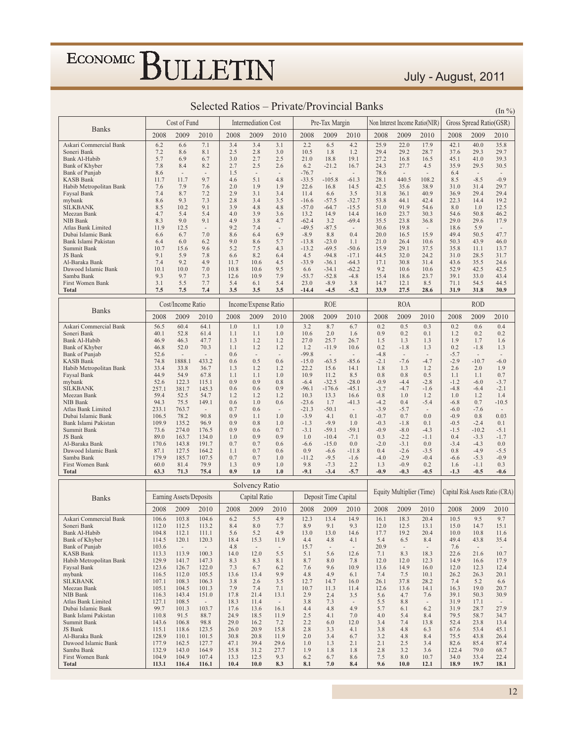# Selected Ratios – Private/Provincial Banks

(In %)

| Banks | Cost of Fund | | | Intermediation Cost | | | Pre-Tax Margin | | | Non Interest Income Ratio(NIR) | | | Gross Spread Ratio(GSR) | | |
|---|---|---|---|---|---|---|---|---|---|---|---|---|---|---|---|
| | 2008 | 2009 | 2010 | 2008 | 2009 | 2010 | 2008 | 2009 | 2010 | 2008 | 2009 | 2010 | 2008 | 2009 | 2010 |
| Askari Commercial Bank | 6.2 | 6.6 | 7.1 | 3.4 | 3.4 | 3.1 | 2.2 | 6.5 | 4.2 | 25.9 | 22.0 | 17.9 | 42.1 | 40.0 | 35.8 |
| Soneri Bank | 7.2 | 8.6 | 8.1 | 2.5 | 2.8 | 3.0 | 10.5 | 1.8 | 1.2 | 29.4 | 29.2 | 28.7 | 37.6 | 29.3 | 29.7 |
| Bank Al-Habib | 5.7 | 6.9 | 6.7 | 3.0 | 2.7 | 2.5 | 21.0 | 18.8 | 19.1 | 27.2 | 16.8 | 16.5 | 45.1 | 41.0 | 39.3 |
| Bank of Khyber | 7.8 | 8.4 | 8.2 | 2.7 | 2.5 | 2.6 | 6.2 | -21.2 | 16.7 | 24.3 | 27.7 | 4.5 | 35.9 | 29.5 | 30.5 |
| Bank of Punjab | 8.6 | - | - | 1.5 | - | - | -76.7 | - | - | 78.6 | - | - | 6.4 | - | - |
| KASB Bank | 11.7 | 11.7 | 9.7 | 4.6 | 5.1 | 4.8 | -33.5 | -105.8 | -61.3 | 28.1 | 440.5 | 108.2 | 8.5 | -8.5 | -0.9 |
| Habib Metropolitan Bank | 7.6 | 7.9 | 7.6 | 2.0 | 1.9 | 1.9 | 22.6 | 16.8 | 14.5 | 42.5 | 35.6 | 38.9 | 31.0 | 31.4 | 29.7 |
| Faysal Bank | 7.4 | 8.7 | 7.2 | 2.9 | 3.1 | 3.4 | 11.4 | 6.6 | 3.5 | 31.8 | 36.1 | 40.9 | 36.9 | 29.4 | 29.4 |
| mybank | 8.6 | 9.3 | 7.3 | 2.8 | 3.4 | 3.5 | -16.6 | -57.5 | -32.7 | 53.8 | 44.1 | 42.4 | 22.3 | 14.4 | 19.2 |
| SILKBANK | 8.5 | 10.2 | 9.1 | 3.9 | 4.8 | 4.8 | -57.0 | -64.7 | -15.5 | 51.0 | 91.9 | 54.6 | 8.0 | 1.0 | 12.5 |
| Meezan Bank | 4.7 | 5.4 | 5.4 | 4.0 | 3.9 | 3.6 | 13.2 | 14.9 | 14.4 | 16.0 | 23.7 | 30.3 | 54.6 | 50.8 | 46.2 |
| NIB Bank | 8.3 | 9.0 | 9.1 | 4.9 | 3.8 | 4.7 | -62.4 | 3.2 | -69.4 | 35.5 | 23.8 | 36.8 | 29.0 | 29.6 | 17.9 |
| Atlas Bank Limited | 11.9 | 12.5 | - | 9.2 | 7.4 | - | -49.5 | -87.5 | - | 30.6 | 19.8 | - | 18.6 | 5.9 | - |
| Dubai Islamic Bank | 6.6 | 6.7 | 7.0 | 8.6 | 6.4 | 6.9 | -8.9 | 8.8 | 0.4 | 20.0 | 16.5 | 15.9 | 49.4 | 50.5 | 47.7 |
| Bank Islami Pakistan | 6.4 | 6.0 | 6.2 | 9.0 | 8.6 | 5.7 | -13.8 | -23.0 | 1.1 | 21.0 | 26.4 | 10.6 | 50.3 | 43.9 | 46.0 |
| Summit Bank | 10.7 | 15.6 | 9.6 | 5.2 | 7.5 | 4.3 | -13.2 | -69.5 | -50.6 | 15.9 | 29.1 | 37.5 | 35.8 | 11.1 | 13.7 |
| JS Bank | 9.1 | 5.9 | 7.8 | 6.6 | 8.2 | 6.4 | 4.5 | -94.8 | -17.1 | 44.5 | 32.0 | 24.2 | 31.0 | 28.5 | 31.7 |
| Al-Baraka Bank | 7.4 | 9.2 | 4.9 | 11.7 | 10.6 | 4.5 | -33.9 | -36.1 | -64.3 | 17.1 | 30.8 | 31.4 | 43.6 | 35.5 | 24.6 |
| Dawood Islamic Bank | 10.1 | 10.0 | 7.0 | 10.8 | 10.6 | 9.5 | 6.6 | -34.1 | -62.2 | 9.2 | 10.6 | 10.6 | 52.9 | 42.5 | 42.5 |
| Samba Bank | 9.3 | 9.7 | 7.3 | 12.6 | 10.9 | 7.9 | -53.7 | -52.8 | -4.8 | 15.4 | 18.6 | 23.7 | 39.1 | 33.0 | 43.4 |
| First Women Bank | 3.1 | 5.5 | 7.7 | 5.4 | 6.1 | 5.4 | 23.0 | -8.9 | 3.8 | 14.7 | 12.1 | 8.5 | 71.1 | 54.5 | 44.5 |
| **Total** | **7.5** | **7.5** | **7.4** | **3.5** | **3.5** | **3.5** | **-14.4** | **-4.5** | **-5.2** | **33.9** | **27.5** | **28.6** | **31.9** | **31.8** | **30.9** |

| Banks | Cost/Income Ratio | | | Income/Expense Ratio | | | ROE | | | ROA | | | ROD | | |
|---|---|---|---|---|---|---|---|---|---|---|---|---|---|---|---|
| | 2008 | 2009 | 2010 | 2008 | 2009 | 2010 | 2008 | 2009 | 2010 | 2008 | 2009 | 2010 | 2008 | 2009 | 2010 |
| Askari Commercial Bank | 56.5 | 60.4 | 64.1 | 1.0 | 1.1 | 1.0 | 3.2 | 8.7 | 6.7 | 0.2 | 0.5 | 0.3 | 0.2 | 0.6 | 0.4 |
| Soneri Bank | 40.1 | 52.8 | 61.4 | 1.1 | 1.1 | 1.0 | 10.6 | 2.0 | 1.6 | 0.9 | 0.2 | 0.1 | 1.2 | 0.2 | 0.2 |
| Bank Al-Habib | 46.9 | 46.3 | 47.7 | 1.3 | 1.2 | 1.2 | 27.0 | 25.7 | 26.7 | 1.5 | 1.3 | 1.3 | 1.9 | 1.7 | 1.6 |
| Bank of Khyber | 46.8 | 52.0 | 70.3 | 1.1 | 1.2 | 1.2 | 1.2 | -11.9 | 10.6 | 0.2 | -1.8 | 1.3 | 0.2 | -1.8 | 1.3 |
| Bank of Punjab | 52.6 | - | - | 0.6 | - | - | -99.8 | - | - | -4.8 | - | - | -5.7 | - | - |
| KASB Bank | 74.8 | 1888.1 | 433.2 | 0.6 | 0.5 | 0.6 | -15.0 | -63.5 | -85.6 | -2.1 | -7.6 | -4.7 | -2.9 | -10.7 | -6.0 |
| Habib Metropolitan Bank | 33.4 | 33.8 | 36.7 | 1.3 | 1.2 | 1.2 | 22.2 | 15.6 | 14.1 | 1.8 | 1.3 | 1.2 | 2.6 | 2.0 | 1.9 |
| Faysal Bank | 44.9 | 54.9 | 67.8 | 1.1 | 1.1 | 1.0 | 10.9 | 11.2 | 8.5 | 0.8 | 0.8 | 0.5 | 1.1 | 1.1 | 0.7 |
| mybank | 52.6 | 122.3 | 115.1 | 0.9 | 0.9 | 0.8 | -6.4 | -32.5 | -28.0 | -0.9 | -4.4 | -2.8 | -1.2 | -6.0 | -3.7 |
| SILKBANK | 257.1 | 381.7 | 145.3 | 0.6 | 0.6 | 0.9 | -96.1 | -176.6 | -45.1 | -3.7 | -4.7 | -1.6 | -4.8 | -6.4 | -2.1 |
| Meezan Bank | 59.4 | 52.5 | 54.7 | 1.2 | 1.2 | 1.2 | 10.3 | 13.3 | 16.6 | 0.8 | 1.0 | 1.2 | 1.0 | 1.2 | 1.4 |
| NIB Bank | 94.3 | 75.5 | 149.1 | 0.6 | 1.0 | 0.6 | -23.6 | 1.7 | -41.3 | -4.2 | 0.4 | -5.4 | -6.8 | 0.7 | -10.5 |
| Atlas Bank Limited | 233.1 | 763.7 | - | 0.7 | 0.6 | - | -21.3 | -50.1 | - | -3.9 | -5.7 | - | -6.0 | -7.6 | - |
| Dubai Islamic Bank | 106.5 | 78.2 | 90.8 | 0.9 | 1.1 | 1.0 | -3.9 | 4.1 | 0.1 | -0.7 | 0.7 | 0.0 | -0.9 | 0.8 | 0.03 |
| Bank Islami Pakistan | 109.9 | 135.2 | 96.9 | 0.9 | 0.8 | 1.0 | -1.3 | -9.9 | 1.0 | -0.3 | -1.8 | 0.1 | -0.5 | -2.4 | 0.1 |
| Summit Bank | 73.6 | 274.0 | 176.5 | 0.9 | 0.6 | 0.7 | -3.1 | -59.1 | -59.1 | -0.9 | -8.0 | -4.3 | -1.5 | -10.2 | -5.1 |
| JS Bank | 89.0 | 163.7 | 134.0 | 1.0 | 0.9 | 0.9 | 1.0 | -10.4 | -7.1 | 0.3 | -2.2 | -1.1 | 0.4 | -3.3 | -1.7 |
| Al-Baraka Bank | 170.6 | 143.8 | 191.7 | 0.7 | 0.7 | 0.6 | -6.6 | -15.0 | 0.0 | -2.0 | -3.1 | 0.0 | -3.4 | -4.3 | 0.0 |
| Dawood Islamic Bank | 87.1 | 127.5 | 164.2 | 1.1 | 0.7 | 0.6 | 0.9 | -6.6 | -11.8 | 0.4 | -2.6 | -3.5 | 0.8 | -4.9 | -5.5 |
| Samba Bank | 179.9 | 185.7 | 107.5 | 0.7 | 0.7 | 1.0 | -11.2 | -9.5 | -1.6 | -4.0 | -2.9 | -0.4 | -6.6 | -5.3 | -0.9 |
| First Women Bank | 60.0 | 81.4 | 79.9 | 1.3 | 0.9 | 1.0 | 9.8 | -7.3 | 2.2 | 1.3 | -0.9 | 0.2 | 1.6 | -1.1 | 0.3 |
| **Total** | **63.3** | **71.3** | **75.4** | **0.9** | **1.0** | **1.0** | **-9.1** | **-3.4** | **-5.7** | **-0.9** | **-0.3** | **-0.5** | **-1.3** | **-0.5** | **-0.6** |

| Banks | Solvency Ratio | | | | | | | | | Equity Multiplier (Time) | | | Capital Risk Assets Ratio (CRA) | | |
|---|---|---|---|---|---|---|---|---|---|---|---|---|---|---|---|
| | Earning Assets/Deposits | | | Capital Ratio | | | Deposit Time Capital | | | | | | | | |
| | 2008 | 2009 | 2010 | 2008 | 2009 | 2010 | 2008 | 2009 | 2010 | 2008 | 2009 | 2010 | 2008 | 2009 | 2010 |
| Askari Commercial Bank | 106.6 | 103.8 | 104.6 | 6.2 | 5.5 | 4.9 | 12.3 | 13.4 | 14.9 | 16.1 | 18.3 | 20.4 | 10.5 | 9.5 | 9.7 |
| Soneri Bank | 112.0 | 112.5 | 113.2 | 8.4 | 8.0 | 7.7 | 8.9 | 9.1 | 9.3 | 12.0 | 12.5 | 13.1 | 15.0 | 14.7 | 15.1 |
| Bank Al-Habib | 104.8 | 112.1 | 111.1 | 5.6 | 5.2 | 4.9 | 13.0 | 13.0 | 14.6 | 17.7 | 19.2 | 20.4 | 10.0 | 10.8 | 11.6 |
| Bank of Khyber | 114.5 | 120.1 | 120.3 | 18.4 | 15.3 | 11.9 | 4.4 | 4.8 | 4.1 | 5.4 | 6.5 | 8.4 | 49.4 | 43.8 | 35.4 |
| Bank of Punjab | 103.6 | - | - | 4.8 | - | - | 15.7 | - | - | 20.9 | - | - | 7.6 | - | - |
| KASB Bank | 113.3 | 113.9 | 100.3 | 14.0 | 12.0 | 5.5 | 5.1 | 5.6 | 12.6 | 7.1 | 8.3 | 18.3 | 22.6 | 21.6 | 10.7 |
| Habib Metropolitan Bank | 129.9 | 141.7 | 147.3 | 8.3 | 8.3 | 8.1 | 8.7 | 8.0 | 7.8 | 12.0 | 12.0 | 12.3 | 14.9 | 16.6 | 17.9 |
| Faysal Bank | 123.6 | 126.7 | 122.0 | 7.3 | 6.7 | 6.2 | 7.6 | 9.6 | 10.9 | 13.6 | 14.9 | 16.0 | 12.0 | 12.3 | 12.4 |
| mybank | 116.5 | 112.0 | 105.5 | 13.6 | 13.4 | 9.9 | 4.8 | 4.9 | 6.1 | 7.4 | 7.5 | 10.1 | 26.2 | 26.3 | 20.1 |
| SILKBANK | 107.1 | 108.3 | 106.3 | 3.8 | 2.6 | 3.5 | 12.7 | 14.7 | 16.0 | 26.1 | 37.8 | 28.2 | 7.4 | 5.2 | 6.6 |
| Meezan Bank | 105.1 | 104.5 | 101.3 | 7.9 | 7.4 | 7.1 | 10.7 | 11.3 | 11.4 | 12.6 | 13.6 | 14.1 | 16.3 | 19.0 | 20.7 |
| NIB Bank | 116.3 | 143.4 | 151.0 | 17.8 | 21.4 | 13.1 | 2.9 | 2.4 | 3.5 | 5.6 | 4.7 | 7.6 | 39.1 | 50.3 | 30.9 |
| Atlas Bank Limited | 127.1 | 108.5 | - | 18.3 | 11.4 | - | 3.8 | 7.3 | - | 5.5 | 8.8 | - | 31.9 | 17.1 | - |
| Dubai Islamic Bank | 99.7 | 101.3 | 103.7 | 17.6 | 13.6 | 16.1 | 4.4 | 4.8 | 4.9 | 5.7 | 6.1 | 6.2 | 31.9 | 28.7 | 27.9 |
| Bank Islami Pakistan | 110.8 | 91.5 | 88.7 | 24.9 | 18.5 | 11.9 | 2.5 | 4.1 | 7.0 | 4.0 | 5.4 | 8.4 | 79.5 | 58.7 | 34.7 |
| Summit Bank | 143.6 | 106.8 | 98.8 | 29.0 | 16.2 | 7.2 | 2.2 | 6.0 | 12.0 | 3.4 | 7.4 | 13.8 | 52.4 | 23.8 | 13.4 |
| JS Bank | 115.1 | 118.6 | 123.5 | 26.0 | 20.9 | 15.8 | 2.8 | 3.3 | 4.1 | 3.8 | 4.8 | 6.3 | 67.6 | 53.4 | 45.1 |
| Al-Baraka Bank | 128.9 | 110.1 | 101.5 | 30.8 | 20.8 | 11.9 | 2.0 | 3.4 | 6.7 | 3.2 | 4.8 | 8.4 | 75.5 | 43.8 | 26.4 |
| Dawood Islamic Bank | 177.9 | 162.5 | 127.7 | 47.1 | 39.4 | 29.6 | 1.0 | 1.3 | 2.1 | 2.1 | 2.5 | 3.4 | 82.6 | 85.4 | 87.4 |
| Samba Bank | 132.9 | 143.0 | 164.9 | 35.8 | 31.2 | 27.7 | 1.9 | 1.8 | 1.8 | 2.8 | 3.2 | 3.6 | 122.4 | 79.0 | 68.7 |
| First Women Bank | 104.9 | 104.9 | 107.4 | 13.3 | 12.5 | 9.3 | 6.2 | 6.7 | 8.6 | 7.5 | 8.0 | 10.7 | 34.0 | 33.4 | 22.4 |
| **Total** | **113.1** | **116.4** | **116.1** | **10.4** | **10.0** | **8.3** | **8.1** | **7.0** | **8.4** | **9.6** | **10.0** | **12.1** | **18.9** | **19.7** | **18.1** |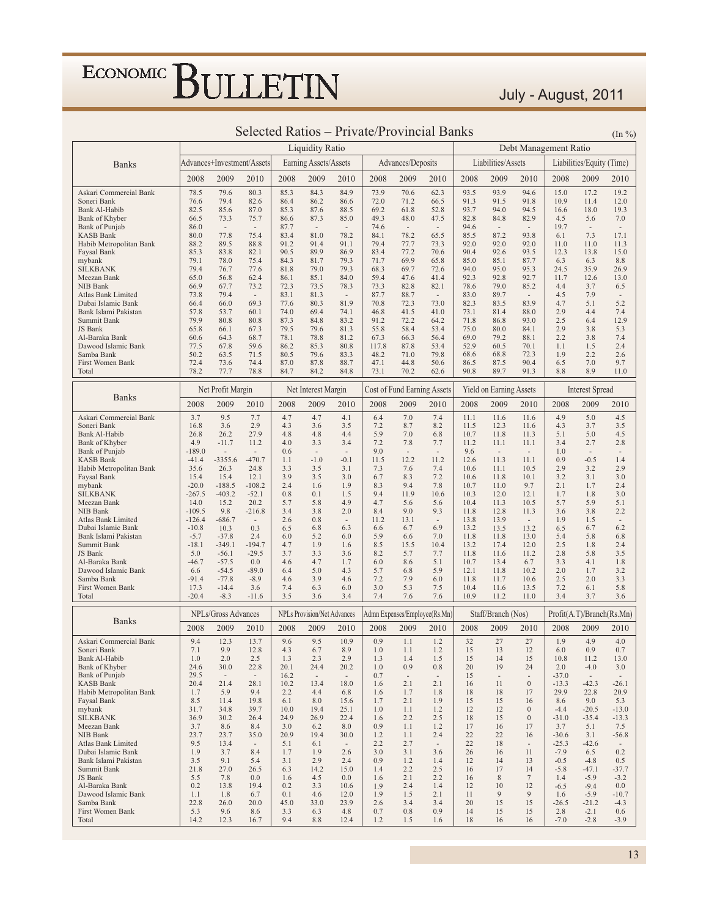## Selected Ratios – Private/Provincial Banks

(In %)

| Banks | Liquidity Ratio | | | | | | | | | Debt Management Ratio | | | | | |
|---|---|---|---|---|---|---|---|---|---|---|---|---|---|---|---|
| | Advances+Investment/Assets | | | Earning Assets/Assets | | | Advances/Deposits | | | Liabilities/Assets | | | Liabilities/Equity (Time) | | |
| | 2008 | 2009 | 2010 | 2008 | 2009 | 2010 | 2008 | 2009 | 2010 | 2008 | 2009 | 2010 | 2008 | 2009 | 2010 |
| Askari Commercial Bank | 78.5 | 79.6 | 80.3 | 85.3 | 84.3 | 84.9 | 73.9 | 70.6 | 62.3 | 93.5 | 93.9 | 94.6 | 15.0 | 17.2 | 19.2 |
| Soneri Bank | 76.6 | 79.4 | 82.6 | 86.4 | 86.2 | 86.6 | 72.0 | 71.2 | 66.5 | 91.3 | 91.5 | 91.8 | 10.9 | 11.4 | 12.0 |
| Bank Al-Habib | 82.5 | 85.6 | 87.0 | 85.3 | 87.6 | 88.5 | 69.2 | 61.8 | 52.8 | 93.7 | 94.0 | 94.5 | 16.6 | 18.0 | 19.3 |
| Bank of Khyber | 66.5 | 73.3 | 75.7 | 86.6 | 87.3 | 85.0 | 49.3 | 48.0 | 47.5 | 82.8 | 84.8 | 82.9 | 4.5 | 5.6 | 7.0 |
| Bank of Punjab | 86.0 | - | - | 87.7 | - | - | 74.6 | - | - | 94.6 | - | - | 19.7 | - | - |
| KASB Bank | 80.0 | 77.8 | 75.4 | 83.4 | 81.0 | 78.2 | 84.1 | 78.2 | 65.5 | 85.5 | 87.2 | 93.8 | 6.1 | 7.3 | 17.1 |
| Habib Metropolitan Bank | 88.2 | 89.5 | 88.8 | 91.2 | 91.4 | 91.1 | 79.4 | 77.7 | 73.3 | 92.0 | 92.0 | 92.0 | 11.0 | 11.0 | 11.3 |
| Faysal Bank | 85.3 | 83.8 | 82.1 | 90.5 | 89.9 | 86.9 | 83.4 | 77.2 | 70.6 | 90.4 | 92.6 | 93.5 | 12.3 | 13.8 | 15.0 |
| mybank | 79.1 | 78.0 | 75.4 | 84.3 | 81.7 | 79.3 | 71.7 | 69.9 | 65.8 | 85.0 | 85.1 | 87.7 | 6.3 | 6.3 | 8.8 |
| SILKBANK | 79.4 | 76.7 | 77.6 | 81.8 | 79.0 | 79.3 | 68.3 | 69.7 | 72.6 | 94.0 | 95.0 | 95.3 | 24.5 | 35.9 | 26.9 |
| Meezan Bank | 65.0 | 56.8 | 62.4 | 86.1 | 85.1 | 84.0 | 59.4 | 47.6 | 41.4 | 92.3 | 92.8 | 92.7 | 11.7 | 12.6 | 13.0 |
| NIB Bank | 66.9 | 67.7 | 73.2 | 72.3 | 73.5 | 78.3 | 73.3 | 82.8 | 82.1 | 78.6 | 79.0 | 85.2 | 4.4 | 3.7 | 6.5 |
| Atlas Bank Limited | 73.8 | 79.4 | - | 83.1 | 81.3 | - | 87.7 | 88.7 | - | 83.0 | 89.7 | - | 4.5 | 7.9 | - |
| Dubai Islamic Bank | 66.4 | 66.0 | 69.3 | 77.6 | 80.3 | 81.9 | 70.8 | 72.3 | 73.0 | 82.3 | 83.5 | 83.9 | 4.7 | 5.1 | 5.2 |
| Bank Islami Pakistan | 57.8 | 53.7 | 60.1 | 74.0 | 69.4 | 74.1 | 46.8 | 41.5 | 41.0 | 73.1 | 81.4 | 88.0 | 2.9 | 4.4 | 7.4 |
| Summit Bank | 79.9 | 80.8 | 80.8 | 87.3 | 84.8 | 83.2 | 91.2 | 72.2 | 64.2 | 71.8 | 86.8 | 93.0 | 2.5 | 6.4 | 12.9 |
| JS Bank | 65.8 | 66.1 | 67.3 | 79.5 | 79.6 | 81.3 | 55.8 | 58.4 | 53.4 | 75.0 | 80.0 | 84.1 | 2.9 | 3.8 | 5.3 |
| Al-Baraka Bank | 60.6 | 64.3 | 68.7 | 78.1 | 78.8 | 81.2 | 67.3 | 66.3 | 56.4 | 69.0 | 79.2 | 88.1 | 2.2 | 3.8 | 7.4 |
| Dawood Islamic Bank | 77.5 | 67.8 | 59.6 | 86.2 | 85.3 | 80.8 | 117.8 | 87.8 | 53.4 | 52.9 | 60.5 | 70.1 | 1.1 | 1.5 | 2.4 |
| Samba Bank | 50.2 | 63.5 | 71.5 | 80.5 | 79.6 | 83.3 | 48.2 | 71.0 | 79.8 | 68.6 | 68.8 | 72.3 | 1.9 | 2.2 | 2.6 |
| First Women Bank | 72.4 | 73.6 | 74.4 | 87.0 | 87.8 | 88.7 | 47.1 | 44.8 | 50.6 | 86.5 | 87.5 | 90.4 | 6.5 | 7.0 | 9.7 |
| Total | 78.2 | 77.7 | 78.8 | 84.7 | 84.2 | 84.8 | 73.1 | 70.2 | 62.6 | 90.8 | 89.7 | 91.3 | 8.8 | 8.9 | 11.0 |

| Banks | Net Profit Margin | | | Net Interest Margin | | | Cost of Fund Earning Assets | | | Yield on Earning Assets | | | Interest Spread | | |
|---|---|---|---|---|---|---|---|---|---|---|---|---|---|---|---|
| | 2008 | 2009 | 2010 | 2008 | 2009 | 2010 | 2008 | 2009 | 2010 | 2008 | 2009 | 2010 | 2008 | 2009 | 2010 |
| Askari Commercial Bank | 3.7 | 9.5 | 7.7 | 4.7 | 4.7 | 4.1 | 6.4 | 7.0 | 7.4 | 11.1 | 11.6 | 11.6 | 4.9 | 5.0 | 4.5 |
| Soneri Bank | 16.8 | 3.6 | 2.9 | 4.3 | 3.6 | 3.5 | 7.2 | 8.7 | 8.2 | 11.5 | 12.3 | 11.6 | 4.3 | 3.7 | 3.5 |
| Bank Al-Habib | 26.8 | 26.2 | 27.9 | 4.8 | 4.8 | 4.4 | 5.9 | 7.0 | 6.8 | 10.7 | 11.8 | 11.3 | 5.1 | 5.0 | 4.5 |
| Bank of Khyber | 4.9 | -11.7 | 11.2 | 4.0 | 3.3 | 3.4 | 7.2 | 7.8 | 7.7 | 11.2 | 11.1 | 11.1 | 3.4 | 2.7 | 2.8 |
| Bank of Punjab | -189.0 | - | - | 0.6 | - | - | 9.0 | - | - | 9.6 | - | - | 1.0 | - | - |
| KASB Bank | -41.4 | -3355.6 | -470.7 | 1.1 | -1.0 | -0.1 | 11.5 | 12.2 | 11.2 | 12.6 | 11.3 | 11.1 | 0.9 | -0.5 | 1.4 |
| Habib Metropolitan Bank | 35.6 | 26.3 | 24.8 | 3.3 | 3.5 | 3.1 | 7.3 | 7.6 | 7.4 | 10.6 | 11.1 | 10.5 | 2.9 | 3.2 | 2.9 |
| Faysal Bank | 15.4 | 15.4 | 12.1 | 3.9 | 3.5 | 3.0 | 6.7 | 8.3 | 7.2 | 10.6 | 11.8 | 10.1 | 3.2 | 3.1 | 3.0 |
| mybank | -20.0 | -188.5 | -108.2 | 2.4 | 1.6 | 1.9 | 8.3 | 9.4 | 7.8 | 10.7 | 11.0 | 9.7 | 2.1 | 1.7 | 2.4 |
| SILKBANK | -267.5 | -403.2 | -52.1 | 0.8 | 0.1 | 1.5 | 9.4 | 11.9 | 10.6 | 10.3 | 12.0 | 12.1 | 1.7 | 1.8 | 3.0 |
| Meezan Bank | 14.0 | 15.2 | 20.2 | 5.7 | 5.8 | 4.9 | 4.7 | 5.6 | 5.6 | 10.4 | 11.3 | 10.5 | 5.7 | 5.9 | 5.1 |
| NIB Bank | -109.5 | 9.8 | -216.8 | 3.4 | 3.8 | 2.0 | 8.4 | 9.0 | 9.3 | 11.8 | 12.8 | 11.3 | 3.6 | 3.8 | 2.2 |
| Atlas Bank Limited | -126.4 | -686.7 | - | 2.6 | 0.8 | - | 11.2 | 13.1 | - | 13.8 | 13.9 | - | 1.9 | 1.5 | - |
| Dubai Islamic Bank | -10.8 | 10.3 | 0.3 | 6.5 | 6.8 | 6.3 | 6.6 | 6.7 | 6.9 | 13.2 | 13.5 | 13.2 | 6.5 | 6.7 | 6.2 |
| Bank Islami Pakistan | -5.7 | -37.8 | 2.4 | 6.0 | 5.2 | 6.0 | 5.9 | 6.6 | 7.0 | 11.8 | 11.8 | 13.0 | 5.4 | 5.8 | 6.8 |
| Summit Bank | -18.1 | -349.1 | -194.7 | 4.7 | 1.9 | 1.6 | 8.5 | 15.5 | 10.4 | 13.2 | 17.4 | 12.0 | 2.5 | 1.8 | 2.4 |
| JS Bank | 5.0 | -56.1 | -29.5 | 3.7 | 3.3 | 3.6 | 8.2 | 5.7 | 7.7 | 11.8 | 11.6 | 11.2 | 2.8 | 5.8 | 3.5 |
| Al-Baraka Bank | -46.7 | -57.5 | 0.0 | 4.6 | 4.7 | 1.7 | 6.0 | 8.6 | 5.1 | 10.7 | 13.4 | 6.7 | 3.3 | 4.1 | 1.8 |
| Dawood Islamic Bank | 6.6 | -54.5 | -89.0 | 6.4 | 5.0 | 4.3 | 5.7 | 6.8 | 5.9 | 12.1 | 11.8 | 10.2 | 2.0 | 1.7 | 3.2 |
| Samba Bank | -91.4 | -77.8 | -8.9 | 4.6 | 3.9 | 4.6 | 7.2 | 7.9 | 6.0 | 11.8 | 11.7 | 10.6 | 2.5 | 2.0 | 3.3 |
| First Women Bank | 17.3 | -14.4 | 3.6 | 7.4 | 6.3 | 6.0 | 3.0 | 5.3 | 7.5 | 10.4 | 11.6 | 13.5 | 7.2 | 6.1 | 5.8 |
| Total | -20.4 | -8.3 | -11.6 | 3.5 | 3.6 | 3.4 | 7.4 | 7.6 | 7.6 | 10.9 | 11.2 | 11.0 | 3.4 | 3.7 | 3.6 |

| Banks | NPLs/Gross Advances | | | NPLs Provision/Net Advances | | | Admn Expenses/Employee(Rs.Mn) | | | Staff/Branch (Nos) | | | Profit(A.T)/Branch(Rs.Mn) | | |
|---|---|---|---|---|---|---|---|---|---|---|---|---|---|---|---|
| | 2008 | 2009 | 2010 | 2008 | 2009 | 2010 | 2008 | 2009 | 2010 | 2008 | 2009 | 2010 | 2008 | 2009 | 2010 |
| Askari Commercial Bank | 9.4 | 12.3 | 13.7 | 9.6 | 9.5 | 10.9 | 0.9 | 1.1 | 1.2 | 32 | 27 | 27 | 1.9 | 4.9 | 4.0 |
| Soneri Bank | 7.1 | 9.9 | 12.8 | 4.3 | 6.7 | 8.9 | 1.0 | 1.1 | 1.2 | 15 | 13 | 12 | 6.0 | 0.9 | 0.7 |
| Bank Al-Habib | 1.0 | 2.0 | 2.5 | 1.3 | 2.3 | 2.9 | 1.3 | 1.4 | 1.5 | 15 | 14 | 15 | 10.8 | 11.2 | 13.0 |
| Bank of Khyber | 24.6 | 30.0 | 22.8 | 20.1 | 24.4 | 20.2 | 1.0 | 0.9 | 0.8 | 20 | 19 | 24 | 2.0 | -4.0 | 3.0 |
| Bank of Punjab | 29.5 | - | - | 16.2 | - | - | 0.7 | - | - | 15 | - | - | -37.0 | - | - |
| KASB Bank | 20.4 | 21.4 | 28.1 | 10.2 | 13.4 | 18.0 | 1.6 | 2.1 | 2.1 | 16 | 11 | 0 | -13.3 | -42.3 | -26.1 |
| Habib Metropolitan Bank | 1.7 | 5.9 | 9.4 | 2.2 | 4.4 | 6.8 | 1.6 | 1.7 | 1.8 | 18 | 18 | 17 | 29.9 | 22.8 | 20.9 |
| Faysal Bank | 8.5 | 11.4 | 19.8 | 6.1 | 8.0 | 15.6 | 1.7 | 2.1 | 1.9 | 15 | 15 | 16 | 8.6 | 9.0 | 5.3 |
| mybank | 31.7 | 34.8 | 39.7 | 10.0 | 19.4 | 25.1 | 1.0 | 1.1 | 1.2 | 12 | 12 | 0 | -4.4 | -20.5 | -13.0 |
| SILKBANK | 36.9 | 30.2 | 26.4 | 24.9 | 26.9 | 22.4 | 1.6 | 2.2 | 2.5 | 18 | 15 | 0 | -31.0 | -35.4 | -13.3 |
| Meezan Bank | 3.7 | 8.6 | 8.4 | 3.0 | 6.2 | 8.0 | 0.9 | 1.1 | 1.2 | 17 | 16 | 17 | 3.7 | 5.1 | 7.5 |
| NIB Bank | 23.7 | 23.7 | 35.0 | 20.9 | 19.4 | 30.0 | 1.2 | 1.1 | 2.4 | 22 | 22 | 16 | -30.6 | 3.1 | -56.8 |
| Atlas Bank Limited | 9.5 | 13.4 | - | 5.1 | 6.1 | - | 2.2 | 2.7 | - | 22 | 18 | - | -25.3 | -42.6 | - |
| Dubai Islamic Bank | 1.9 | 3.7 | 8.4 | 1.7 | 1.9 | 2.6 | 3.0 | 3.1 | 3.6 | 26 | 16 | 11 | -7.9 | 6.5 | 0.2 |
| Bank Islami Pakistan | 3.5 | 9.1 | 5.4 | 3.1 | 2.9 | 2.4 | 0.9 | 1.2 | 1.4 | 12 | 14 | 13 | -0.5 | -4.8 | 0.5 |
| Summit Bank | 21.8 | 27.0 | 26.5 | 6.3 | 14.2 | 15.0 | 1.4 | 2.2 | 2.5 | 16 | 17 | 14 | -5.8 | -47.1 | -37.7 |
| JS Bank | 5.5 | 7.8 | 0.0 | 1.6 | 4.5 | 0.0 | 1.6 | 2.1 | 2.2 | 16 | 8 | 7 | 1.4 | -5.9 | -3.2 |
| Al-Baraka Bank | 0.2 | 13.8 | 19.4 | 0.2 | 3.3 | 10.6 | 1.9 | 2.4 | 1.4 | 12 | 10 | 12 | -6.5 | -9.4 | 0.0 |
| Dawood Islamic Bank | 1.1 | 1.8 | 6.7 | 0.1 | 4.6 | 12.0 | 1.9 | 1.5 | 2.1 | 11 | 9 | 9 | 1.6 | -5.9 | -10.7 |
| Samba Bank | 22.8 | 26.0 | 20.0 | 45.0 | 33.0 | 23.9 | 2.6 | 3.4 | 3.4 | 20 | 15 | 15 | -26.5 | -21.2 | -4.3 |
| First Women Bank | 5.3 | 9.6 | 8.6 | 3.3 | 6.3 | 4.8 | 0.7 | 0.8 | 0.9 | 14 | 15 | 15 | 2.8 | -2.1 | 0.6 |
| Total | 14.2 | 12.3 | 16.7 | 9.4 | 8.8 | 12.4 | 1.2 | 1.5 | 1.6 | 18 | 16 | 16 | -7.0 | -2.8 | -3.9 |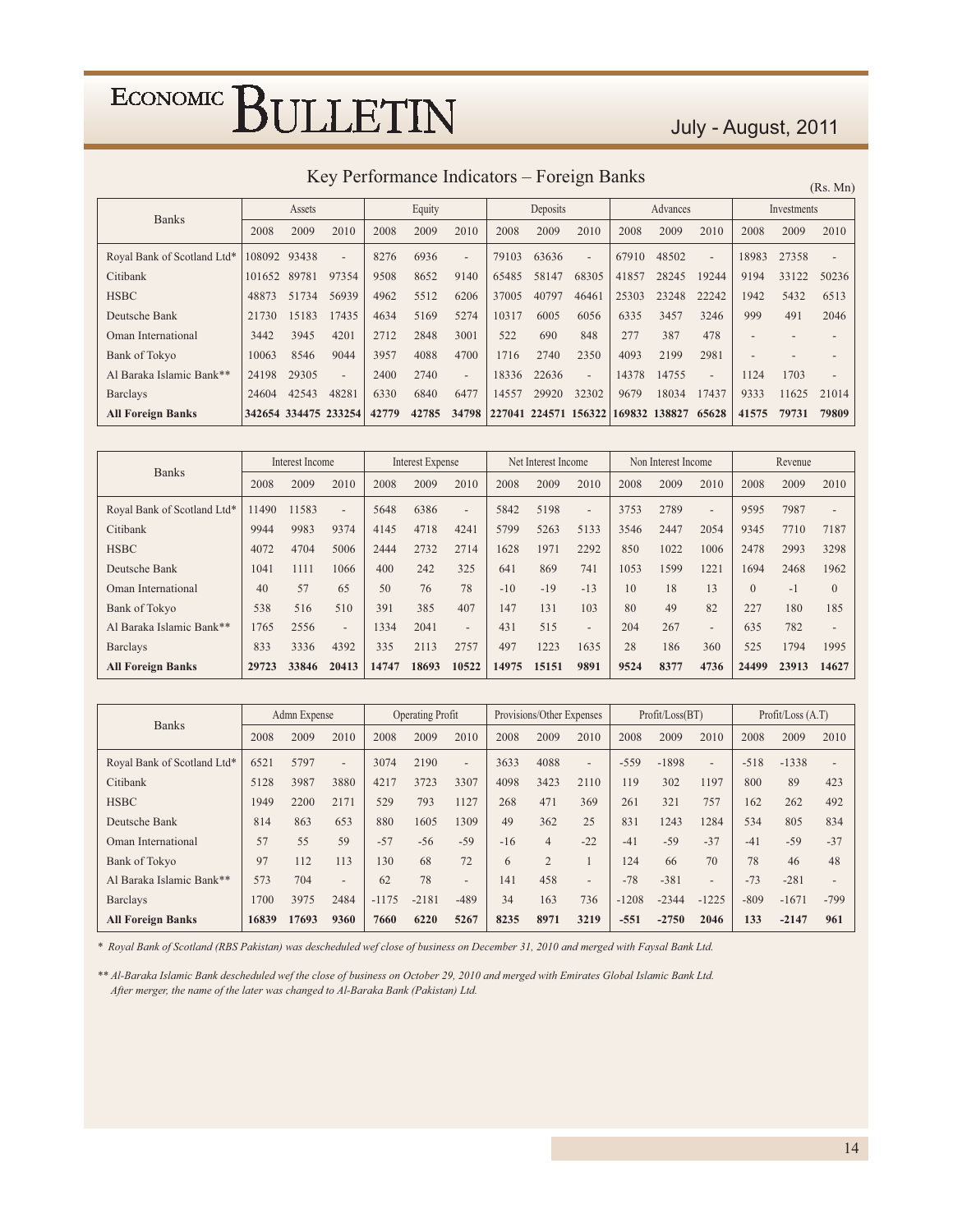## Key Performance Indicators – Foreign Banks

(Rs. Mn)

| Banks | Assets | | | Equity | | | Deposits | | | Advances | | | Investments | | |
|---|---|---|---|---|---|---|---|---|---|---|---|---|---|---|---|
| | 2008 | 2009 | 2010 | 2008 | 2009 | 2010 | 2008 | 2009 | 2010 | 2008 | 2009 | 2010 | 2008 | 2009 | 2010 |
| Royal Bank of Scotland Ltd* | 108092 | 93438 | - | 8276 | 6936 | - | 79103 | 63636 | - | 67910 | 48502 | - | 18983 | 27358 | - |
| Citibank | 101652 | 89781 | 97354 | 9508 | 8652 | 9140 | 65485 | 58147 | 68305 | 41857 | 28245 | 19244 | 9194 | 33122 | 50236 |
| HSBC | 48873 | 51734 | 56939 | 4962 | 5512 | 6206 | 37005 | 40797 | 46461 | 25303 | 23248 | 22242 | 1942 | 5432 | 6513 |
| Deutsche Bank | 21730 | 15183 | 17435 | 4634 | 5169 | 5274 | 10317 | 6005 | 6056 | 6335 | 3457 | 3246 | 999 | 491 | 2046 |
| Oman International | 3442 | 3945 | 4201 | 2712 | 2848 | 3001 | 522 | 690 | 848 | 277 | 387 | 478 | - | - | - |
| Bank of Tokyo | 10063 | 8546 | 9044 | 3957 | 4088 | 4700 | 1716 | 2740 | 2350 | 4093 | 2199 | 2981 | - | - | - |
| Al Baraka Islamic Bank** | 24198 | 29305 | - | 2400 | 2740 | - | 18336 | 22636 | - | 14378 | 14755 | - | 1124 | 1703 | - |
| Barclays | 24604 | 42543 | 48281 | 6330 | 6840 | 6477 | 14557 | 29920 | 32302 | 9679 | 18034 | 17437 | 9333 | 11625 | 21014 |
| **All Foreign Banks** | **342654** | **334475** | **233254** | **42779** | **42785** | **34798** | **227041** | **224571** | **156322** | **169832** | **138827** | **65628** | **41575** | **79731** | **79809** |

| Banks | Interest Income | | | Interest Expense | | | Net Interest Income | | | Non Interest Income | | | Revenue | | |
|---|---|---|---|---|---|---|---|---|---|---|---|---|---|---|---|
| | 2008 | 2009 | 2010 | 2008 | 2009 | 2010 | 2008 | 2009 | 2010 | 2008 | 2009 | 2010 | 2008 | 2009 | 2010 |
| Royal Bank of Scotland Ltd* | 11490 | 11583 | - | 5648 | 6386 | - | 5842 | 5198 | - | 3753 | 2789 | - | 9595 | 7987 | - |
| Citibank | 9944 | 9983 | 9374 | 4145 | 4718 | 4241 | 5799 | 5263 | 5133 | 3546 | 2447 | 2054 | 9345 | 7710 | 7187 |
| HSBC | 4072 | 4704 | 5006 | 2444 | 2732 | 2714 | 1628 | 1971 | 2292 | 850 | 1022 | 1006 | 2478 | 2993 | 3298 |
| Deutsche Bank | 1041 | 1111 | 1066 | 400 | 242 | 325 | 641 | 869 | 741 | 1053 | 1599 | 1221 | 1694 | 2468 | 1962 |
| Oman International | 40 | 57 | 65 | 50 | 76 | 78 | -10 | -19 | -13 | 10 | 18 | 13 | 0 | -1 | 0 |
| Bank of Tokyo | 538 | 516 | 510 | 391 | 385 | 407 | 147 | 131 | 103 | 80 | 49 | 82 | 227 | 180 | 185 |
| Al Baraka Islamic Bank** | 1765 | 2556 | - | 1334 | 2041 | - | 431 | 515 | - | 204 | 267 | - | 635 | 782 | - |
| Barclays | 833 | 3336 | 4392 | 335 | 2113 | 2757 | 497 | 1223 | 1635 | 28 | 186 | 360 | 525 | 1794 | 1995 |
| **All Foreign Banks** | **29723** | **33846** | **20413** | **14747** | **18693** | **10522** | **14975** | **15151** | **9891** | **9524** | **8377** | **4736** | **24499** | **23913** | **14627** |

| Banks | Admn Expense | | | Operating Profit | | | Provisions/Other Expenses | | | Profit/Loss(BT) | | | Profit/Loss (A.T) | | |
|---|---|---|---|---|---|---|---|---|---|---|---|---|---|---|---|
| | 2008 | 2009 | 2010 | 2008 | 2009 | 2010 | 2008 | 2009 | 2010 | 2008 | 2009 | 2010 | 2008 | 2009 | 2010 |
| Royal Bank of Scotland Ltd* | 6521 | 5797 | - | 3074 | 2190 | - | 3633 | 4088 | - | -559 | -1898 | - | -518 | -1338 | - |
| Citibank | 5128 | 3987 | 3880 | 4217 | 3723 | 3307 | 4098 | 3423 | 2110 | 119 | 302 | 1197 | 800 | 89 | 423 |
| HSBC | 1949 | 2200 | 2171 | 529 | 793 | 1127 | 268 | 471 | 369 | 261 | 321 | 757 | 162 | 262 | 492 |
| Deutsche Bank | 814 | 863 | 653 | 880 | 1605 | 1309 | 49 | 362 | 25 | 831 | 1243 | 1284 | 534 | 805 | 834 |
| Oman International | 57 | 55 | 59 | -57 | -56 | -59 | -16 | 4 | -22 | -41 | -59 | -37 | -41 | -59 | -37 |
| Bank of Tokyo | 97 | 112 | 113 | 130 | 68 | 72 | 6 | 2 | 1 | 124 | 66 | 70 | 78 | 46 | 48 |
| Al Baraka Islamic Bank** | 573 | 704 | - | 62 | 78 | - | 141 | 458 | - | -78 | -381 | - | -73 | -281 | - |
| Barclays | 1700 | 3975 | 2484 | -1175 | -2181 | -489 | 34 | 163 | 736 | -1208 | -2344 | -1225 | -809 | -1671 | -799 |
| **All Foreign Banks** | **16839** | **17693** | **9360** | **7660** | **6220** | **5267** | **8235** | **8971** | **3219** | **-551** | **-2750** | **2046** | **133** | **-2147** | **961** |

*\* Royal Bank of Scotland (RBS Pakistan) was descheduled wef close of business on December 31, 2010 and merged with Faysal Bank Ltd.*

*\*\* Al-Baraka Islamic Bank descheduled wef the close of business on October 29, 2010 and merged with Emirates Global Islamic Bank Ltd. After merger, the name of the later was changed to Al-Baraka Bank (Pakistan) Ltd.*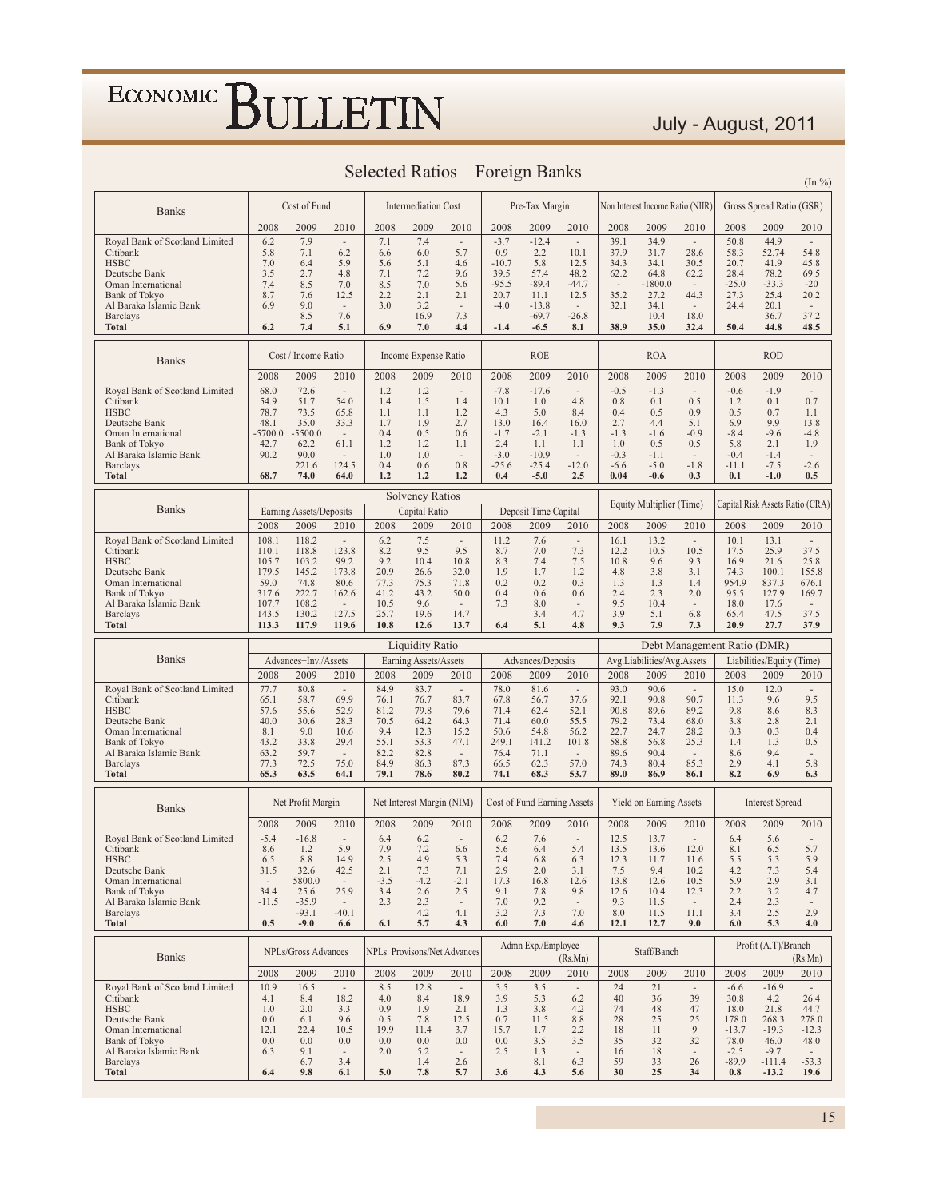## Selected Ratios – Foreign Banks

(In %)

| Banks | Cost of Fund | | | Intermediation Cost | | | Pre-Tax Margin | | | Non Interest Income Ratio (NIIR) | | | Gross Spread Ratio (GSR) | | |
|---|---|---|---|---|---|---|---|---|---|---|---|---|---|---|---|
| | 2008 | 2009 | 2010 | 2008 | 2009 | 2010 | 2008 | 2009 | 2010 | 2008 | 2009 | 2010 | 2008 | 2009 | 2010 |
| Royal Bank of Scotland Limited | 6.2 | 7.9 | - | 7.1 | 7.4 | - | -3.7 | -12.4 | - | 39.1 | 34.9 | - | 50.8 | 44.9 | - |
| Citibank | 5.8 | 7.1 | 6.2 | 6.6 | 6.0 | 5.7 | 0.9 | 2.2 | 10.1 | 37.9 | 31.7 | 28.6 | 58.3 | 52.74 | 54.8 |
| HSBC | 7.0 | 6.4 | 5.9 | 5.6 | 5.1 | 4.6 | -10.7 | 5.8 | 12.5 | 34.3 | 34.1 | 30.5 | 20.7 | 41.9 | 45.8 |
| Deutsche Bank | 3.5 | 2.7 | 4.8 | 7.1 | 7.2 | 9.6 | 39.5 | 57.4 | 48.2 | 62.2 | 64.8 | 62.2 | 28.4 | 78.2 | 69.5 |
| Oman International | 7.4 | 8.5 | 7.0 | 8.5 | 7.0 | 5.6 | -95.5 | -89.4 | -44.7 | - | -1800.0 | - | -25.0 | -33.3 | -20 |
| Bank of Tokyo | 8.7 | 7.6 | 12.5 | 2.2 | 2.1 | 2.1 | 20.7 | 11.1 | 12.5 | 35.2 | 27.2 | 44.3 | 27.3 | 25.4 | 20.2 |
| Al Baraka Islamic Bank | 6.9 | 9.0 | - | 3.0 | 3.2 | - | -4.0 | -13.8 | - | 32.1 | 34.1 | - | 24.4 | 20.1 | - |
| Barclays | | 8.5 | 7.6 | | 16.9 | 7.3 | | -69.7 | -26.8 | | 10.4 | 18.0 | | 36.7 | 37.2 |
| **Total** | **6.2** | **7.4** | **5.1** | **6.9** | **7.0** | **4.4** | **-1.4** | **-6.5** | **8.1** | **38.9** | **35.0** | **32.4** | **50.4** | **44.8** | **48.5** |

| Banks | Cost / Income Ratio | | | Income Expense Ratio | | | ROE | | | ROA | | | ROD | | |
|---|---|---|---|---|---|---|---|---|---|---|---|---|---|---|---|
| | 2008 | 2009 | 2010 | 2008 | 2009 | 2010 | 2008 | 2009 | 2010 | 2008 | 2009 | 2010 | 2008 | 2009 | 2010 |
| Royal Bank of Scotland Limited | 68.0 | 72.6 | - | 1.2 | 1.2 | - | -7.8 | -17.6 | - | -0.5 | -1.3 | - | -0.6 | -1.9 | - |
| Citibank | 54.9 | 51.7 | 54.0 | 1.4 | 1.5 | 1.4 | 10.1 | 1.0 | 4.8 | 0.8 | 0.1 | 0.5 | 1.2 | 0.1 | 0.7 |
| HSBC | 78.7 | 73.5 | 65.8 | 1.1 | 1.1 | 1.2 | 4.3 | 5.0 | 8.4 | 0.4 | 0.5 | 0.9 | 0.5 | 0.7 | 1.1 |
| Deutsche Bank | 48.1 | 35.0 | 33.3 | 1.7 | 1.9 | 2.7 | 13.0 | 16.4 | 16.0 | 2.7 | 4.4 | 5.1 | 6.9 | 9.9 | 13.8 |
| Oman International | -5700.0 | -5500.0 | - | 0.4 | 0.5 | 0.6 | -1.7 | -2.1 | -1.3 | -1.3 | -1.6 | -0.9 | -8.4 | -9.6 | -4.8 |
| Bank of Tokyo | 42.7 | 62.2 | 61.1 | 1.2 | 1.2 | 1.1 | 2.4 | 1.1 | 1.1 | 1.0 | 0.5 | 0.5 | 5.8 | 2.1 | 1.9 |
| Al Baraka Islamic Bank | 90.2 | 90.0 | - | 1.0 | 1.0 | - | -3.0 | -10.9 | - | -0.3 | -1.1 | - | -0.4 | -1.4 | - |
| Barclays | | 221.6 | 124.5 | 0.4 | 0.6 | 0.8 | -25.6 | -25.4 | -12.0 | -6.6 | -5.0 | -1.8 | -11.1 | -7.5 | -2.6 |
| **Total** | **68.7** | **74.0** | **64.0** | **1.2** | **1.2** | **1.2** | **0.4** | **-5.0** | **2.5** | **0.04** | **-0.6** | **0.3** | **0.1** | **-1.0** | **0.5** |

| Banks | Solvency Ratios | | | | | | | | | Equity Multiplier (Time) | | | Capital Risk Assets Ratio (CRA) | | |
|---|---|---|---|---|---|---|---|---|---|---|---|---|---|---|---|
| | Earning Assets/Deposits | | | Capital Ratio | | | Deposit Time Capital | | | | | | | | |
| | 2008 | 2009 | 2010 | 2008 | 2009 | 2010 | 2008 | 2009 | 2010 | 2008 | 2009 | 2010 | 2008 | 2009 | 2010 |
| Royal Bank of Scotland Limited | 108.1 | 118.2 | - | 6.2 | 7.5 | - | 11.2 | 7.6 | - | 16.1 | 13.2 | - | 10.1 | 13.1 | - |
| Citibank | 110.1 | 118.8 | 123.8 | 8.2 | 9.5 | 9.5 | 8.7 | 7.0 | 7.3 | 12.2 | 10.5 | 10.5 | 17.5 | 25.9 | 37.5 |
| HSBC | 105.7 | 103.2 | 99.2 | 9.2 | 10.4 | 10.8 | 8.3 | 7.4 | 7.5 | 10.8 | 9.6 | 9.3 | 16.9 | 21.6 | 25.8 |
| Deutsche Bank | 179.5 | 145.2 | 173.8 | 20.9 | 26.6 | 32.0 | 1.9 | 1.7 | 1.2 | 4.8 | 3.8 | 3.1 | 74.3 | 100.1 | 155.8 |
| Oman International | 59.0 | 74.8 | 80.6 | 77.3 | 75.3 | 71.8 | 0.2 | 0.2 | 0.3 | 1.3 | 1.3 | 1.4 | 954.9 | 837.3 | 676.1 |
| Bank of Tokyo | 317.6 | 222.7 | 162.6 | 41.2 | 43.2 | 50.0 | 0.4 | 0.6 | 0.6 | 2.4 | 2.3 | 2.0 | 95.5 | 127.9 | 169.7 |
| Al Baraka Islamic Bank | 107.7 | 108.2 | - | 10.5 | 9.6 | - | 7.3 | 8.0 | - | 9.5 | 10.4 | - | 18.0 | 17.6 | - |
| Barclays | 143.5 | 130.2 | 127.5 | 25.7 | 19.6 | 14.7 | | 3.4 | 4.7 | 3.9 | 5.1 | 6.8 | 65.4 | 47.5 | 37.5 |
| **Total** | **113.3** | **117.9** | **119.6** | **10.8** | **12.6** | **13.7** | **6.4** | **5.1** | **4.8** | **9.3** | **7.9** | **7.3** | **20.9** | **27.7** | **37.9** |

| Banks | Liquidity Ratio | | | | | | | | | Debt Management Ratio (DMR) | | | | | |
|---|---|---|---|---|---|---|---|---|---|---|---|---|---|---|---|
| | Advances+Inv./Assets | | | Earning Assets/Assets | | | Advances/Deposits | | | Avg.Liabilities/Avg.Assets | | | Liabilities/Equity (Time) | | |
| | 2008 | 2009 | 2010 | 2008 | 2009 | 2010 | 2008 | 2009 | 2010 | 2008 | 2009 | 2010 | 2008 | 2009 | 2010 |
| Royal Bank of Scotland Limited | 77.7 | 80.8 | - | 84.9 | 83.7 | - | 78.0 | 81.6 | - | 93.0 | 90.6 | - | 15.0 | 12.0 | - |
| Citibank | 65.1 | 58.7 | 69.9 | 76.1 | 76.7 | 83.7 | 67.8 | 56.7 | 37.6 | 92.1 | 90.8 | 90.7 | 11.3 | 9.6 | 9.5 |
| HSBC | 57.6 | 55.6 | 52.9 | 81.2 | 79.8 | 79.6 | 71.4 | 62.4 | 52.1 | 90.8 | 89.6 | 89.2 | 9.8 | 8.6 | 8.3 |
| Deutsche Bank | 40.0 | 30.6 | 28.3 | 70.5 | 64.2 | 64.3 | 71.4 | 60.0 | 55.5 | 79.2 | 73.4 | 68.0 | 3.8 | 2.8 | 2.1 |
| Oman International | 8.1 | 9.0 | 10.6 | 9.4 | 12.3 | 15.2 | 50.6 | 54.8 | 56.2 | 22.7 | 24.7 | 28.2 | 0.3 | 0.3 | 0.4 |
| Bank of Tokyo | 43.2 | 33.8 | 29.4 | 55.1 | 53.3 | 47.1 | 249.1 | 141.2 | 101.8 | 58.8 | 56.8 | 25.3 | 1.4 | 1.3 | 0.5 |
| Al Baraka Islamic Bank | 63.2 | 59.7 | - | 82.2 | 82.8 | - | 76.4 | 71.1 | - | 89.6 | 90.4 | - | 8.6 | 9.4 | - |
| Barclays | 77.3 | 72.5 | 75.0 | 84.9 | 86.3 | 87.3 | 66.5 | 62.3 | 57.0 | 74.3 | 80.4 | 85.3 | 2.9 | 4.1 | 5.8 |
| **Total** | **65.3** | **63.5** | **64.1** | **79.1** | **78.6** | **80.2** | **74.1** | **68.3** | **53.7** | **89.0** | **86.9** | **86.1** | **8.2** | **6.9** | **6.3** |

| Banks | Net Profit Margin | | | Net Interest Margin (NIM) | | | Cost of Fund Earning Assets | | | Yield on Earning Assets | | | Interest Spread | | |
|---|---|---|---|---|---|---|---|---|---|---|---|---|---|---|---|
| | 2008 | 2009 | 2010 | 2008 | 2009 | 2010 | 2008 | 2009 | 2010 | 2008 | 2009 | 2010 | 2008 | 2009 | 2010 |
| Royal Bank of Scotland Limited | -5.4 | -16.8 | - | 6.4 | 6.2 | - | 6.2 | 7.6 | - | 12.5 | 13.7 | - | 6.4 | 5.6 | - |
| Citibank | 8.6 | 1.2 | 5.9 | 7.9 | 7.2 | 6.6 | 5.6 | 6.4 | 5.4 | 13.5 | 13.6 | 12.0 | 8.1 | 6.5 | 5.7 |
| HSBC | 6.5 | 8.8 | 14.9 | 2.5 | 4.9 | 5.3 | 7.4 | 6.8 | 6.3 | 12.3 | 11.7 | 11.6 | 5.5 | 5.3 | 5.9 |
| Deutsche Bank | 31.5 | 32.6 | 42.5 | 2.1 | 7.3 | 7.1 | 2.9 | 2.0 | 3.1 | 7.5 | 9.4 | 10.2 | 4.2 | 7.3 | 5.4 |
| Oman International | - | 5800.0 | - | -3.5 | -4.2 | -2.1 | 17.3 | 16.8 | 12.6 | 13.8 | 12.6 | 10.5 | 5.9 | 2.9 | 3.1 |
| Bank of Tokyo | 34.4 | 25.6 | 25.9 | 3.4 | 2.6 | 2.5 | 9.1 | 7.8 | 9.8 | 12.6 | 10.4 | 12.3 | 2.2 | 3.2 | 4.7 |
| Al Baraka Islamic Bank | -11.5 | -35.9 | - | 2.3 | 2.3 | - | 7.0 | 9.2 | - | 9.3 | 11.5 | - | 2.4 | 2.3 | - |
| Barclays | | -93.1 | -40.1 | | 4.2 | 4.1 | 3.2 | 7.3 | 7.0 | 8.0 | 11.5 | 11.1 | 3.4 | 2.5 | 2.9 |
| **Total** | **0.5** | **-9.0** | **6.6** | **6.1** | **5.7** | **4.3** | **6.0** | **7.0** | **4.6** | **12.1** | **12.7** | **9.0** | **6.0** | **5.3** | **4.0** |

| Banks | NPLs/Gross Advances | | | NPLs Provisons/Net Advances | | | Admn Exp./Employee (Rs.Mn) | | | Staff/Banch | | | Profit (A.T)/Branch (Rs.Mn) | | |
|---|---|---|---|---|---|---|---|---|---|---|---|---|---|---|---|
| | 2008 | 2009 | 2010 | 2008 | 2009 | 2010 | 2008 | 2009 | 2010 | 2008 | 2009 | 2010 | 2008 | 2009 | 2010 |
| Royal Bank of Scotland Limited | 10.9 | 16.5 | - | 8.5 | 12.8 | - | 3.5 | 3.5 | - | 24 | 21 | - | -6.6 | -16.9 | - |
| Citibank | 4.1 | 8.4 | 18.2 | 4.0 | 8.4 | 18.9 | 3.9 | 5.3 | 6.2 | 40 | 36 | 39 | 30.8 | 4.2 | 26.4 |
| HSBC | 1.0 | 2.0 | 3.3 | 0.9 | 1.9 | 2.1 | 1.3 | 3.8 | 4.2 | 74 | 48 | 47 | 18.0 | 21.8 | 44.7 |
| Deutsche Bank | 0.0 | 6.1 | 9.6 | 0.5 | 7.8 | 12.5 | 0.7 | 11.5 | 8.8 | 28 | 25 | 25 | 178.0 | 268.3 | 278.0 |
| Oman International | 12.1 | 22.4 | 10.5 | 19.9 | 11.4 | 3.7 | 15.7 | 1.7 | 2.2 | 18 | 11 | 9 | -13.7 | -19.3 | -12.3 |
| Bank of Tokyo | 0.0 | 0.0 | 0.0 | 0.0 | 0.0 | 0.0 | 0.0 | 3.5 | 3.5 | 35 | 32 | 32 | 78.0 | 46.0 | 48.0 |
| Al Baraka Islamic Bank | 6.3 | 9.1 | - | 2.0 | 5.2 | - | 2.5 | 1.3 | - | 16 | 18 | - | -2.5 | -9.7 | - |
| Barclays | | 6.7 | 3.4 | | 1.4 | 2.6 | | 8.1 | 6.3 | 59 | 33 | 26 | -89.9 | -111.4 | -53.3 |
| **Total** | **6.4** | **9.8** | **6.1** | **5.0** | **7.8** | **5.7** | **3.6** | **4.3** | **5.6** | **30** | **25** | **34** | **0.8** | **-13.2** | **19.6** |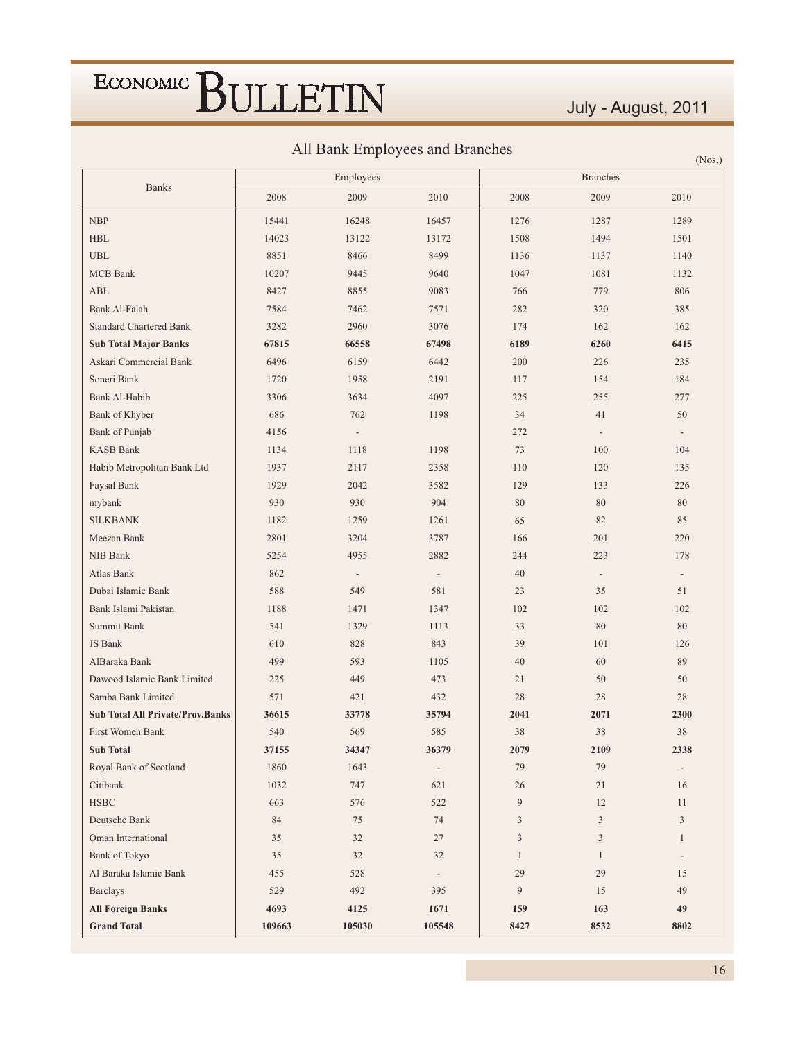# All Bank Employees and Branches

(Nos.)

| Banks | Employees | | | Branches | | |
|---|---|---|---|---|---|---|
| | 2008 | 2009 | 2010 | 2008 | 2009 | 2010 |
| NBP | 15441 | 16248 | 16457 | 1276 | 1287 | 1289 |
| HBL | 14023 | 13122 | 13172 | 1508 | 1494 | 1501 |
| UBL | 8851 | 8466 | 8499 | 1136 | 1137 | 1140 |
| MCB Bank | 10207 | 9445 | 9640 | 1047 | 1081 | 1132 |
| ABL | 8427 | 8855 | 9083 | 766 | 779 | 806 |
| Bank Al-Falah | 7584 | 7462 | 7571 | 282 | 320 | 385 |
| Standard Chartered Bank | 3282 | 2960 | 3076 | 174 | 162 | 162 |
| **Sub Total Major Banks** | **67815** | **66558** | **67498** | **6189** | **6260** | **6415** |
| Askari Commercial Bank | 6496 | 6159 | 6442 | 200 | 226 | 235 |
| Soneri Bank | 1720 | 1958 | 2191 | 117 | 154 | 184 |
| Bank Al-Habib | 3306 | 3634 | 4097 | 225 | 255 | 277 |
| Bank of Khyber | 686 | 762 | 1198 | 34 | 41 | 50 |
| Bank of Punjab | 4156 | - | | 272 | - | - |
| KASB Bank | 1134 | 1118 | 1198 | 73 | 100 | 104 |
| Habib Metropolitan Bank Ltd | 1937 | 2117 | 2358 | 110 | 120 | 135 |
| Faysal Bank | 1929 | 2042 | 3582 | 129 | 133 | 226 |
| mybank | 930 | 930 | 904 | 80 | 80 | 80 |
| SILKBANK | 1182 | 1259 | 1261 | 65 | 82 | 85 |
| Meezan Bank | 2801 | 3204 | 3787 | 166 | 201 | 220 |
| NIB Bank | 5254 | 4955 | 2882 | 244 | 223 | 178 |
| Atlas Bank | 862 | - | - | 40 | - | - |
| Dubai Islamic Bank | 588 | 549 | 581 | 23 | 35 | 51 |
| Bank Islami Pakistan | 1188 | 1471 | 1347 | 102 | 102 | 102 |
| Summit Bank | 541 | 1329 | 1113 | 33 | 80 | 80 |
| JS Bank | 610 | 828 | 843 | 39 | 101 | 126 |
| AlBaraka Bank | 499 | 593 | 1105 | 40 | 60 | 89 |
| Dawood Islamic Bank Limited | 225 | 449 | 473 | 21 | 50 | 50 |
| Samba Bank Limited | 571 | 421 | 432 | 28 | 28 | 28 |
| **Sub Total All Private/Prov.Banks** | **36615** | **33778** | **35794** | **2041** | **2071** | **2300** |
| First Women Bank | 540 | 569 | 585 | 38 | 38 | 38 |
| **Sub Total** | **37155** | **34347** | **36379** | **2079** | **2109** | **2338** |
| Royal Bank of Scotland | 1860 | 1643 | - | 79 | 79 | - |
| Citibank | 1032 | 747 | 621 | 26 | 21 | 16 |
| HSBC | 663 | 576 | 522 | 9 | 12 | 11 |
| Deutsche Bank | 84 | 75 | 74 | 3 | 3 | 3 |
| Oman International | 35 | 32 | 27 | 3 | 3 | 1 |
| Bank of Tokyo | 35 | 32 | 32 | 1 | 1 | - |
| Al Baraka Islamic Bank | 455 | 528 | - | 29 | 29 | 15 |
| Barclays | 529 | 492 | 395 | 9 | 15 | 49 |
| **All Foreign Banks** | **4693** | **4125** | **1671** | **159** | **163** | **49** |
| **Grand Total** | **109663** | **105030** | **105548** | **8427** | **8532** | **8802** |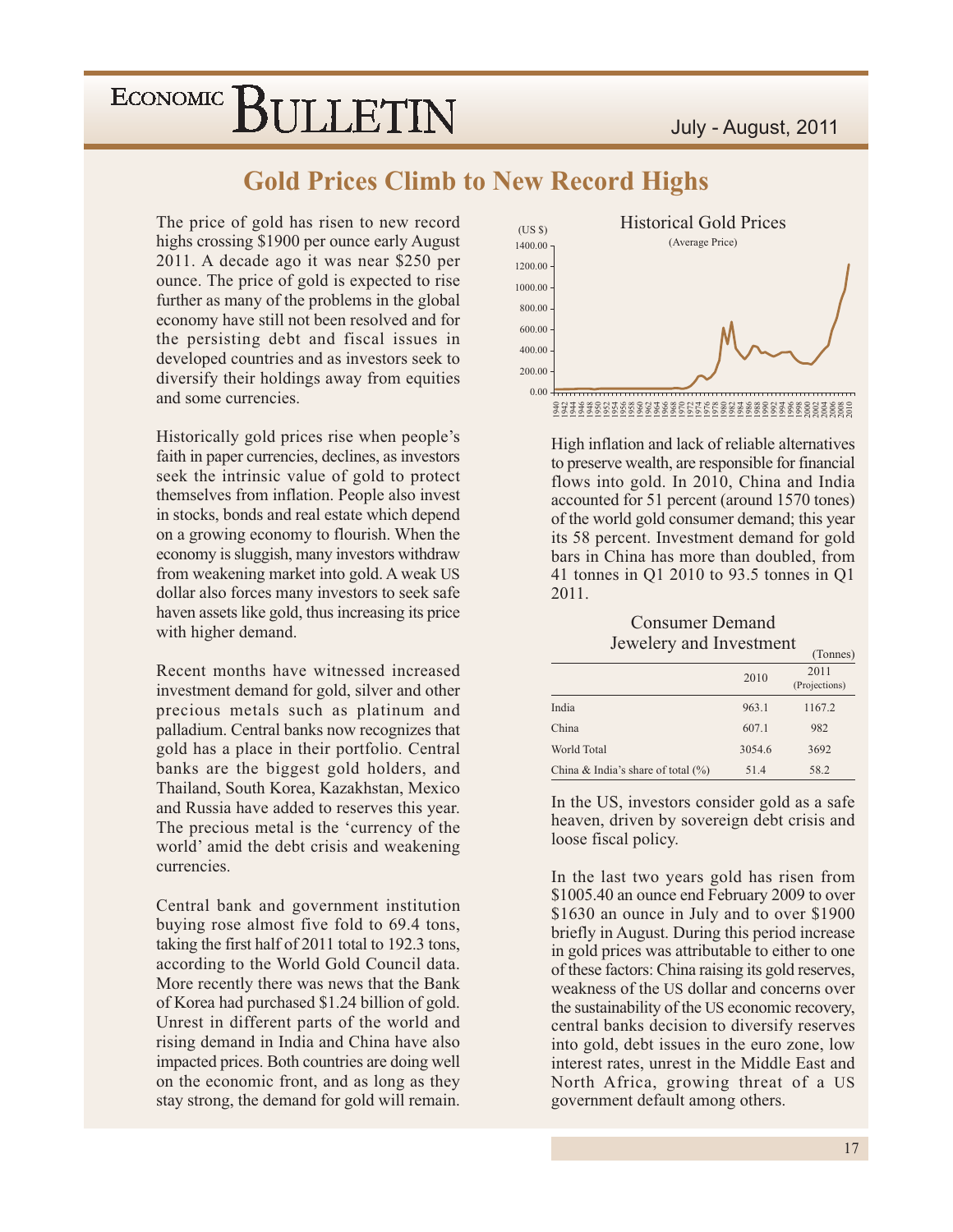# Gold Prices Climb to New Record Highs

The price of gold has risen to new record highs crossing $1900 per ounce early August 2011. A decade ago it was near $250 per ounce. The price of gold is expected to rise further as many of the problems in the global economy have still not been resolved and for the persisting debt and fiscal issues in developed countries and as investors seek to diversify their holdings away from equities and some currencies.

Historically gold prices rise when people's faith in paper currencies, declines, as investors seek the intrinsic value of gold to protect themselves from inflation. People also invest in stocks, bonds and real estate which depend on a growing economy to flourish. When the economy is sluggish, many investors withdraw from weakening market into gold. A weak US dollar also forces many investors to seek safe haven assets like gold, thus increasing its price with higher demand.

Recent months have witnessed increased investment demand for gold, silver and other precious metals such as platinum and palladium. Central banks now recognizes that gold has a place in their portfolio. Central banks are the biggest gold holders, and Thailand, South Korea, Kazakhstan, Mexico and Russia have added to reserves this year. The precious metal is the 'currency of the world' amid the debt crisis and weakening currencies.

Central bank and government institution buying rose almost five fold to 69.4 tons, taking the first half of 2011 total to 192.3 tons, according to the World Gold Council data. More recently there was news that the Bank of Korea had purchased $1.24 billion of gold. Unrest in different parts of the world and rising demand in India and China have also impacted prices. Both countries are doing well on the economic front, and as long as they stay strong, the demand for gold will remain.

Historical Gold Prices

(Average Price)

High inflation and lack of reliable alternatives to preserve wealth, are responsible for financial flows into gold. In 2010, China and India accounted for 51 percent (around 1570 tones) of the world gold consumer demand; this year its 58 percent. Investment demand for gold bars in China has more than doubled, from 41 tonnes in Q1 2010 to 93.5 tonnes in Q1 2011.

Consumer Demand
Jewelery and Investment

(Tonnes)

| | 2010 | 2011 (Projections) |
|---|---|---|
| India | 963.1 | 1167.2 |
| China | 607.1 | 982 |
| World Total | 3054.6 | 3692 |
| China & India's share of total (%) | 51.4 | 58.2 |

In the US, investors consider gold as a safe heaven, driven by sovereign debt crisis and loose fiscal policy.

In the last two years gold has risen from $1005.40 an ounce end February 2009 to over $1630 an ounce in July and to over $1900 briefly in August. During this period increase in gold prices was attributable to either to one of these factors: China raising its gold reserves, weakness of the US dollar and concerns over the sustainability of the US economic recovery, central banks decision to diversify reserves into gold, debt issues in the euro zone, low interest rates, unrest in the Middle East and North Africa, growing threat of a US government default among others.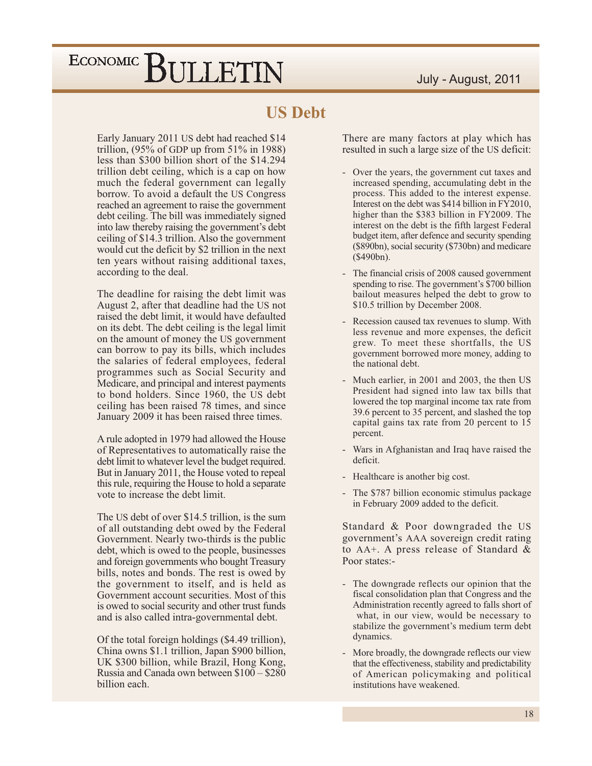# US Debt

Early January 2011 US debt had reached $14 trillion, (95% of GDP up from 51% in 1988) less than $300 billion short of the $14.294 trillion debt ceiling, which is a cap on how much the federal government can legally borrow. To avoid a default the US Congress reached an agreement to raise the government debt ceiling. The bill was immediately signed into law thereby raising the government's debt ceiling of $14.3 trillion. Also the government would cut the deficit by $2 trillion in the next ten years without raising additional taxes, according to the deal.

The deadline for raising the debt limit was August 2, after that deadline had the US not raised the debt limit, it would have defaulted on its debt. The debt ceiling is the legal limit on the amount of money the US government can borrow to pay its bills, which includes the salaries of federal employees, federal programmes such as Social Security and Medicare, and principal and interest payments to bond holders. Since 1960, the US debt ceiling has been raised 78 times, and since January 2009 it has been raised three times.

A rule adopted in 1979 had allowed the House of Representatives to automatically raise the debt limit to whatever level the budget required. But in January 2011, the House voted to repeal this rule, requiring the House to hold a separate vote to increase the debt limit.

The US debt of over $14.5 trillion, is the sum of all outstanding debt owed by the Federal Government. Nearly two-thirds is the public debt, which is owed to the people, businesses and foreign governments who bought Treasury bills, notes and bonds. The rest is owed by the government to itself, and is held as Government account securities. Most of this is owed to social security and other trust funds and is also called intra-governmental debt.

Of the total foreign holdings ($4.49 trillion), China owns $1.1 trillion, Japan $900 billion, UK $300 billion, while Brazil, Hong Kong, Russia and Canada own between $100 – $280 billion each.

There are many factors at play which has resulted in such a large size of the US deficit:

- Over the years, the government cut taxes and increased spending, accumulating debt in the process. This added to the interest expense. Interest on the debt was $414 billion in FY2010, higher than the $383 billion in FY2009. The interest on the debt is the fifth largest Federal budget item, after defence and security spending ($890bn), social security ($730bn) and medicare ($490bn).
- The financial crisis of 2008 caused government spending to rise. The government's $700 billion bailout measures helped the debt to grow to $10.5 trillion by December 2008.
- Recession caused tax revenues to slump. With less revenue and more expenses, the deficit grew. To meet these shortfalls, the US government borrowed more money, adding to the national debt.
- Much earlier, in 2001 and 2003, the then US President had signed into law tax bills that lowered the top marginal income tax rate from 39.6 percent to 35 percent, and slashed the top capital gains tax rate from 20 percent to 15 percent.
- Wars in Afghanistan and Iraq have raised the deficit.
- Healthcare is another big cost.
- The $787 billion economic stimulus package in February 2009 added to the deficit.

Standard & Poor downgraded the US government's AAA sovereign credit rating to AA+. A press release of Standard & Poor states:-

- The downgrade reflects our opinion that the fiscal consolidation plan that Congress and the Administration recently agreed to falls short of what, in our view, would be necessary to stabilize the government's medium term debt dynamics.
- More broadly, the downgrade reflects our view that the effectiveness, stability and predictability of American policymaking and political institutions have weakened.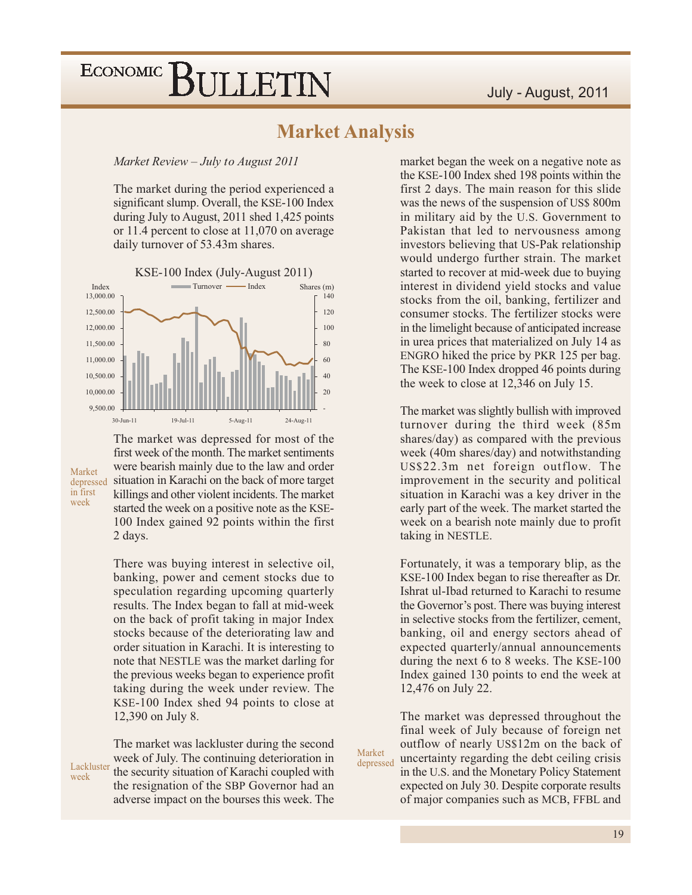## Market Analysis

*Market Review – July to August 2011*

The market during the period experienced a significant slump. Overall, the KSE-100 Index during July to August, 2011 shed 1,425 points or 11.4 percent to close at 11,070 on average daily turnover of 53.43m shares.

KSE-100 Index (July-August 2011)

Market depressed in first week

The market was depressed for most of the first week of the month. The market sentiments were bearish mainly due to the law and order situation in Karachi on the back of more target killings and other violent incidents. The market started the week on a positive note as the KSE-100 Index gained 92 points within the first 2 days.

There was buying interest in selective oil, banking, power and cement stocks due to speculation regarding upcoming quarterly results. The Index began to fall at mid-week on the back of profit taking in major Index stocks because of the deteriorating law and order situation in Karachi. It is interesting to note that NESTLE was the market darling for the previous weeks began to experience profit taking during the week under review. The KSE-100 Index shed 94 points to close at 12,390 on July 8.

Lackluster week

The market was lackluster during the second week of July. The continuing deterioration in the security situation of Karachi coupled with the resignation of the SBP Governor had an adverse impact on the bourses this week. The market began the week on a negative note as the KSE-100 Index shed 198 points within the first 2 days. The main reason for this slide was the news of the suspension of US$ 800m in military aid by the U.S. Government to Pakistan that led to nervousness among investors believing that US-Pak relationship would undergo further strain. The market started to recover at mid-week due to buying interest in dividend yield stocks and value stocks from the oil, banking, fertilizer and consumer stocks. The fertilizer stocks were in the limelight because of anticipated increase in urea prices that materialized on July 14 as ENGRO hiked the price by PKR 125 per bag. The KSE-100 Index dropped 46 points during the week to close at 12,346 on July 15.

The market was slightly bullish with improved turnover during the third week (85m shares/day) as compared with the previous week (40m shares/day) and notwithstanding US$22.3m net foreign outflow. The improvement in the security and political situation in Karachi was a key driver in the early part of the week. The market started the week on a bearish note mainly due to profit taking in NESTLE.

Fortunately, it was a temporary blip, as the KSE-100 Index began to rise thereafter as Dr. Ishrat ul-Ibad returned to Karachi to resume the Governor's post. There was buying interest in selective stocks from the fertilizer, cement, banking, oil and energy sectors ahead of expected quarterly/annual announcements during the next 6 to 8 weeks. The KSE-100 Index gained 130 points to end the week at 12,476 on July 22.

Market depressed

The market was depressed throughout the final week of July because of foreign net outflow of nearly US$12m on the back of uncertainty regarding the debt ceiling crisis in the U.S. and the Monetary Policy Statement expected on July 30. Despite corporate results of major companies such as MCB, FFBL and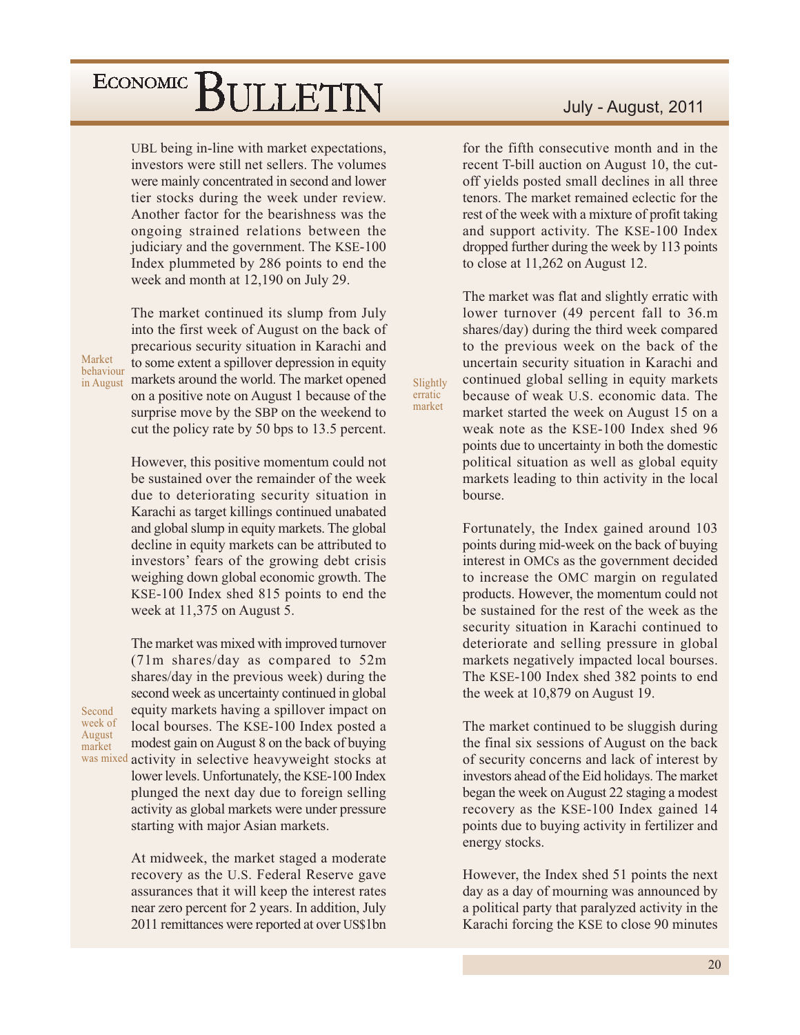UBL being in-line with market expectations, investors were still net sellers. The volumes were mainly concentrated in second and lower tier stocks during the week under review. Another factor for the bearishness was the ongoing strained relations between the judiciary and the government. The KSE-100 Index plummeted by 286 points to end the week and month at 12,190 on July 29.

*Market behaviour in August*

The market continued its slump from July into the first week of August on the back of precarious security situation in Karachi and to some extent a spillover depression in equity markets around the world. The market opened on a positive note on August 1 because of the surprise move by the SBP on the weekend to cut the policy rate by 50 bps to 13.5 percent.

However, this positive momentum could not be sustained over the remainder of the week due to deteriorating security situation in Karachi as target killings continued unabated and global slump in equity markets. The global decline in equity markets can be attributed to investors' fears of the growing debt crisis weighing down global economic growth. The KSE-100 Index shed 815 points to end the week at 11,375 on August 5.

*Second week of August market was mixed*

The market was mixed with improved turnover (71m shares/day as compared to 52m shares/day in the previous week) during the second week as uncertainty continued in global equity markets having a spillover impact on local bourses. The KSE-100 Index posted a modest gain on August 8 on the back of buying activity in selective heavyweight stocks at lower levels. Unfortunately, the KSE-100 Index plunged the next day due to foreign selling activity as global markets were under pressure starting with major Asian markets.

At midweek, the market staged a moderate recovery as the U.S. Federal Reserve gave assurances that it will keep the interest rates near zero percent for 2 years. In addition, July 2011 remittances were reported at over US$1bn for the fifth consecutive month and in the recent T-bill auction on August 10, the cut-off yields posted small declines in all three tenors. The market remained eclectic for the rest of the week with a mixture of profit taking and support activity. The KSE-100 Index dropped further during the week by 113 points to close at 11,262 on August 12.

*Slightly erratic market*

The market was flat and slightly erratic with lower turnover (49 percent fall to 36.m shares/day) during the third week compared to the previous week on the back of the uncertain security situation in Karachi and continued global selling in equity markets because of weak U.S. economic data. The market started the week on August 15 on a weak note as the KSE-100 Index shed 96 points due to uncertainty in both the domestic political situation as well as global equity markets leading to thin activity in the local bourse.

Fortunately, the Index gained around 103 points during mid-week on the back of buying interest in OMCs as the government decided to increase the OMC margin on regulated products. However, the momentum could not be sustained for the rest of the week as the security situation in Karachi continued to deteriorate and selling pressure in global markets negatively impacted local bourses. The KSE-100 Index shed 382 points to end the week at 10,879 on August 19.

The market continued to be sluggish during the final six sessions of August on the back of security concerns and lack of interest by investors ahead of the Eid holidays. The market began the week on August 22 staging a modest recovery as the KSE-100 Index gained 14 points due to buying activity in fertilizer and energy stocks.

However, the Index shed 51 points the next day as a day of mourning was announced by a political party that paralyzed activity in the Karachi forcing the KSE to close 90 minutes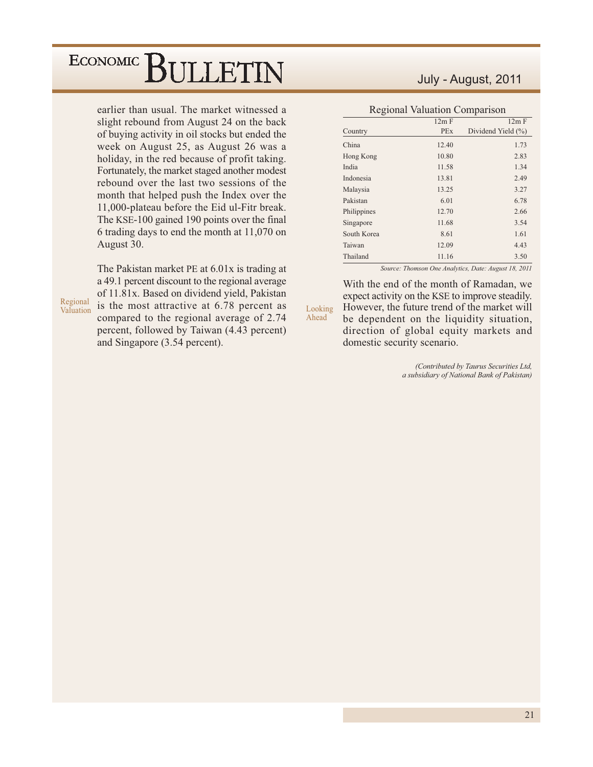earlier than usual. The market witnessed a slight rebound from August 24 on the back of buying activity in oil stocks but ended the week on August 25, as August 26 was a holiday, in the red because of profit taking. Fortunately, the market staged another modest rebound over the last two sessions of the month that helped push the Index over the 11,000-plateau before the Eid ul-Fitr break. The KSE-100 gained 190 points over the final 6 trading days to end the month at 11,070 on August 30.

Regional Valuation

The Pakistan market PE at 6.01x is trading at a 49.1 percent discount to the regional average of 11.81x. Based on dividend yield, Pakistan is the most attractive at 6.78 percent as compared to the regional average of 2.74 percent, followed by Taiwan (4.43 percent) and Singapore (3.54 percent).

Regional Valuation Comparison

| Country | 12m F PEx | 12m F Dividend Yield (%) |
|---|---|---|
| China | 12.40 | 1.73 |
| Hong Kong | 10.80 | 2.83 |
| India | 11.58 | 1.34 |
| Indonesia | 13.81 | 2.49 |
| Malaysia | 13.25 | 3.27 |
| Pakistan | 6.01 | 6.78 |
| Philippines | 12.70 | 2.66 |
| Singapore | 11.68 | 3.54 |
| South Korea | 8.61 | 1.61 |
| Taiwan | 12.09 | 4.43 |
| Thailand | 11.16 | 3.50 |

*Source: Thomson One Analytics, Date: August 18, 2011*

Looking Ahead

With the end of the month of Ramadan, we expect activity on the KSE to improve steadily. However, the future trend of the market will be dependent on the liquidity situation, direction of global equity markets and domestic security scenario.

*(Contributed by Taurus Securities Ltd, a subsidiary of National Bank of Pakistan)*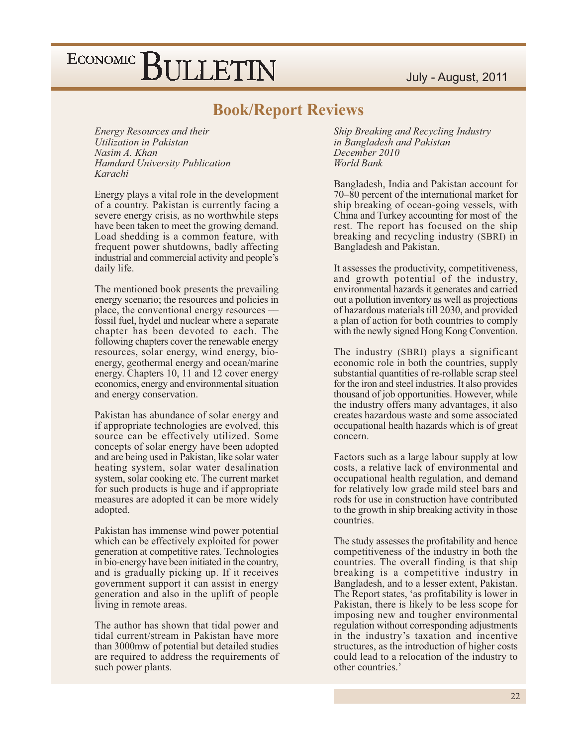## Book/Report Reviews

*Energy Resources and their Utilization in Pakistan*
*Nasim A. Khan*
*Hamdard University Publication*
*Karachi*

Energy plays a vital role in the development of a country. Pakistan is currently facing a severe energy crisis, as no worthwhile steps have been taken to meet the growing demand. Load shedding is a common feature, with frequent power shutdowns, badly affecting industrial and commercial activity and people's daily life.

The mentioned book presents the prevailing energy scenario; the resources and policies in place, the conventional energy resources — fossil fuel, hydel and nuclear where a separate chapter has been devoted to each. The following chapters cover the renewable energy resources, solar energy, wind energy, bio-energy, geothermal energy and ocean/marine energy. Chapters 10, 11 and 12 cover energy economics, energy and environmental situation and energy conservation.

Pakistan has abundance of solar energy and if appropriate technologies are evolved, this source can be effectively utilized. Some concepts of solar energy have been adopted and are being used in Pakistan, like solar water heating system, solar water desalination system, solar cooking etc. The current market for such products is huge and if appropriate measures are adopted it can be more widely adopted.

Pakistan has immense wind power potential which can be effectively exploited for power generation at competitive rates. Technologies in bio-energy have been initiated in the country, and is gradually picking up. If it receives government support it can assist in energy generation and also in the uplift of people living in remote areas.

The author has shown that tidal power and tidal current/stream in Pakistan have more than 3000mw of potential but detailed studies are required to address the requirements of such power plants.

*Ship Breaking and Recycling Industry in Bangladesh and Pakistan*
*December 2010*
*World Bank*

Bangladesh, India and Pakistan account for 70–80 percent of the international market for ship breaking of ocean-going vessels, with China and Turkey accounting for most of the rest. The report has focused on the ship breaking and recycling industry (SBRI) in Bangladesh and Pakistan.

It assesses the productivity, competitiveness, and growth potential of the industry, environmental hazards it generates and carried out a pollution inventory as well as projections of hazardous materials till 2030, and provided a plan of action for both countries to comply with the newly signed Hong Kong Convention.

The industry (SBRI) plays a significant economic role in both the countries, supply substantial quantities of re-rollable scrap steel for the iron and steel industries. It also provides thousand of job opportunities. However, while the industry offers many advantages, it also creates hazardous waste and some associated occupational health hazards which is of great concern.

Factors such as a large labour supply at low costs, a relative lack of environmental and occupational health regulation, and demand for relatively low grade mild steel bars and rods for use in construction have contributed to the growth in ship breaking activity in those countries.

The study assesses the profitability and hence competitiveness of the industry in both the countries. The overall finding is that ship breaking is a competitive industry in Bangladesh, and to a lesser extent, Pakistan. The Report states, 'as profitability is lower in Pakistan, there is likely to be less scope for imposing new and tougher environmental regulation without corresponding adjustments in the industry's taxation and incentive structures, as the introduction of higher costs could lead to a relocation of the industry to other countries.'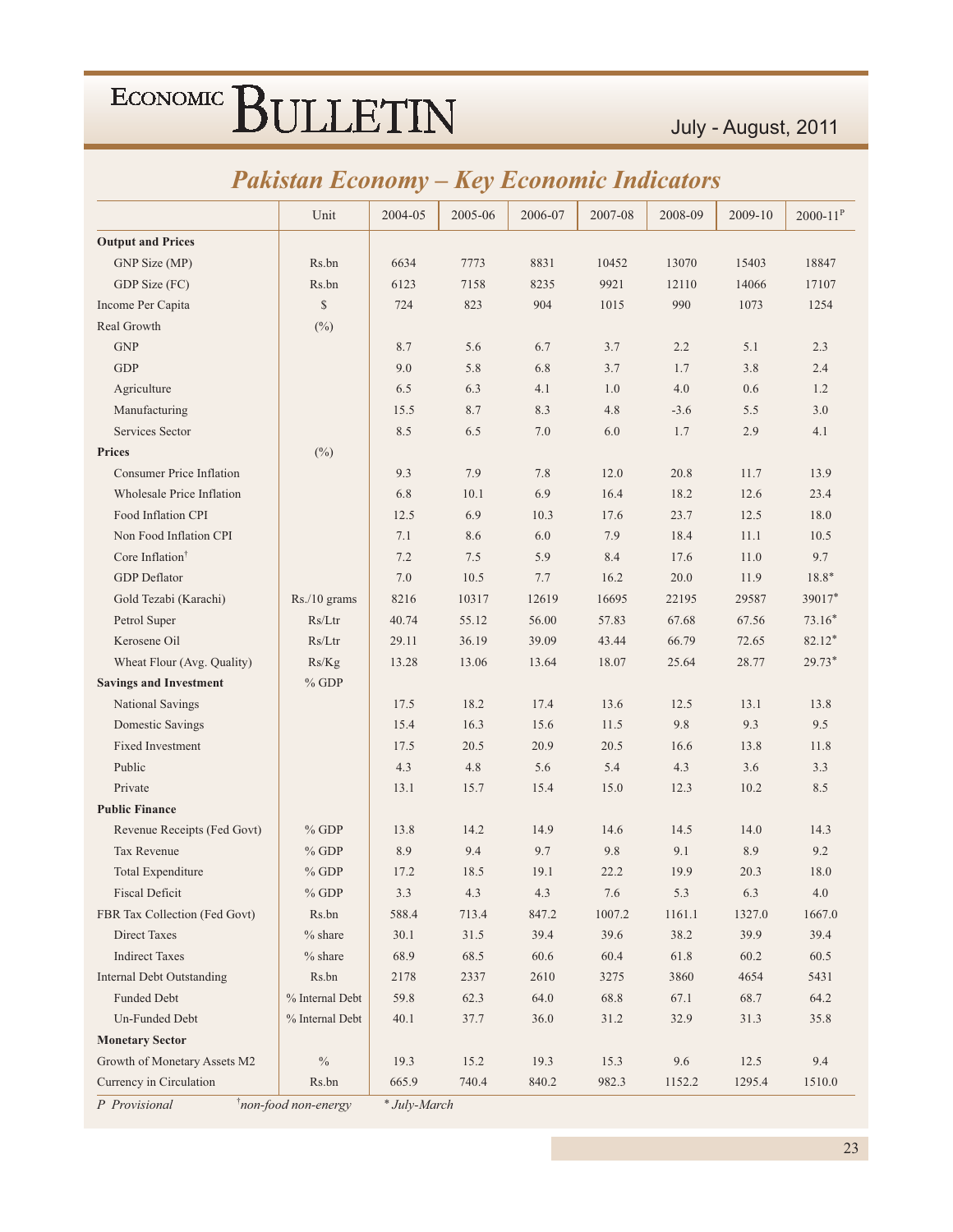## Pakistan Economy – Key Economic Indicators

| | Unit | 2004-05 | 2005-06 | 2006-07 | 2007-08 | 2008-09 | 2009-10 | 2000-11[P] |
|---|---|---|---|---|---|---|---|---|
| **Output and Prices** | | | | | | | | |
| GNP Size (MP) | Rs.bn | 6634 | 7773 | 8831 | 10452 | 13070 | 15403 | 18847 |
| GDP Size (FC) | Rs.bn | 6123 | 7158 | 8235 | 9921 | 12110 | 14066 | 17107 |
| Income Per Capita | $ | 724 | 823 | 904 | 1015 | 990 | 1073 | 1254 |
| Real Growth | (%) | | | | | | | |
| GNP | | 8.7 | 5.6 | 6.7 | 3.7 | 2.2 | 5.1 | 2.3 |
| GDP | | 9.0 | 5.8 | 6.8 | 3.7 | 1.7 | 3.8 | 2.4 |
| Agriculture | | 6.5 | 6.3 | 4.1 | 1.0 | 4.0 | 0.6 | 1.2 |
| Manufacturing | | 15.5 | 8.7 | 8.3 | 4.8 | -3.6 | 5.5 | 3.0 |
| Services Sector | | 8.5 | 6.5 | 7.0 | 6.0 | 1.7 | 2.9 | 4.1 |
| **Prices** | (%) | | | | | | | |
| Consumer Price Inflation | | 9.3 | 7.9 | 7.8 | 12.0 | 20.8 | 11.7 | 13.9 |
| Wholesale Price Inflation | | 6.8 | 10.1 | 6.9 | 16.4 | 18.2 | 12.6 | 23.4 |
| Food Inflation CPI | | 12.5 | 6.9 | 10.3 | 17.6 | 23.7 | 12.5 | 18.0 |
| Non Food Inflation CPI | | 7.1 | 8.6 | 6.0 | 7.9 | 18.4 | 11.1 | 10.5 |
| Core Inflation† | | 7.2 | 7.5 | 5.9 | 8.4 | 17.6 | 11.0 | 9.7 |
| GDP Deflator | | 7.0 | 10.5 | 7.7 | 16.2 | 20.0 | 11.9 | 18.8* |
| Gold Tezabi (Karachi) | Rs./10 grams | 8216 | 10317 | 12619 | 16695 | 22195 | 29587 | 39017* |
| Petrol Super | Rs/Ltr | 40.74 | 55.12 | 56.00 | 57.83 | 67.68 | 67.56 | 73.16* |
| Kerosene Oil | Rs/Ltr | 29.11 | 36.19 | 39.09 | 43.44 | 66.79 | 72.65 | 82.12* |
| Wheat Flour (Avg. Quality) | Rs/Kg | 13.28 | 13.06 | 13.64 | 18.07 | 25.64 | 28.77 | 29.73* |
| **Savings and Investment** | % GDP | | | | | | | |
| National Savings | | 17.5 | 18.2 | 17.4 | 13.6 | 12.5 | 13.1 | 13.8 |
| Domestic Savings | | 15.4 | 16.3 | 15.6 | 11.5 | 9.8 | 9.3 | 9.5 |
| Fixed Investment | | 17.5 | 20.5 | 20.9 | 20.5 | 16.6 | 13.8 | 11.8 |
| Public | | 4.3 | 4.8 | 5.6 | 5.4 | 4.3 | 3.6 | 3.3 |
| Private | | 13.1 | 15.7 | 15.4 | 15.0 | 12.3 | 10.2 | 8.5 |
| **Public Finance** | | | | | | | | |
| Revenue Receipts (Fed Govt) | % GDP | 13.8 | 14.2 | 14.9 | 14.6 | 14.5 | 14.0 | 14.3 |
| Tax Revenue | % GDP | 8.9 | 9.4 | 9.7 | 9.8 | 9.1 | 8.9 | 9.2 |
| Total Expenditure | % GDP | 17.2 | 18.5 | 19.1 | 22.2 | 19.9 | 20.3 | 18.0 |
| Fiscal Deficit | % GDP | 3.3 | 4.3 | 4.3 | 7.6 | 5.3 | 6.3 | 4.0 |
| FBR Tax Collection (Fed Govt) | Rs.bn | 588.4 | 713.4 | 847.2 | 1007.2 | 1161.1 | 1327.0 | 1667.0 |
| Direct Taxes | % share | 30.1 | 31.5 | 39.4 | 39.6 | 38.2 | 39.9 | 39.4 |
| Indirect Taxes | % share | 68.9 | 68.5 | 60.6 | 60.4 | 61.8 | 60.2 | 60.5 |
| Internal Debt Outstanding | Rs.bn | 2178 | 2337 | 2610 | 3275 | 3860 | 4654 | 5431 |
| Funded Debt | % Internal Debt | 59.8 | 62.3 | 64.0 | 68.8 | 67.1 | 68.7 | 64.2 |
| Un-Funded Debt | % Internal Debt | 40.1 | 37.7 | 36.0 | 31.2 | 32.9 | 31.3 | 35.8 |
| **Monetary Sector** | | | | | | | | |
| Growth of Monetary Assets M2 | % | 19.3 | 15.2 | 19.3 | 15.3 | 9.6 | 12.5 | 9.4 |
| Currency in Circulation | Rs.bn | 665.9 | 740.4 | 840.2 | 982.3 | 1152.2 | 1295.4 | 1510.0 |

*P Provisional* †*non-food non-energy* * *July-March*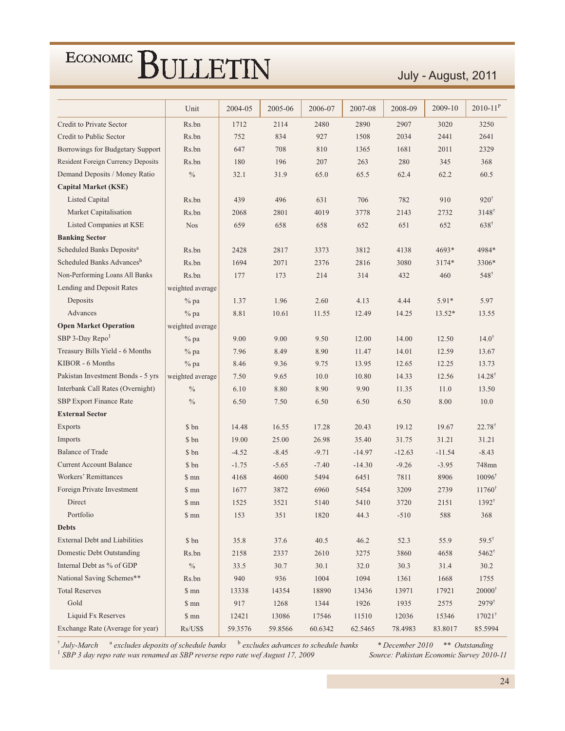| | Unit | 2004-05 | 2005-06 | 2006-07 | 2007-08 | 2008-09 | 2009-10 | 2010-11[P] |
|---|---|---|---|---|---|---|---|---|
| Credit to Private Sector | Rs.bn | 1712 | 2114 | 2480 | 2890 | 2907 | 3020 | 3250 |
| Credit to Public Sector | Rs.bn | 752 | 834 | 927 | 1508 | 2034 | 2441 | 2641 |
| Borrowings for Budgetary Support | Rs.bn | 647 | 708 | 810 | 1365 | 1681 | 2011 | 2329 |
| Resident Foreign Currency Deposits | Rs.bn | 180 | 196 | 207 | 263 | 280 | 345 | 368 |
| Demand Deposits / Money Ratio | % | 32.1 | 31.9 | 65.0 | 65.5 | 62.4 | 62.2 | 60.5 |
| **Capital Market (KSE)** | | | | | | | | |
| Listed Capital | Rs.bn | 439 | 496 | 631 | 706 | 782 | 910 | 920† |
| Market Capitalisation | Rs.bn | 2068 | 2801 | 4019 | 3778 | 2143 | 2732 | 3148† |
| Listed Companies at KSE | Nos | 659 | 658 | 658 | 652 | 651 | 652 | 638† |
| **Banking Sector** | | | | | | | | |
| Scheduled Banks Deposits[a] | Rs.bn | 2428 | 2817 | 3373 | 3812 | 4138 | 4693* | 4984* |
| Scheduled Banks Advances[b] | Rs.bn | 1694 | 2071 | 2376 | 2816 | 3080 | 3174* | 3306* |
| Non-Performing Loans All Banks | Rs.bn | 177 | 173 | 214 | 314 | 432 | 460 | 548† |
| Lending and Deposit Rates | weighted average | | | | | | | |
| Deposits | % pa | 1.37 | 1.96 | 2.60 | 4.13 | 4.44 | 5.91* | 5.97 |
| Advances | % pa | 8.81 | 10.61 | 11.55 | 12.49 | 14.25 | 13.52* | 13.55 |
| **Open Market Operation** | weighted average | | | | | | | |
| SBP 3-Day Repo[1] | % pa | 9.00 | 9.00 | 9.50 | 12.00 | 14.00 | 12.50 | 14.0† |
| Treasury Bills Yield - 6 Months | % pa | 7.96 | 8.49 | 8.90 | 11.47 | 14.01 | 12.59 | 13.67 |
| KIBOR - 6 Months | % pa | 8.46 | 9.36 | 9.75 | 13.95 | 12.65 | 12.25 | 13.73 |
| Pakistan Investment Bonds - 5 yrs | weighted average | 7.50 | 9.65 | 10.0 | 10.80 | 14.33 | 12.56 | 14.28† |
| Interbank Call Rates (Overnight) | % | 6.10 | 8.80 | 8.90 | 9.90 | 11.35 | 11.0 | 13.50 |
| SBP Export Finance Rate | % | 6.50 | 7.50 | 6.50 | 6.50 | 6.50 | 8.00 | 10.0 |
| **External Sector** | | | | | | | | |
| Exports | $ bn | 14.48 | 16.55 | 17.28 | 20.43 | 19.12 | 19.67 | 22.78† |
| Imports | $ bn | 19.00 | 25.00 | 26.98 | 35.40 | 31.75 | 31.21 | 31.21 |
| Balance of Trade | $ bn | -4.52 | -8.45 | -9.71 | -14.97 | -12.63 | -11.54 | -8.43 |
| Current Account Balance | $ bn | -1.75 | -5.65 | -7.40 | -14.30 | -9.26 | -3.95 | 748mn |
| Workers' Remittances | $ mn | 4168 | 4600 | 5494 | 6451 | 7811 | 8906 | 10096† |
| Foreign Private Investment | $ mn | 1677 | 3872 | 6960 | 5454 | 3209 | 2739 | 11760† |
| Direct | $ mn | 1525 | 3521 | 5140 | 5410 | 3720 | 2151 | 1392† |
| Portfolio | $ mn | 153 | 351 | 1820 | 44.3 | -510 | 588 | 368 |
| **Debts** | | | | | | | | |
| External Debt and Liabilities | $ bn | 35.8 | 37.6 | 40.5 | 46.2 | 52.3 | 55.9 | 59.5† |
| Domestic Debt Outstanding | Rs.bn | 2158 | 2337 | 2610 | 3275 | 3860 | 4658 | 5462† |
| Internal Debt as % of GDP | % | 33.5 | 30.7 | 30.1 | 32.0 | 30.3 | 31.4 | 30.2 |
| National Saving Schemes** | Rs.bn | 940 | 936 | 1004 | 1094 | 1361 | 1668 | 1755 |
| Total Reserves | $ mn | 13338 | 14354 | 18890 | 13436 | 13971 | 17921 | 20000† |
| Gold | $ mn | 917 | 1268 | 1344 | 1926 | 1935 | 2575 | 2979† |
| Liquid Fx Reserves | $ mn | 12421 | 13086 | 17546 | 11510 | 12036 | 15346 | 17021† |
| Exchange Rate (Average for year) | Rs/US$ | 59.3576 | 59.8566 | 60.6342 | 62.5465 | 78.4983 | 83.8017 | 85.5994 |

† *July-March* [a] *excludes deposits of schedule banks* [b] *excludes advances to schedule banks* \* *December 2010* \*\* *Outstanding*

[1] *SBP 3 day repo rate was renamed as SBP reverse repo rate wef August 17, 2009*

*Source: Pakistan Economic Survey 2010-11*